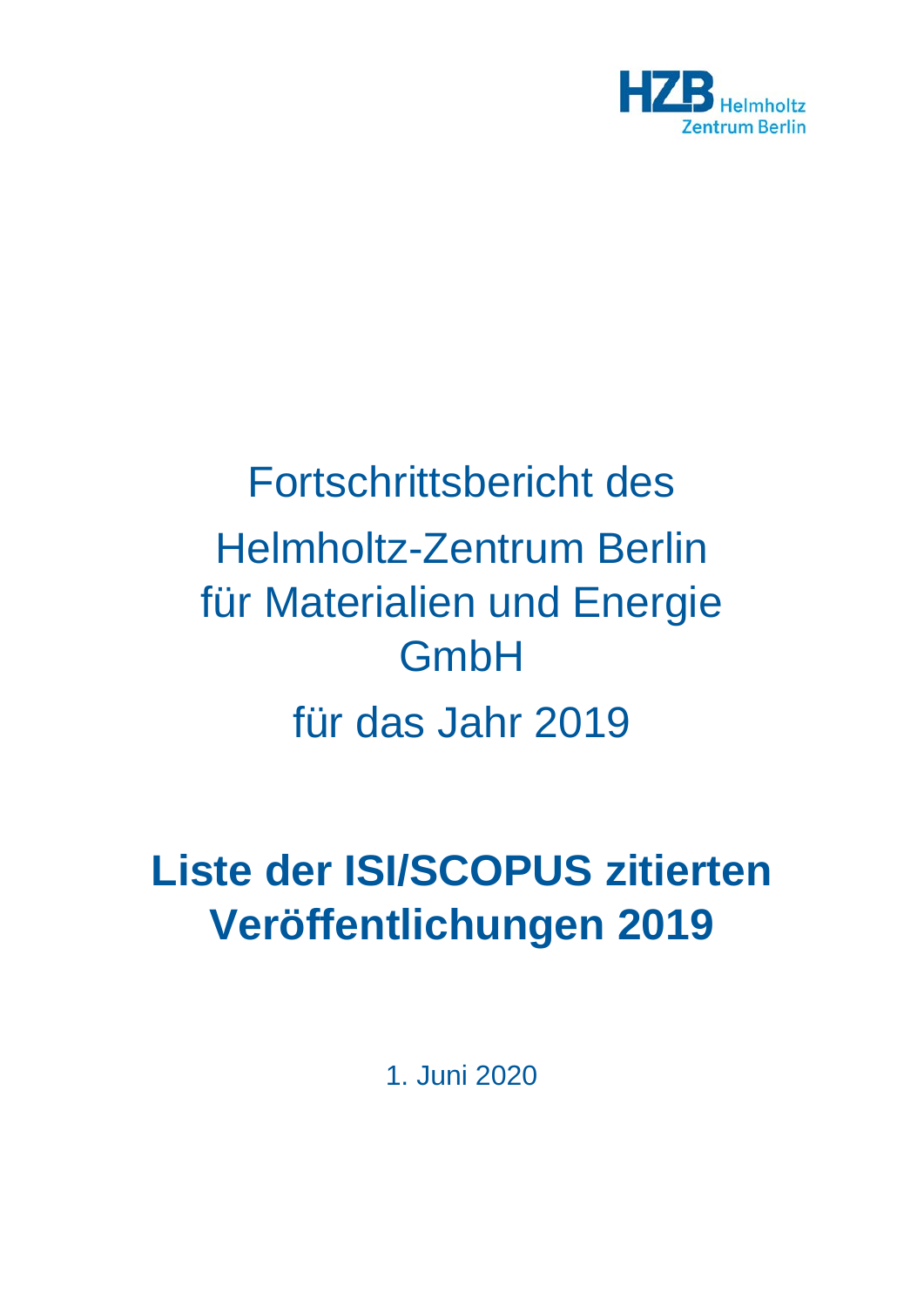HZB Helmholtz Zentrum Berlin

Fortschrittsbericht des

Helmholtz-Zentrum Berlin für Materialien und Energie GmbH

für das Jahr 2019

# Liste der ISI/SCOPUS zitierten Veröffentlichungen 2019

1. Juni 2020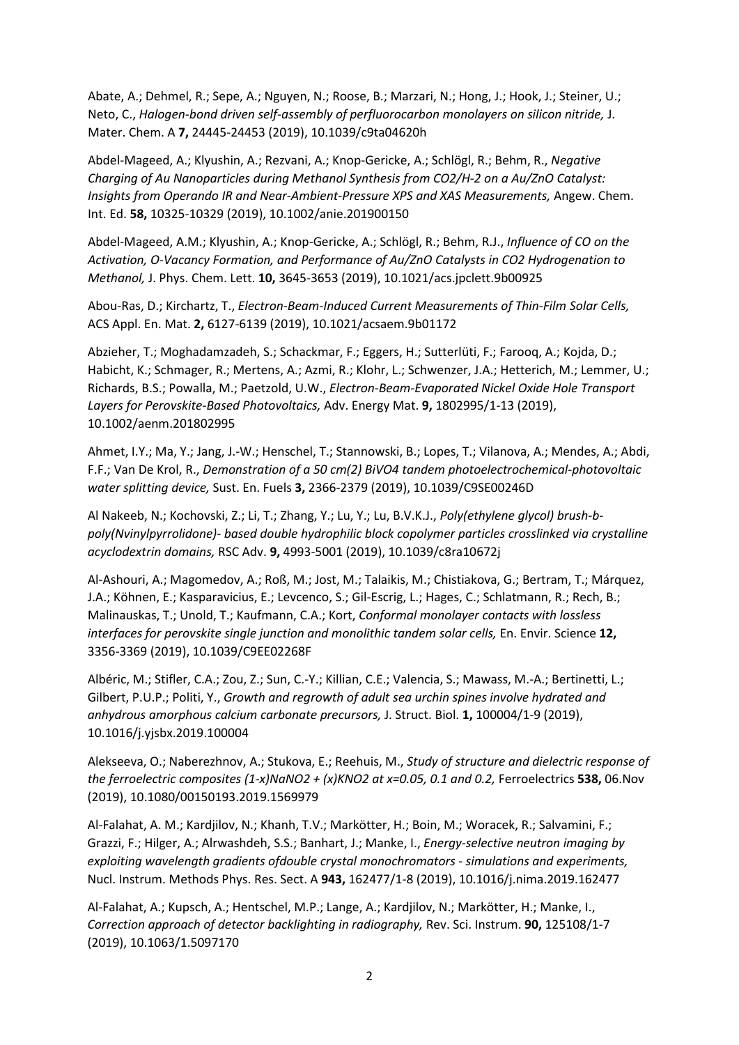Abate, A.; Dehmel, R.; Sepe, A.; Nguyen, N.; Roose, B.; Marzari, N.; Hong, J.; Hook, J.; Steiner, U.; Neto, C., *Halogen-bond driven self-assembly of perfluorocarbon monolayers on silicon nitride,* J. Mater. Chem. A **7,** 24445-24453 (2019), 10.1039/c9ta04620h

Abdel-Mageed, A.; Klyushin, A.; Rezvani, A.; Knop-Gericke, A.; Schlögl, R.; Behm, R., *Negative Charging of Au Nanoparticles during Methanol Synthesis from CO2/H-2 on a Au/ZnO Catalyst: Insights from Operando IR and Near-Ambient-Pressure XPS and XAS Measurements,* Angew. Chem. Int. Ed. **58,** 10325-10329 (2019), 10.1002/anie.201900150

Abdel-Mageed, A.M.; Klyushin, A.; Knop-Gericke, A.; Schlögl, R.; Behm, R.J., *Influence of CO on the Activation, O-Vacancy Formation, and Performance of Au/ZnO Catalysts in CO2 Hydrogenation to Methanol,* J. Phys. Chem. Lett. **10,** 3645-3653 (2019), 10.1021/acs.jpclett.9b00925

Abou-Ras, D.; Kirchartz, T., *Electron-Beam-Induced Current Measurements of Thin-Film Solar Cells,* ACS Appl. En. Mat. **2,** 6127-6139 (2019), 10.1021/acsaem.9b01172

Abzieher, T.; Moghadamzadeh, S.; Schackmar, F.; Eggers, H.; Sutterlüti, F.; Farooq, A.; Kojda, D.; Habicht, K.; Schmager, R.; Mertens, A.; Azmi, R.; Klohr, L.; Schwenzer, J.A.; Hetterich, M.; Lemmer, U.; Richards, B.S.; Powalla, M.; Paetzold, U.W., *Electron-Beam-Evaporated Nickel Oxide Hole Transport Layers for Perovskite-Based Photovoltaics,* Adv. Energy Mat. **9,** 1802995/1-13 (2019), 10.1002/aenm.201802995

Ahmet, I.Y.; Ma, Y.; Jang, J.-W.; Henschel, T.; Stannowski, B.; Lopes, T.; Vilanova, A.; Mendes, A.; Abdi, F.F.; Van De Krol, R., *Demonstration of a 50 cm(2) BiVO4 tandem photoelectrochemical-photovoltaic water splitting device,* Sust. En. Fuels **3,** 2366-2379 (2019), 10.1039/C9SE00246D

Al Nakeeb, N.; Kochovski, Z.; Li, T.; Zhang, Y.; Lu, Y.; Lu, B.V.K.J., *Poly(ethylene glycol) brush-b-poly(Nvinylpyrrolidone)- based double hydrophilic block copolymer particles crosslinked via crystalline acyclodextrin domains,* RSC Adv. **9,** 4993-5001 (2019), 10.1039/c8ra10672j

Al-Ashouri, A.; Magomedov, A.; Roß, M.; Jost, M.; Talaikis, M.; Chistiakova, G.; Bertram, T.; Márquez, J.A.; Köhnen, E.; Kasparavicius, E.; Levcenco, S.; Gil-Escrig, L.; Hages, C.; Schlatmann, R.; Rech, B.; Malinauskas, T.; Unold, T.; Kaufmann, C.A.; Kort, *Conformal monolayer contacts with lossless interfaces for perovskite single junction and monolithic tandem solar cells,* En. Envir. Science **12,** 3356-3369 (2019), 10.1039/C9EE02268F

Albéric, M.; Stifler, C.A.; Zou, Z.; Sun, C.-Y.; Killian, C.E.; Valencia, S.; Mawass, M.-A.; Bertinetti, L.; Gilbert, P.U.P.; Politi, Y., *Growth and regrowth of adult sea urchin spines involve hydrated and anhydrous amorphous calcium carbonate precursors,* J. Struct. Biol. **1,** 100004/1-9 (2019), 10.1016/j.yjsbx.2019.100004

Alekseeva, O.; Naberezhnov, A.; Stukova, E.; Reehuis, M., *Study of structure and dielectric response of the ferroelectric composites (1-x)NaNO2 + (x)KNO2 at x=0.05, 0.1 and 0.2,* Ferroelectrics **538,** 06.Nov (2019), 10.1080/00150193.2019.1569979

Al-Falahat, A. M.; Kardjilov, N.; Khanh, T.V.; Markötter, H.; Boin, M.; Woracek, R.; Salvamini, F.; Grazzi, F.; Hilger, A.; Alrwashdeh, S.S.; Banhart, J.; Manke, I., *Energy-selective neutron imaging by exploiting wavelength gradients ofdouble crystal monochromators - simulations and experiments,* Nucl. Instrum. Methods Phys. Res. Sect. A **943,** 162477/1-8 (2019), 10.1016/j.nima.2019.162477

Al-Falahat, A.; Kupsch, A.; Hentschel, M.P.; Lange, A.; Kardjilov, N.; Markötter, H.; Manke, I., *Correction approach of detector backlighting in radiography,* Rev. Sci. Instrum. **90,** 125108/1-7 (2019), 10.1063/1.5097170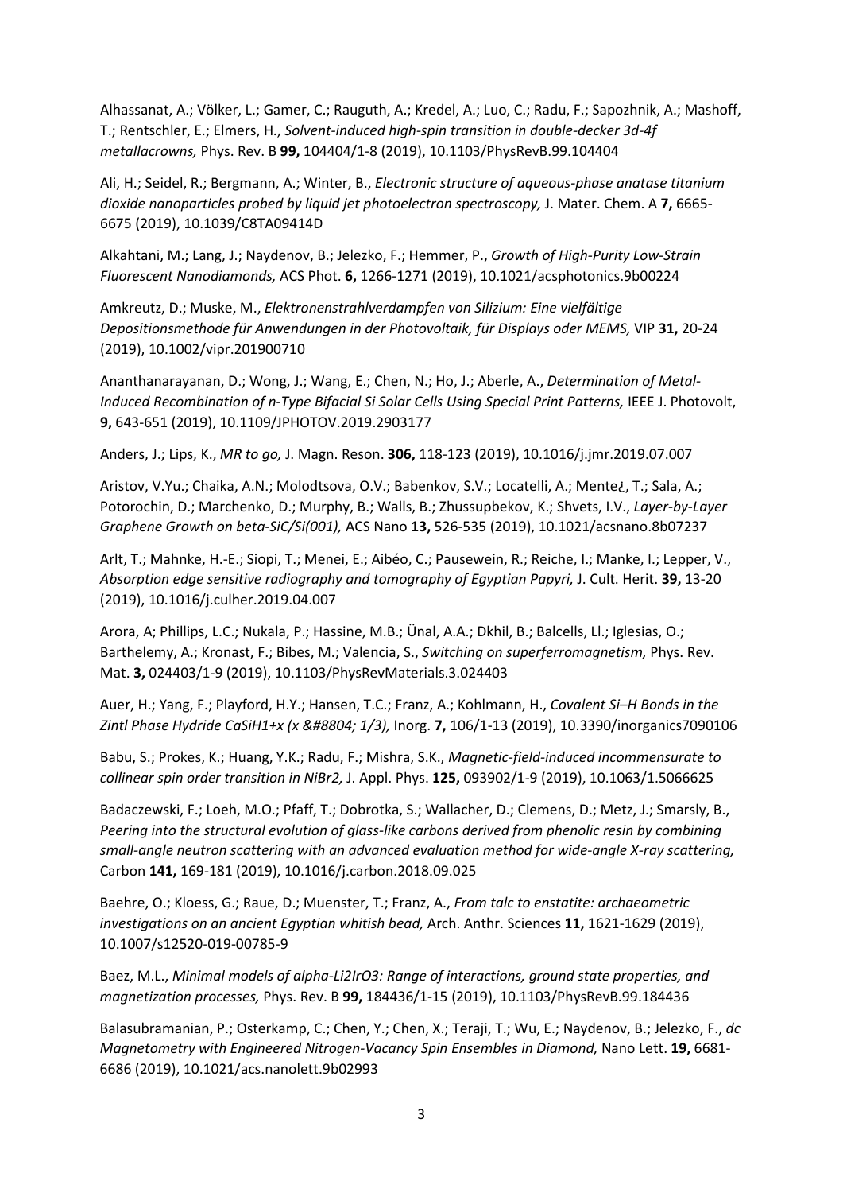Alhassanat, A.; Völker, L.; Gamer, C.; Rauguth, A.; Kredel, A.; Luo, C.; Radu, F.; Sapozhnik, A.; Mashoff, T.; Rentschler, E.; Elmers, H., *Solvent-induced high-spin transition in double-decker 3d-4f metallacrowns,* Phys. Rev. B **99,** 104404/1-8 (2019), 10.1103/PhysRevB.99.104404

Ali, H.; Seidel, R.; Bergmann, A.; Winter, B., *Electronic structure of aqueous-phase anatase titanium dioxide nanoparticles probed by liquid jet photoelectron spectroscopy,* J. Mater. Chem. A **7,** 6665-6675 (2019), 10.1039/C8TA09414D

Alkahtani, M.; Lang, J.; Naydenov, B.; Jelezko, F.; Hemmer, P., *Growth of High-Purity Low-Strain Fluorescent Nanodiamonds,* ACS Phot. **6,** 1266-1271 (2019), 10.1021/acsphotonics.9b00224

Amkreutz, D.; Muske, M., *Elektronenstrahlverdampfen von Silizium: Eine vielfältige Depositionsmethode für Anwendungen in der Photovoltaik, für Displays oder MEMS,* VIP **31,** 20-24 (2019), 10.1002/vipr.201900710

Ananthanarayanan, D.; Wong, J.; Wang, E.; Chen, N.; Ho, J.; Aberle, A., *Determination of Metal-Induced Recombination of n-Type Bifacial Si Solar Cells Using Special Print Patterns,* IEEE J. Photovolt, **9,** 643-651 (2019), 10.1109/JPHOTOV.2019.2903177

Anders, J.; Lips, K., *MR to go,* J. Magn. Reson. **306,** 118-123 (2019), 10.1016/j.jmr.2019.07.007

Aristov, V.Yu.; Chaika, A.N.; Molodtsova, O.V.; Babenkov, S.V.; Locatelli, A.; Mente¿, T.; Sala, A.; Potorochin, D.; Marchenko, D.; Murphy, B.; Walls, B.; Zhussupbekov, K.; Shvets, I.V., *Layer-by-Layer Graphene Growth on beta-SiC/Si(001),* ACS Nano **13,** 526-535 (2019), 10.1021/acsnano.8b07237

Arlt, T.; Mahnke, H.-E.; Siopi, T.; Menei, E.; Aibéo, C.; Pausewein, R.; Reiche, I.; Manke, I.; Lepper, V., *Absorption edge sensitive radiography and tomography of Egyptian Papyri,* J. Cult. Herit. **39,** 13-20 (2019), 10.1016/j.culher.2019.04.007

Arora, A; Phillips, L.C.; Nukala, P.; Hassine, M.B.; Ünal, A.A.; Dkhil, B.; Balcells, Ll.; Iglesias, O.; Barthelemy, A.; Kronast, F.; Bibes, M.; Valencia, S., *Switching on superferromagnetism,* Phys. Rev. Mat. **3,** 024403/1-9 (2019), 10.1103/PhysRevMaterials.3.024403

Auer, H.; Yang, F.; Playford, H.Y.; Hansen, T.C.; Franz, A.; Kohlmann, H., *Covalent Si–H Bonds in the Zintl Phase Hydride CaSiH1+x (x &#8804; 1/3),* Inorg. **7,** 106/1-13 (2019), 10.3390/inorganics7090106

Babu, S.; Prokes, K.; Huang, Y.K.; Radu, F.; Mishra, S.K., *Magnetic-field-induced incommensurate to collinear spin order transition in NiBr2,* J. Appl. Phys. **125,** 093902/1-9 (2019), 10.1063/1.5066625

Badaczewski, F.; Loeh, M.O.; Pfaff, T.; Dobrotka, S.; Wallacher, D.; Clemens, D.; Metz, J.; Smarsly, B., *Peering into the structural evolution of glass-like carbons derived from phenolic resin by combining small-angle neutron scattering with an advanced evaluation method for wide-angle X-ray scattering,* Carbon **141,** 169-181 (2019), 10.1016/j.carbon.2018.09.025

Baehre, O.; Kloess, G.; Raue, D.; Muenster, T.; Franz, A., *From talc to enstatite: archaeometric investigations on an ancient Egyptian whitish bead,* Arch. Anthr. Sciences **11,** 1621-1629 (2019), 10.1007/s12520-019-00785-9

Baez, M.L., *Minimal models of alpha-Li2IrO3: Range of interactions, ground state properties, and magnetization processes,* Phys. Rev. B **99,** 184436/1-15 (2019), 10.1103/PhysRevB.99.184436

Balasubramanian, P.; Osterkamp, C.; Chen, Y.; Chen, X.; Teraji, T.; Wu, E.; Naydenov, B.; Jelezko, F., *dc Magnetometry with Engineered Nitrogen-Vacancy Spin Ensembles in Diamond,* Nano Lett. **19,** 6681-6686 (2019), 10.1021/acs.nanolett.9b02993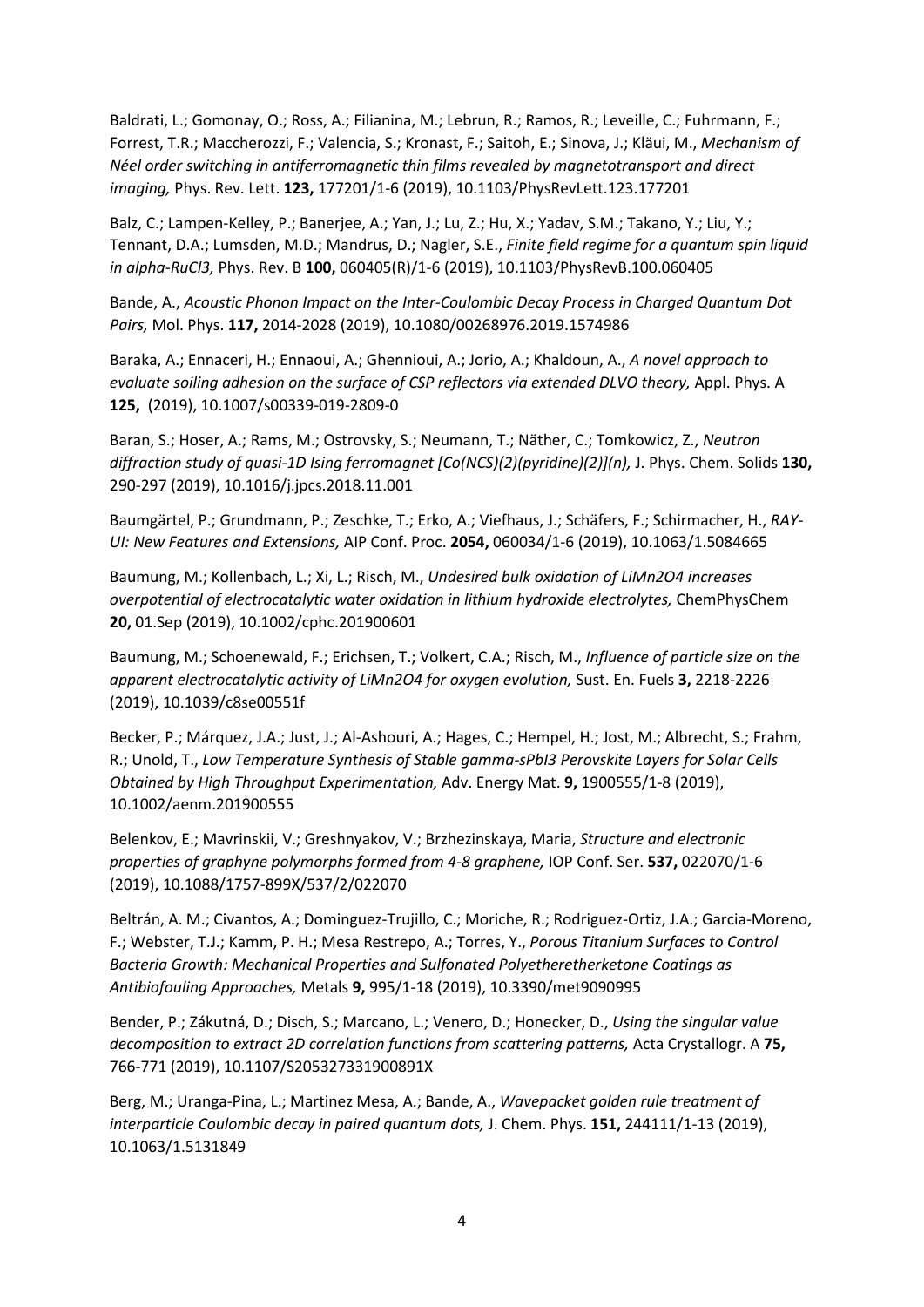Baldrati, L.; Gomonay, O.; Ross, A.; Filianina, M.; Lebrun, R.; Ramos, R.; Leveille, C.; Fuhrmann, F.; Forrest, T.R.; Maccherozzi, F.; Valencia, S.; Kronast, F.; Saitoh, E.; Sinova, J.; Kläui, M., *Mechanism of Néel order switching in antiferromagnetic thin films revealed by magnetotransport and direct imaging,* Phys. Rev. Lett. **123,** 177201/1-6 (2019), 10.1103/PhysRevLett.123.177201

Balz, C.; Lampen-Kelley, P.; Banerjee, A.; Yan, J.; Lu, Z.; Hu, X.; Yadav, S.M.; Takano, Y.; Liu, Y.; Tennant, D.A.; Lumsden, M.D.; Mandrus, D.; Nagler, S.E., *Finite field regime for a quantum spin liquid in alpha-RuCl3,* Phys. Rev. B **100,** 060405(R)/1-6 (2019), 10.1103/PhysRevB.100.060405

Bande, A., *Acoustic Phonon Impact on the Inter-Coulombic Decay Process in Charged Quantum Dot Pairs,* Mol. Phys. **117,** 2014-2028 (2019), 10.1080/00268976.2019.1574986

Baraka, A.; Ennaceri, H.; Ennaoui, A.; Ghennioui, A.; Jorio, A.; Khaldoun, A., *A novel approach to evaluate soiling adhesion on the surface of CSP reflectors via extended DLVO theory,* Appl. Phys. A **125,** (2019), 10.1007/s00339-019-2809-0

Baran, S.; Hoser, A.; Rams, M.; Ostrovsky, S.; Neumann, T.; Näther, C.; Tomkowicz, Z., *Neutron diffraction study of quasi-1D Ising ferromagnet [Co(NCS)(2)(pyridine)(2)](n),* J. Phys. Chem. Solids **130,** 290-297 (2019), 10.1016/j.jpcs.2018.11.001

Baumgärtel, P.; Grundmann, P.; Zeschke, T.; Erko, A.; Viefhaus, J.; Schäfers, F.; Schirmacher, H., *RAY-UI: New Features and Extensions,* AIP Conf. Proc. **2054,** 060034/1-6 (2019), 10.1063/1.5084665

Baumung, M.; Kollenbach, L.; Xi, L.; Risch, M., *Undesired bulk oxidation of LiMn2O4 increases overpotential of electrocatalytic water oxidation in lithium hydroxide electrolytes,* ChemPhysChem **20,** 01.Sep (2019), 10.1002/cphc.201900601

Baumung, M.; Schoenewald, F.; Erichsen, T.; Volkert, C.A.; Risch, M., *Influence of particle size on the apparent electrocatalytic activity of LiMn2O4 for oxygen evolution,* Sust. En. Fuels **3,** 2218-2226 (2019), 10.1039/c8se00551f

Becker, P.; Márquez, J.A.; Just, J.; Al-Ashouri, A.; Hages, C.; Hempel, H.; Jost, M.; Albrecht, S.; Frahm, R.; Unold, T., *Low Temperature Synthesis of Stable gamma-sPbI3 Perovskite Layers for Solar Cells Obtained by High Throughput Experimentation,* Adv. Energy Mat. **9,** 1900555/1-8 (2019), 10.1002/aenm.201900555

Belenkov, E.; Mavrinskii, V.; Greshnyakov, V.; Brzhezinskaya, Maria, *Structure and electronic properties of graphyne polymorphs formed from 4-8 graphene,* IOP Conf. Ser. **537,** 022070/1-6 (2019), 10.1088/1757-899X/537/2/022070

Beltrán, A. M.; Civantos, A.; Dominguez-Trujillo, C.; Moriche, R.; Rodriguez-Ortiz, J.A.; Garcia-Moreno, F.; Webster, T.J.; Kamm, P. H.; Mesa Restrepo, A.; Torres, Y., *Porous Titanium Surfaces to Control Bacteria Growth: Mechanical Properties and Sulfonated Polyetheretherketone Coatings as Antibiofouling Approaches,* Metals **9,** 995/1-18 (2019), 10.3390/met9090995

Bender, P.; Zákutná, D.; Disch, S.; Marcano, L.; Venero, D.; Honecker, D., *Using the singular value decomposition to extract 2D correlation functions from scattering patterns,* Acta Crystallogr. A **75,** 766-771 (2019), 10.1107/S205327331900891X

Berg, M.; Uranga-Pina, L.; Martinez Mesa, A.; Bande, A., *Wavepacket golden rule treatment of interparticle Coulombic decay in paired quantum dots,* J. Chem. Phys. **151,** 244111/1-13 (2019), 10.1063/1.5131849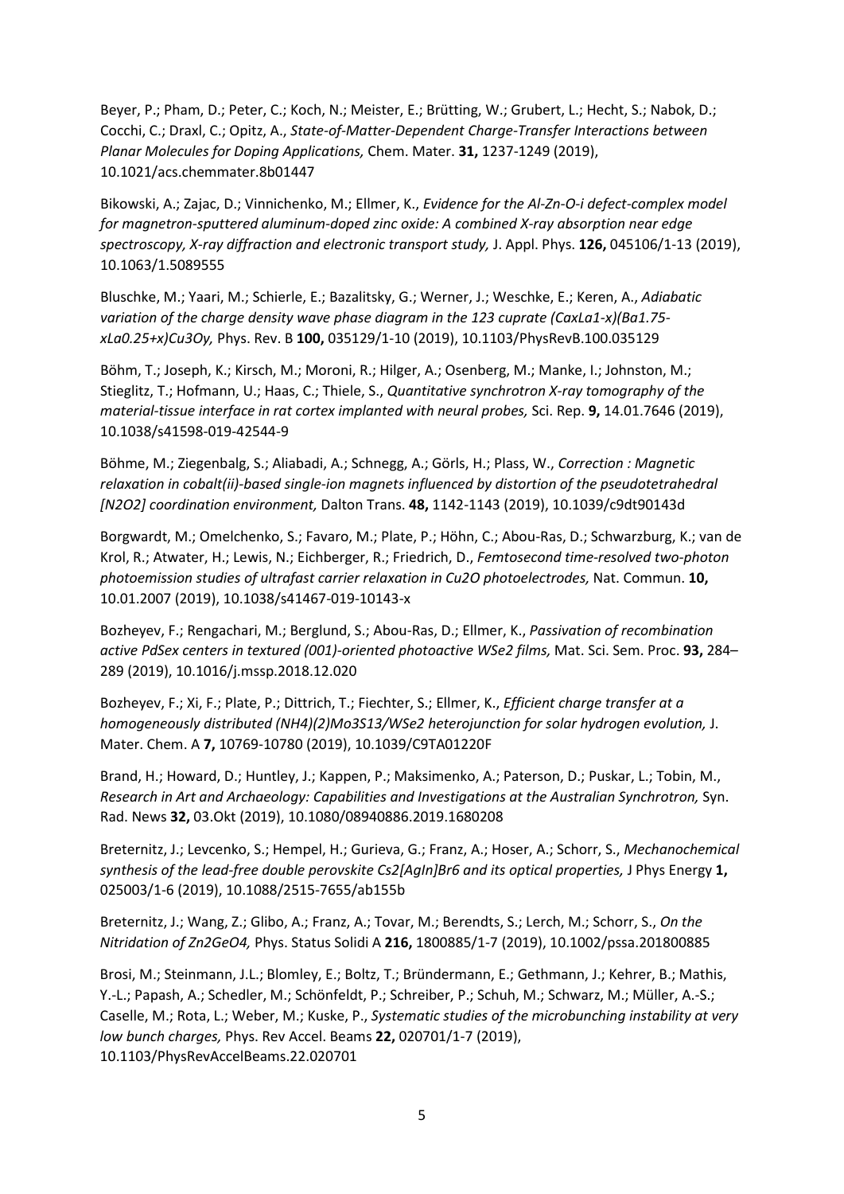Beyer, P.; Pham, D.; Peter, C.; Koch, N.; Meister, E.; Brütting, W.; Grubert, L.; Hecht, S.; Nabok, D.; Cocchi, C.; Draxl, C.; Opitz, A., *State-of-Matter-Dependent Charge-Transfer Interactions between Planar Molecules for Doping Applications,* Chem. Mater. **31,** 1237-1249 (2019), 10.1021/acs.chemmater.8b01447

Bikowski, A.; Zajac, D.; Vinnichenko, M.; Ellmer, K., *Evidence for the Al-Zn-O-i defect-complex model for magnetron-sputtered aluminum-doped zinc oxide: A combined X-ray absorption near edge spectroscopy, X-ray diffraction and electronic transport study,* J. Appl. Phys. **126,** 045106/1-13 (2019), 10.1063/1.5089555

Bluschke, M.; Yaari, M.; Schierle, E.; Bazalitsky, G.; Werner, J.; Weschke, E.; Keren, A., *Adiabatic variation of the charge density wave phase diagram in the 123 cuprate (CaxLa1-x)(Ba1.75-xLa0.25+x)Cu3Oy,* Phys. Rev. B **100,** 035129/1-10 (2019), 10.1103/PhysRevB.100.035129

Böhm, T.; Joseph, K.; Kirsch, M.; Moroni, R.; Hilger, A.; Osenberg, M.; Manke, I.; Johnston, M.; Stieglitz, T.; Hofmann, U.; Haas, C.; Thiele, S., *Quantitative synchrotron X-ray tomography of the material-tissue interface in rat cortex implanted with neural probes,* Sci. Rep. **9,** 14.01.7646 (2019), 10.1038/s41598-019-42544-9

Böhme, M.; Ziegenbalg, S.; Aliabadi, A.; Schnegg, A.; Görls, H.; Plass, W., *Correction : Magnetic relaxation in cobalt(ii)-based single-ion magnets influenced by distortion of the pseudotetrahedral [N2O2] coordination environment,* Dalton Trans. **48,** 1142-1143 (2019), 10.1039/c9dt90143d

Borgwardt, M.; Omelchenko, S.; Favaro, M.; Plate, P.; Höhn, C.; Abou-Ras, D.; Schwarzburg, K.; van de Krol, R.; Atwater, H.; Lewis, N.; Eichberger, R.; Friedrich, D., *Femtosecond time-resolved two-photon photoemission studies of ultrafast carrier relaxation in Cu2O photoelectrodes,* Nat. Commun. **10,** 10.01.2007 (2019), 10.1038/s41467-019-10143-x

Bozheyev, F.; Rengachari, M.; Berglund, S.; Abou-Ras, D.; Ellmer, K., *Passivation of recombination active PdSex centers in textured (001)-oriented photoactive WSe2 films,* Mat. Sci. Sem. Proc. **93,** 284–289 (2019), 10.1016/j.mssp.2018.12.020

Bozheyev, F.; Xi, F.; Plate, P.; Dittrich, T.; Fiechter, S.; Ellmer, K., *Efficient charge transfer at a homogeneously distributed (NH4)(2)Mo3S13/WSe2 heterojunction for solar hydrogen evolution,* J. Mater. Chem. A **7,** 10769-10780 (2019), 10.1039/C9TA01220F

Brand, H.; Howard, D.; Huntley, J.; Kappen, P.; Maksimenko, A.; Paterson, D.; Puskar, L.; Tobin, M., *Research in Art and Archaeology: Capabilities and Investigations at the Australian Synchrotron,* Syn. Rad. News **32,** 03.Okt (2019), 10.1080/08940886.2019.1680208

Breternitz, J.; Levcenko, S.; Hempel, H.; Gurieva, G.; Franz, A.; Hoser, A.; Schorr, S., *Mechanochemical synthesis of the lead-free double perovskite Cs2[AgIn]Br6 and its optical properties,* J Phys Energy **1,** 025003/1-6 (2019), 10.1088/2515-7655/ab155b

Breternitz, J.; Wang, Z.; Glibo, A.; Franz, A.; Tovar, M.; Berendts, S.; Lerch, M.; Schorr, S., *On the Nitridation of Zn2GeO4,* Phys. Status Solidi A **216,** 1800885/1-7 (2019), 10.1002/pssa.201800885

Brosi, M.; Steinmann, J.L.; Blomley, E.; Boltz, T.; Bründermann, E.; Gethmann, J.; Kehrer, B.; Mathis, Y.-L.; Papash, A.; Schedler, M.; Schönfeldt, P.; Schreiber, P.; Schuh, M.; Schwarz, M.; Müller, A.-S.; Caselle, M.; Rota, L.; Weber, M.; Kuske, P., *Systematic studies of the microbunching instability at very low bunch charges,* Phys. Rev Accel. Beams **22,** 020701/1-7 (2019), 10.1103/PhysRevAccelBeams.22.020701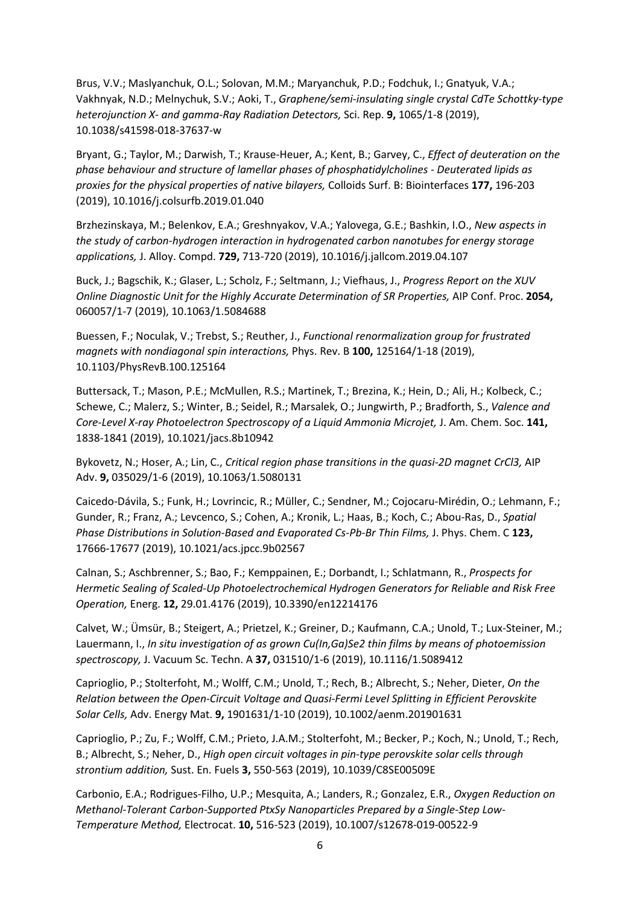Brus, V.V.; Maslyanchuk, O.L.; Solovan, M.M.; Maryanchuk, P.D.; Fodchuk, I.; Gnatyuk, V.A.; Vakhnyak, N.D.; Melnychuk, S.V.; Aoki, T., *Graphene/semi-insulating single crystal CdTe Schottky-type heterojunction X- and gamma-Ray Radiation Detectors,* Sci. Rep. **9,** 1065/1-8 (2019), 10.1038/s41598-018-37637-w

Bryant, G.; Taylor, M.; Darwish, T.; Krause-Heuer, A.; Kent, B.; Garvey, C., *Effect of deuteration on the phase behaviour and structure of lamellar phases of phosphatidylcholines - Deuterated lipids as proxies for the physical properties of native bilayers,* Colloids Surf. B: Biointerfaces **177,** 196-203 (2019), 10.1016/j.colsurfb.2019.01.040

Brzhezinskaya, M.; Belenkov, E.A.; Greshnyakov, V.A.; Yalovega, G.E.; Bashkin, I.O., *New aspects in the study of carbon-hydrogen interaction in hydrogenated carbon nanotubes for energy storage applications,* J. Alloy. Compd. **729,** 713-720 (2019), 10.1016/j.jallcom.2019.04.107

Buck, J.; Bagschik, K.; Glaser, L.; Scholz, F.; Seltmann, J.; Viefhaus, J., *Progress Report on the XUV Online Diagnostic Unit for the Highly Accurate Determination of SR Properties,* AIP Conf. Proc. **2054,** 060057/1-7 (2019), 10.1063/1.5084688

Buessen, F.; Noculak, V.; Trebst, S.; Reuther, J., *Functional renormalization group for frustrated magnets with nondiagonal spin interactions,* Phys. Rev. B **100,** 125164/1-18 (2019), 10.1103/PhysRevB.100.125164

Buttersack, T.; Mason, P.E.; McMullen, R.S.; Martinek, T.; Brezina, K.; Hein, D.; Ali, H.; Kolbeck, C.; Schewe, C.; Malerz, S.; Winter, B.; Seidel, R.; Marsalek, O.; Jungwirth, P.; Bradforth, S., *Valence and Core-Level X-ray Photoelectron Spectroscopy of a Liquid Ammonia Microjet,* J. Am. Chem. Soc. **141,** 1838-1841 (2019), 10.1021/jacs.8b10942

Bykovetz, N.; Hoser, A.; Lin, C., *Critical region phase transitions in the quasi-2D magnet CrCl3,* AIP Adv. **9,** 035029/1-6 (2019), 10.1063/1.5080131

Caicedo-Dávila, S.; Funk, H.; Lovrincic, R.; Müller, C.; Sendner, M.; Cojocaru-Mirédin, O.; Lehmann, F.; Gunder, R.; Franz, A.; Levcenco, S.; Cohen, A.; Kronik, L.; Haas, B.; Koch, C.; Abou-Ras, D., *Spatial Phase Distributions in Solution-Based and Evaporated Cs-Pb-Br Thin Films,* J. Phys. Chem. C **123,** 17666-17677 (2019), 10.1021/acs.jpcc.9b02567

Calnan, S.; Aschbrenner, S.; Bao, F.; Kemppainen, E.; Dorbandt, I.; Schlatmann, R., *Prospects for Hermetic Sealing of Scaled-Up Photoelectrochemical Hydrogen Generators for Reliable and Risk Free Operation,* Energ. **12,** 29.01.4176 (2019), 10.3390/en12214176

Calvet, W.; Ümsür, B.; Steigert, A.; Prietzel, K.; Greiner, D.; Kaufmann, C.A.; Unold, T.; Lux-Steiner, M.; Lauermann, I., *In situ investigation of as grown Cu(In,Ga)Se2 thin films by means of photoemission spectroscopy,* J. Vacuum Sc. Techn. A **37,** 031510/1-6 (2019), 10.1116/1.5089412

Caprioglio, P.; Stolterfoht, M.; Wolff, C.M.; Unold, T.; Rech, B.; Albrecht, S.; Neher, Dieter, *On the Relation between the Open-Circuit Voltage and Quasi-Fermi Level Splitting in Efficient Perovskite Solar Cells,* Adv. Energy Mat. **9,** 1901631/1-10 (2019), 10.1002/aenm.201901631

Caprioglio, P.; Zu, F.; Wolff, C.M.; Prieto, J.A.M.; Stolterfoht, M.; Becker, P.; Koch, N.; Unold, T.; Rech, B.; Albrecht, S.; Neher, D., *High open circuit voltages in pin-type perovskite solar cells through strontium addition,* Sust. En. Fuels **3,** 550-563 (2019), 10.1039/C8SE00509E

Carbonio, E.A.; Rodrigues-Filho, U.P.; Mesquita, A.; Landers, R.; Gonzalez, E.R., *Oxygen Reduction on Methanol-Tolerant Carbon-Supported PtxSy Nanoparticles Prepared by a Single-Step Low-Temperature Method,* Electrocat. **10,** 516-523 (2019), 10.1007/s12678-019-00522-9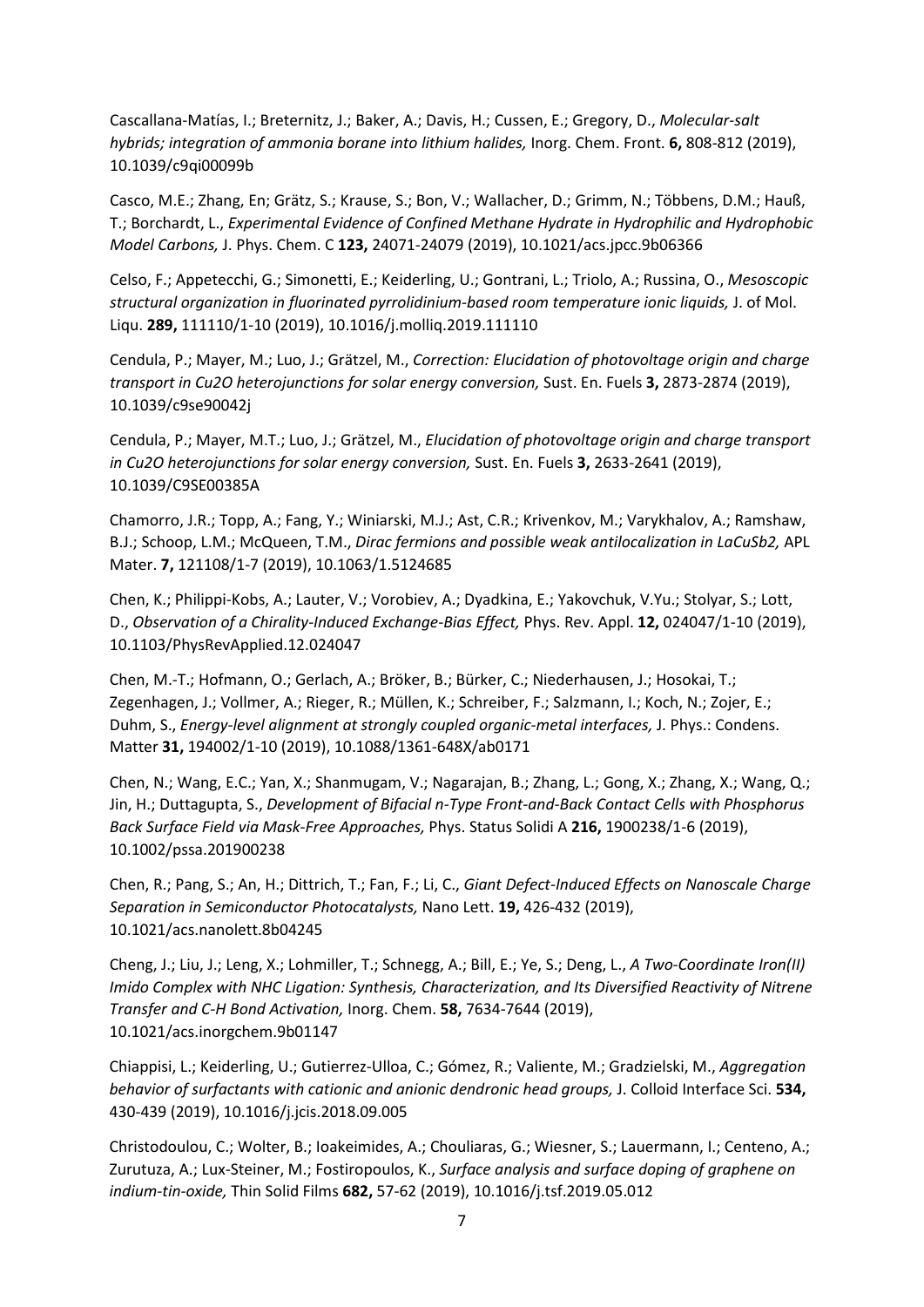Cascallana-Matías, I.; Breternitz, J.; Baker, A.; Davis, H.; Cussen, E.; Gregory, D., *Molecular-salt hybrids; integration of ammonia borane into lithium halides,* Inorg. Chem. Front. **6,** 808-812 (2019), 10.1039/c9qi00099b

Casco, M.E.; Zhang, En; Grätz, S.; Krause, S.; Bon, V.; Wallacher, D.; Grimm, N.; Többens, D.M.; Hauß, T.; Borchardt, L., *Experimental Evidence of Confined Methane Hydrate in Hydrophilic and Hydrophobic Model Carbons,* J. Phys. Chem. C **123,** 24071-24079 (2019), 10.1021/acs.jpcc.9b06366

Celso, F.; Appetecchi, G.; Simonetti, E.; Keiderling, U.; Gontrani, L.; Triolo, A.; Russina, O., *Mesoscopic structural organization in fluorinated pyrrolidinium-based room temperature ionic liquids,* J. of Mol. Liqu. **289,** 111110/1-10 (2019), 10.1016/j.molliq.2019.111110

Cendula, P.; Mayer, M.; Luo, J.; Grätzel, M., *Correction: Elucidation of photovoltage origin and charge transport in Cu2O heterojunctions for solar energy conversion,* Sust. En. Fuels **3,** 2873-2874 (2019), 10.1039/c9se90042j

Cendula, P.; Mayer, M.T.; Luo, J.; Grätzel, M., *Elucidation of photovoltage origin and charge transport in Cu2O heterojunctions for solar energy conversion,* Sust. En. Fuels **3,** 2633-2641 (2019), 10.1039/C9SE00385A

Chamorro, J.R.; Topp, A.; Fang, Y.; Winiarski, M.J.; Ast, C.R.; Krivenkov, M.; Varykhalov, A.; Ramshaw, B.J.; Schoop, L.M.; McQueen, T.M., *Dirac fermions and possible weak antilocalization in LaCuSb2,* APL Mater. **7,** 121108/1-7 (2019), 10.1063/1.5124685

Chen, K.; Philippi-Kobs, A.; Lauter, V.; Vorobiev, A.; Dyadkina, E.; Yakovchuk, V.Yu.; Stolyar, S.; Lott, D., *Observation of a Chirality-Induced Exchange-Bias Effect,* Phys. Rev. Appl. **12,** 024047/1-10 (2019), 10.1103/PhysRevApplied.12.024047

Chen, M.-T.; Hofmann, O.; Gerlach, A.; Bröker, B.; Bürker, C.; Niederhausen, J.; Hosokai, T.; Zegenhagen, J.; Vollmer, A.; Rieger, R.; Müllen, K.; Schreiber, F.; Salzmann, I.; Koch, N.; Zojer, E.; Duhm, S., *Energy-level alignment at strongly coupled organic-metal interfaces,* J. Phys.: Condens. Matter **31,** 194002/1-10 (2019), 10.1088/1361-648X/ab0171

Chen, N.; Wang, E.C.; Yan, X.; Shanmugam, V.; Nagarajan, B.; Zhang, L.; Gong, X.; Zhang, X.; Wang, Q.; Jin, H.; Duttagupta, S., *Development of Bifacial n-Type Front-and-Back Contact Cells with Phosphorus Back Surface Field via Mask-Free Approaches,* Phys. Status Solidi A **216,** 1900238/1-6 (2019), 10.1002/pssa.201900238

Chen, R.; Pang, S.; An, H.; Dittrich, T.; Fan, F.; Li, C., *Giant Defect-Induced Effects on Nanoscale Charge Separation in Semiconductor Photocatalysts,* Nano Lett. **19,** 426-432 (2019), 10.1021/acs.nanolett.8b04245

Cheng, J.; Liu, J.; Leng, X.; Lohmiller, T.; Schnegg, A.; Bill, E.; Ye, S.; Deng, L., *A Two-Coordinate Iron(II) Imido Complex with NHC Ligation: Synthesis, Characterization, and Its Diversified Reactivity of Nitrene Transfer and C-H Bond Activation,* Inorg. Chem. **58,** 7634-7644 (2019), 10.1021/acs.inorgchem.9b01147

Chiappisi, L.; Keiderling, U.; Gutierrez-Ulloa, C.; Gómez, R.; Valiente, M.; Gradzielski, M., *Aggregation behavior of surfactants with cationic and anionic dendronic head groups,* J. Colloid Interface Sci. **534,** 430-439 (2019), 10.1016/j.jcis.2018.09.005

Christodoulou, C.; Wolter, B.; Ioakeimides, A.; Chouliaras, G.; Wiesner, S.; Lauermann, I.; Centeno, A.; Zurutuza, A.; Lux-Steiner, M.; Fostiropoulos, K., *Surface analysis and surface doping of graphene on indium-tin-oxide,* Thin Solid Films **682,** 57-62 (2019), 10.1016/j.tsf.2019.05.012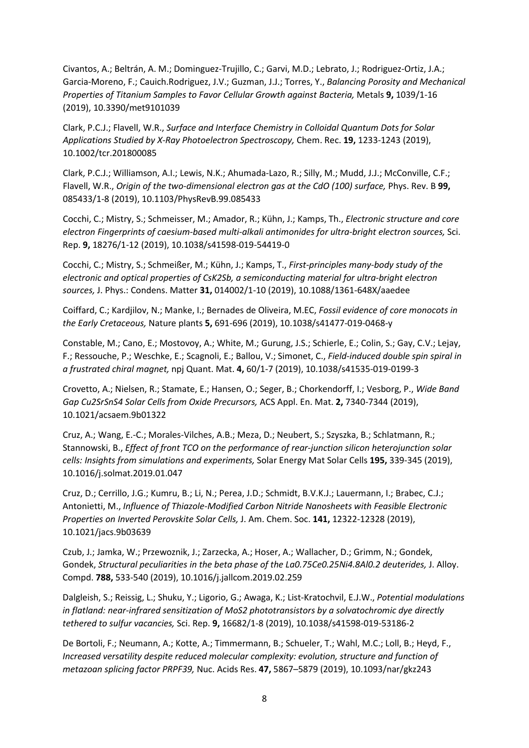Civantos, A.; Beltrán, A. M.; Dominguez-Trujillo, C.; Garvi, M.D.; Lebrato, J.; Rodriguez-Ortiz, J.A.; Garcia-Moreno, F.; Cauich.Rodriguez, J.V.; Guzman, J.J.; Torres, Y., *Balancing Porosity and Mechanical Properties of Titanium Samples to Favor Cellular Growth against Bacteria,* Metals **9,** 1039/1-16 (2019), 10.3390/met9101039

Clark, P.C.J.; Flavell, W.R., *Surface and Interface Chemistry in Colloidal Quantum Dots for Solar Applications Studied by X-Ray Photoelectron Spectroscopy,* Chem. Rec. **19,** 1233-1243 (2019), 10.1002/tcr.201800085

Clark, P.C.J.; Williamson, A.I.; Lewis, N.K.; Ahumada-Lazo, R.; Silly, M.; Mudd, J.J.; McConville, C.F.; Flavell, W.R., *Origin of the two-dimensional electron gas at the CdO (100) surface,* Phys. Rev. B **99,** 085433/1-8 (2019), 10.1103/PhysRevB.99.085433

Cocchi, C.; Mistry, S.; Schmeisser, M.; Amador, R.; Kühn, J.; Kamps, Th., *Electronic structure and core electron Fingerprints of caesium-based multi-alkali antimonides for ultra-bright electron sources,* Sci. Rep. **9,** 18276/1-12 (2019), 10.1038/s41598-019-54419-0

Cocchi, C.; Mistry, S.; Schmeißer, M.; Kühn, J.; Kamps, T., *First-principles many-body study of the electronic and optical properties of $CsK_2Sb$, a semiconducting material for ultra-bright electron sources,* J. Phys.: Condens. Matter **31,** 014002/1-10 (2019), 10.1088/1361-648X/aaedee

Coiffard, C.; Kardjilov, N.; Manke, I.; Bernades de Oliveira, M.EC, *Fossil evidence of core monocots in the Early Cretaceous,* Nature plants **5,** 691-696 (2019), 10.1038/s41477-019-0468-y

Constable, M.; Cano, E.; Mostovoy, A.; White, M.; Gurung, J.S.; Schierle, E.; Colin, S.; Gay, C.V.; Lejay, F.; Ressouche, P.; Weschke, E.; Scagnoli, E.; Ballou, V.; Simonet, C., *Field-induced double spin spiral in a frustrated chiral magnet,* npj Quant. Mat. **4,** 60/1-7 (2019), 10.1038/s41535-019-0199-3

Crovetto, A.; Nielsen, R.; Stamate, E.; Hansen, O.; Seger, B.; Chorkendorff, I.; Vesborg, P., *Wide Band Gap $Cu_2SrSnS_4$ Solar Cells from Oxide Precursors,* ACS Appl. En. Mat. **2,** 7340-7344 (2019), 10.1021/acsaem.9b01322

Cruz, A.; Wang, E.-C.; Morales-Vilches, A.B.; Meza, D.; Neubert, S.; Szyszka, B.; Schlatmann, R.; Stannowski, B., *Effect of front TCO on the performance of rear-junction silicon heterojunction solar cells: Insights from simulations and experiments,* Solar Energy Mat Solar Cells **195,** 339-345 (2019), 10.1016/j.solmat.2019.01.047

Cruz, D.; Cerrillo, J.G.; Kumru, B.; Li, N.; Perea, J.D.; Schmidt, B.V.K.J.; Lauermann, I.; Brabec, C.J.; Antonietti, M., *Influence of Thiazole-Modified Carbon Nitride Nanosheets with Feasible Electronic Properties on Inverted Perovskite Solar Cells,* J. Am. Chem. Soc. **141,** 12322-12328 (2019), 10.1021/jacs.9b03639

Czub, J.; Jamka, W.; Przewoznik, J.; Zarzecka, A.; Hoser, A.; Wallacher, D.; Grimm, N.; Gondek, Gondek, *Structural peculiarities in the beta phase of the $La_{0.75}Ce_{0.25}Ni_{4.8}Al_{0.2}$ deuterides,* J. Alloy. Compd. **788,** 533-540 (2019), 10.1016/j.jallcom.2019.02.259

Dalgleish, S.; Reissig, L.; Shuku, Y.; Ligorio, G.; Awaga, K.; List-Kratochvil, E.J.W., *Potential modulations in flatland: near-infrared sensitization of $MoS_2$ phototransistors by a solvatochromic dye directly tethered to sulfur vacancies,* Sci. Rep. **9,** 16682/1-8 (2019), 10.1038/s41598-019-53186-2

De Bortoli, F.; Neumann, A.; Kotte, A.; Timmermann, B.; Schueler, T.; Wahl, M.C.; Loll, B.; Heyd, F., *Increased versatility despite reduced molecular complexity: evolution, structure and function of metazoan splicing factor PRPF39,* Nuc. Acids Res. **47,** 5867–5879 (2019), 10.1093/nar/gkz243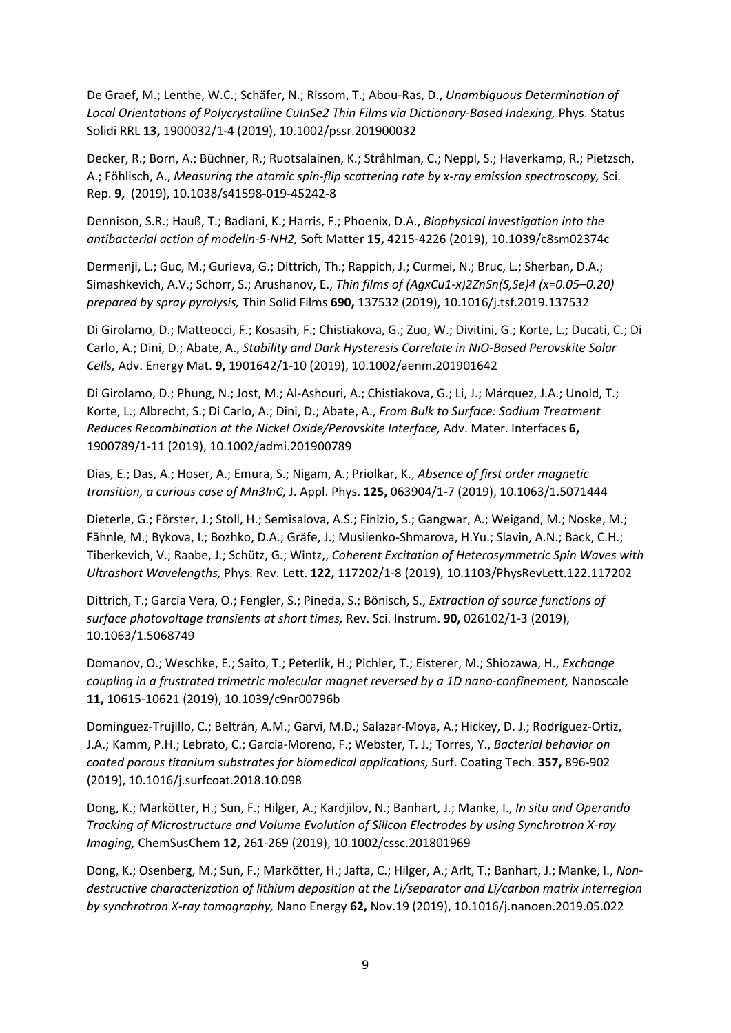De Graef, M.; Lenthe, W.C.; Schäfer, N.; Rissom, T.; Abou-Ras, D., *Unambiguous Determination of Local Orientations of Polycrystalline CuInSe2 Thin Films via Dictionary-Based Indexing,* Phys. Status Solidi RRL **13,** 1900032/1-4 (2019), 10.1002/pssr.201900032

Decker, R.; Born, A.; Büchner, R.; Ruotsalainen, K.; Stråhlman, C.; Neppl, S.; Haverkamp, R.; Pietzsch, A.; Föhlisch, A., *Measuring the atomic spin-flip scattering rate by x-ray emission spectroscopy,* Sci. Rep. **9,** (2019), 10.1038/s41598-019-45242-8

Dennison, S.R.; Hauß, T.; Badiani, K.; Harris, F.; Phoenix, D.A., *Biophysical investigation into the antibacterial action of modelin-5-NH2,* Soft Matter **15,** 4215-4226 (2019), 10.1039/c8sm02374c

Dermenji, L.; Guc, M.; Gurieva, G.; Dittrich, Th.; Rappich, J.; Curmei, N.; Bruc, L.; Sherban, D.A.; Simashkevich, A.V.; Schorr, S.; Arushanov, E., *Thin films of (AgxCu1-x)2ZnSn(S,Se)4 (x=0.05–0.20) prepared by spray pyrolysis,* Thin Solid Films **690,** 137532 (2019), 10.1016/j.tsf.2019.137532

Di Girolamo, D.; Matteocci, F.; Kosasih, F.; Chistiakova, G.; Zuo, W.; Divitini, G.; Korte, L.; Ducati, C.; Di Carlo, A.; Dini, D.; Abate, A., *Stability and Dark Hysteresis Correlate in NiO-Based Perovskite Solar Cells,* Adv. Energy Mat. **9,** 1901642/1-10 (2019), 10.1002/aenm.201901642

Di Girolamo, D.; Phung, N.; Jost, M.; Al-Ashouri, A.; Chistiakova, G.; Li, J.; Márquez, J.A.; Unold, T.; Korte, L.; Albrecht, S.; Di Carlo, A.; Dini, D.; Abate, A., *From Bulk to Surface: Sodium Treatment Reduces Recombination at the Nickel Oxide/Perovskite Interface,* Adv. Mater. Interfaces **6,** 1900789/1-11 (2019), 10.1002/admi.201900789

Dias, E.; Das, A.; Hoser, A.; Emura, S.; Nigam, A.; Priolkar, K., *Absence of first order magnetic transition, a curious case of Mn3InC,* J. Appl. Phys. **125,** 063904/1-7 (2019), 10.1063/1.5071444

Dieterle, G.; Förster, J.; Stoll, H.; Semisalova, A.S.; Finizio, S.; Gangwar, A.; Weigand, M.; Noske, M.; Fähnle, M.; Bykova, I.; Bozhko, D.A.; Gräfe, J.; Musiienko-Shmarova, H.Yu.; Slavin, A.N.; Back, C.H.; Tiberkevich, V.; Raabe, J.; Schütz, G.; Wintz,, *Coherent Excitation of Heterosymmetric Spin Waves with Ultrashort Wavelengths,* Phys. Rev. Lett. **122,** 117202/1-8 (2019), 10.1103/PhysRevLett.122.117202

Dittrich, T.; Garcia Vera, O.; Fengler, S.; Pineda, S.; Bönisch, S., *Extraction of source functions of surface photovoltage transients at short times,* Rev. Sci. Instrum. **90,** 026102/1-3 (2019), 10.1063/1.5068749

Domanov, O.; Weschke, E.; Saito, T.; Peterlik, H.; Pichler, T.; Eisterer, M.; Shiozawa, H., *Exchange coupling in a frustrated trimetric molecular magnet reversed by a 1D nano-confinement,* Nanoscale **11,** 10615-10621 (2019), 10.1039/c9nr00796b

Dominguez-Trujillo, C.; Beltrán, A.M.; Garvi, M.D.; Salazar-Moya, A.; Hickey, D. J.; Rodríguez-Ortiz, J.A.; Kamm, P.H.; Lebrato, C.; Garcia-Moreno, F.; Webster, T. J.; Torres, Y., *Bacterial behavior on coated porous titanium substrates for biomedical applications,* Surf. Coating Tech. **357,** 896-902 (2019), 10.1016/j.surfcoat.2018.10.098

Dong, K.; Markötter, H.; Sun, F.; Hilger, A.; Kardjilov, N.; Banhart, J.; Manke, I., *In situ and Operando Tracking of Microstructure and Volume Evolution of Silicon Electrodes by using Synchrotron X-ray Imaging,* ChemSusChem **12,** 261-269 (2019), 10.1002/cssc.201801969

Dong, K.; Osenberg, M.; Sun, F.; Markötter, H.; Jafta, C.; Hilger, A.; Arlt, T.; Banhart, J.; Manke, I., *Non-destructive characterization of lithium deposition at the Li/separator and Li/carbon matrix interregion by synchrotron X-ray tomography,* Nano Energy **62,** Nov.19 (2019), 10.1016/j.nanoen.2019.05.022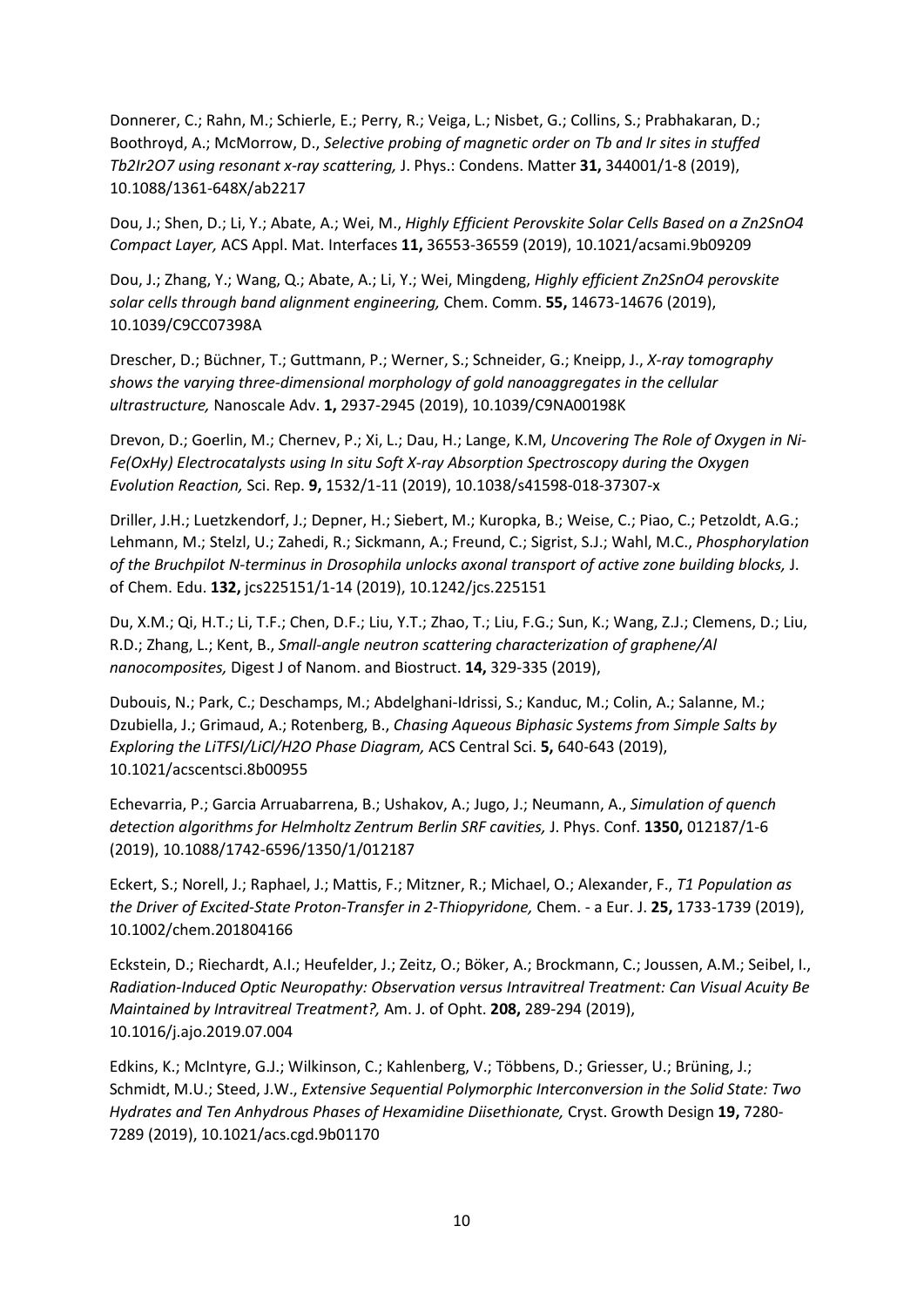Donnerer, C.; Rahn, M.; Schierle, E.; Perry, R.; Veiga, L.; Nisbet, G.; Collins, S.; Prabhakaran, D.; Boothroyd, A.; McMorrow, D., *Selective probing of magnetic order on Tb and Ir sites in stuffed Tb2Ir2O7 using resonant x-ray scattering,* J. Phys.: Condens. Matter **31,** 344001/1-8 (2019), 10.1088/1361-648X/ab2217

Dou, J.; Shen, D.; Li, Y.; Abate, A.; Wei, M., *Highly Efficient Perovskite Solar Cells Based on a Zn2SnO4 Compact Layer,* ACS Appl. Mat. Interfaces **11,** 36553-36559 (2019), 10.1021/acsami.9b09209

Dou, J.; Zhang, Y.; Wang, Q.; Abate, A.; Li, Y.; Wei, Mingdeng, *Highly efficient Zn2SnO4 perovskite solar cells through band alignment engineering,* Chem. Comm. **55,** 14673-14676 (2019), 10.1039/C9CC07398A

Drescher, D.; Büchner, T.; Guttmann, P.; Werner, S.; Schneider, G.; Kneipp, J., *X-ray tomography shows the varying three-dimensional morphology of gold nanoaggregates in the cellular ultrastructure,* Nanoscale Adv. **1,** 2937-2945 (2019), 10.1039/C9NA00198K

Drevon, D.; Goerlin, M.; Chernev, P.; Xi, L.; Dau, H.; Lange, K.M, *Uncovering The Role of Oxygen in Ni-Fe(OxHy) Electrocatalysts using In situ Soft X-ray Absorption Spectroscopy during the Oxygen Evolution Reaction,* Sci. Rep. **9,** 1532/1-11 (2019), 10.1038/s41598-018-37307-x

Driller, J.H.; Luetzkendorf, J.; Depner, H.; Siebert, M.; Kuropka, B.; Weise, C.; Piao, C.; Petzoldt, A.G.; Lehmann, M.; Stelzl, U.; Zahedi, R.; Sickmann, A.; Freund, C.; Sigrist, S.J.; Wahl, M.C., *Phosphorylation of the Bruchpilot N-terminus in Drosophila unlocks axonal transport of active zone building blocks,* J. of Chem. Edu. **132,** jcs225151/1-14 (2019), 10.1242/jcs.225151

Du, X.M.; Qi, H.T.; Li, T.F.; Chen, D.F.; Liu, Y.T.; Zhao, T.; Liu, F.G.; Sun, K.; Wang, Z.J.; Clemens, D.; Liu, R.D.; Zhang, L.; Kent, B., *Small-angle neutron scattering characterization of graphene/Al nanocomposites,* Digest J of Nanom. and Biostruct. **14,** 329-335 (2019),

Dubouis, N.; Park, C.; Deschamps, M.; Abdelghani-Idrissi, S.; Kanduc, M.; Colin, A.; Salanne, M.; Dzubiella, J.; Grimaud, A.; Rotenberg, B., *Chasing Aqueous Biphasic Systems from Simple Salts by Exploring the LiTFSI/LiCl/H2O Phase Diagram,* ACS Central Sci. **5,** 640-643 (2019), 10.1021/acscentsci.8b00955

Echevarria, P.; Garcia Arruabarrena, B.; Ushakov, A.; Jugo, J.; Neumann, A., *Simulation of quench detection algorithms for Helmholtz Zentrum Berlin SRF cavities,* J. Phys. Conf. **1350,** 012187/1-6 (2019), 10.1088/1742-6596/1350/1/012187

Eckert, S.; Norell, J.; Raphael, J.; Mattis, F.; Mitzner, R.; Michael, O.; Alexander, F., *T1 Population as the Driver of Excited-State Proton-Transfer in 2-Thiopyridone,* Chem. - a Eur. J. **25,** 1733-1739 (2019), 10.1002/chem.201804166

Eckstein, D.; Riechardt, A.I.; Heufelder, J.; Zeitz, O.; Böker, A.; Brockmann, C.; Joussen, A.M.; Seibel, I., *Radiation-Induced Optic Neuropathy: Observation versus Intravitreal Treatment: Can Visual Acuity Be Maintained by Intravitreal Treatment?,* Am. J. of Opht. **208,** 289-294 (2019), 10.1016/j.ajo.2019.07.004

Edkins, K.; McIntyre, G.J.; Wilkinson, C.; Kahlenberg, V.; Többens, D.; Griesser, U.; Brüning, J.; Schmidt, M.U.; Steed, J.W., *Extensive Sequential Polymorphic Interconversion in the Solid State: Two Hydrates and Ten Anhydrous Phases of Hexamidine Diisethionate,* Cryst. Growth Design **19,** 7280-7289 (2019), 10.1021/acs.cgd.9b01170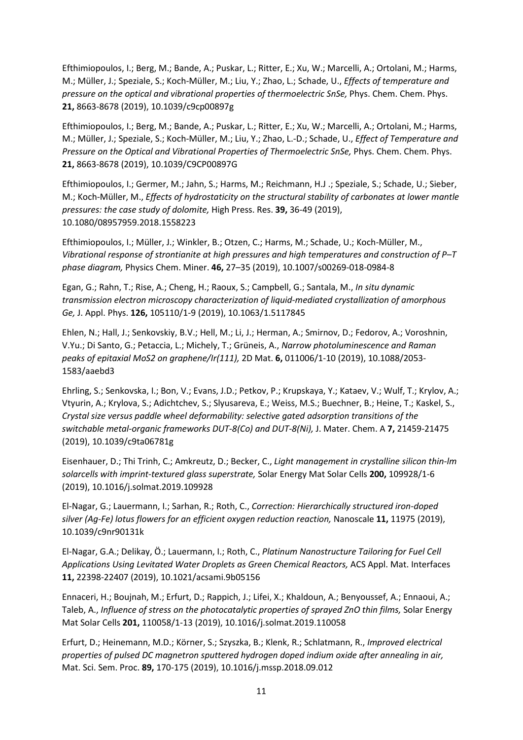Efthimiopoulos, I.; Berg, M.; Bande, A.; Puskar, L.; Ritter, E.; Xu, W.; Marcelli, A.; Ortolani, M.; Harms, M.; Müller, J.; Speziale, S.; Koch-Müller, M.; Liu, Y.; Zhao, L.; Schade, U., *Effects of temperature and pressure on the optical and vibrational properties of thermoelectric SnSe,* Phys. Chem. Chem. Phys. **21,** 8663-8678 (2019), 10.1039/c9cp00897g

Efthimiopoulos, I.; Berg, M.; Bande, A.; Puskar, L.; Ritter, E.; Xu, W.; Marcelli, A.; Ortolani, M.; Harms, M.; Müller, J.; Speziale, S.; Koch-Müller, M.; Liu, Y.; Zhao, L.-D.; Schade, U., *Effect of Temperature and Pressure on the Optical and Vibrational Properties of Thermoelectric SnSe,* Phys. Chem. Chem. Phys. **21,** 8663-8678 (2019), 10.1039/C9CP00897G

Efthimiopoulos, I.; Germer, M.; Jahn, S.; Harms, M.; Reichmann, H.J .; Speziale, S.; Schade, U.; Sieber, M.; Koch-Müller, M., *Effects of hydrostaticity on the structural stability of carbonates at lower mantle pressures: the case study of dolomite,* High Press. Res. **39,** 36-49 (2019), 10.1080/08957959.2018.1558223

Efthimiopoulos, I.; Müller, J.; Winkler, B.; Otzen, C.; Harms, M.; Schade, U.; Koch-Müller, M., *Vibrational response of strontianite at high pressures and high temperatures and construction of P–T phase diagram,* Physics Chem. Miner. **46,** 27–35 (2019), 10.1007/s00269-018-0984-8

Egan, G.; Rahn, T.; Rise, A.; Cheng, H.; Raoux, S.; Campbell, G.; Santala, M., *In situ dynamic transmission electron microscopy characterization of liquid-mediated crystallization of amorphous Ge,* J. Appl. Phys. **126,** 105110/1-9 (2019), 10.1063/1.5117845

Ehlen, N.; Hall, J.; Senkovskiy, B.V.; Hell, M.; Li, J.; Herman, A.; Smirnov, D.; Fedorov, A.; Voroshnin, V.Yu.; Di Santo, G.; Petaccia, L.; Michely, T.; Grüneis, A., *Narrow photoluminescence and Raman peaks of epitaxial MoS2 on graphene/Ir(111),* 2D Mat. **6,** 011006/1-10 (2019), 10.1088/2053-1583/aaebd3

Ehrling, S.; Senkovska, I.; Bon, V.; Evans, J.D.; Petkov, P.; Krupskaya, Y.; Kataev, V.; Wulf, T.; Krylov, A.; Vtyurin, A.; Krylova, S.; Adichtchev, S.; Slyusareva, E.; Weiss, M.S.; Buechner, B.; Heine, T.; Kaskel, S., *Crystal size versus paddle wheel deformability: selective gated adsorption transitions of the switchable metal-organic frameworks DUT-8(Co) and DUT-8(Ni),* J. Mater. Chem. A **7,** 21459-21475 (2019), 10.1039/c9ta06781g

Eisenhauer, D.; Thi Trinh, C.; Amkreutz, D.; Becker, C., *Light management in crystalline silicon thin-lm solarcells with imprint-textured glass superstrate,* Solar Energy Mat Solar Cells **200,** 109928/1-6 (2019), 10.1016/j.solmat.2019.109928

El-Nagar, G.; Lauermann, I.; Sarhan, R.; Roth, C., *Correction: Hierarchically structured iron-doped silver (Ag-Fe) lotus flowers for an efficient oxygen reduction reaction,* Nanoscale **11,** 11975 (2019), 10.1039/c9nr90131k

El-Nagar, G.A.; Delikay, Ö.; Lauermann, I.; Roth, C., *Platinum Nanostructure Tailoring for Fuel Cell Applications Using Levitated Water Droplets as Green Chemical Reactors,* ACS Appl. Mat. Interfaces **11,** 22398-22407 (2019), 10.1021/acsami.9b05156

Ennaceri, H.; Boujnah, M.; Erfurt, D.; Rappich, J.; Lifei, X.; Khaldoun, A.; Benyoussef, A.; Ennaoui, A.; Taleb, A., *Influence of stress on the photocatalytic properties of sprayed ZnO thin films,* Solar Energy Mat Solar Cells **201,** 110058/1-13 (2019), 10.1016/j.solmat.2019.110058

Erfurt, D.; Heinemann, M.D.; Körner, S.; Szyszka, B.; Klenk, R.; Schlatmann, R., *Improved electrical properties of pulsed DC magnetron sputtered hydrogen doped indium oxide after annealing in air,* Mat. Sci. Sem. Proc. **89,** 170-175 (2019), 10.1016/j.mssp.2018.09.012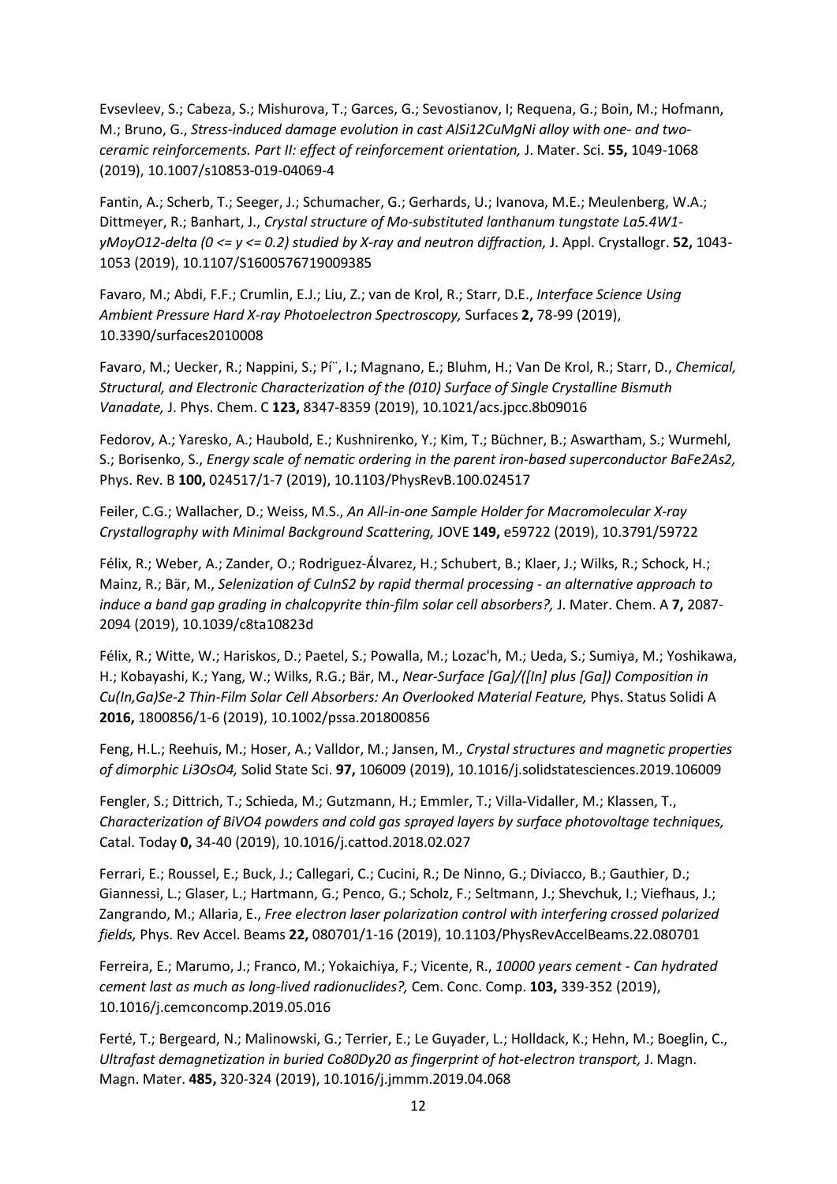Evsevleev, S.; Cabeza, S.; Mishurova, T.; Garces, G.; Sevostianov, I; Requena, G.; Boin, M.; Hofmann, M.; Bruno, G., *Stress-induced damage evolution in cast AlSi12CuMgNi alloy with one- and two-ceramic reinforcements. Part II: effect of reinforcement orientation,* J. Mater. Sci. **55,** 1049-1068 (2019), 10.1007/s10853-019-04069-4

Fantin, A.; Scherb, T.; Seeger, J.; Schumacher, G.; Gerhards, U.; Ivanova, M.E.; Meulenberg, W.A.; Dittmeyer, R.; Banhart, J., *Crystal structure of Mo-substituted lanthanum tungstate La5.4W1-yMoyO12-delta (0 <= y <= 0.2) studied by X-ray and neutron diffraction,* J. Appl. Crystallogr. **52,** 1043-1053 (2019), 10.1107/S1600576719009385

Favaro, M.; Abdi, F.F.; Crumlin, E.J.; Liu, Z.; van de Krol, R.; Starr, D.E., *Interface Science Using Ambient Pressure Hard X-ray Photoelectron Spectroscopy,* Surfaces **2,** 78-99 (2019), 10.3390/surfaces2010008

Favaro, M.; Uecker, R.; Nappini, S.; Pí¨, I.; Magnano, E.; Bluhm, H.; Van De Krol, R.; Starr, D., *Chemical, Structural, and Electronic Characterization of the (010) Surface of Single Crystalline Bismuth Vanadate,* J. Phys. Chem. C **123,** 8347-8359 (2019), 10.1021/acs.jpcc.8b09016

Fedorov, A.; Yaresko, A.; Haubold, E.; Kushnirenko, Y.; Kim, T.; Büchner, B.; Aswartham, S.; Wurmehl, S.; Borisenko, S., *Energy scale of nematic ordering in the parent iron-based superconductor BaFe2As2,* Phys. Rev. B **100,** 024517/1-7 (2019), 10.1103/PhysRevB.100.024517

Feiler, C.G.; Wallacher, D.; Weiss, M.S., *An All-in-one Sample Holder for Macromolecular X-ray Crystallography with Minimal Background Scattering,* JOVE **149,** e59722 (2019), 10.3791/59722

Félix, R.; Weber, A.; Zander, O.; Rodriguez-Álvarez, H.; Schubert, B.; Klaer, J.; Wilks, R.; Schock, H.; Mainz, R.; Bär, M., *Selenization of CuInS2 by rapid thermal processing - an alternative approach to induce a band gap grading in chalcopyrite thin-film solar cell absorbers?,* J. Mater. Chem. A **7,** 2087-2094 (2019), 10.1039/c8ta10823d

Félix, R.; Witte, W.; Hariskos, D.; Paetel, S.; Powalla, M.; Lozac'h, M.; Ueda, S.; Sumiya, M.; Yoshikawa, H.; Kobayashi, K.; Yang, W.; Wilks, R.G.; Bär, M., *Near-Surface [Ga]/([In] plus [Ga]) Composition in Cu(In,Ga)Se-2 Thin-Film Solar Cell Absorbers: An Overlooked Material Feature,* Phys. Status Solidi A **2016,** 1800856/1-6 (2019), 10.1002/pssa.201800856

Feng, H.L.; Reehuis, M.; Hoser, A.; Valldor, M.; Jansen, M., *Crystal structures and magnetic properties of dimorphic Li3OsO4,* Solid State Sci. **97,** 106009 (2019), 10.1016/j.solidstatesciences.2019.106009

Fengler, S.; Dittrich, T.; Schieda, M.; Gutzmann, H.; Emmler, T.; Villa-Vidaller, M.; Klassen, T., *Characterization of BiVO4 powders and cold gas sprayed layers by surface photovoltage techniques,* Catal. Today **0,** 34-40 (2019), 10.1016/j.cattod.2018.02.027

Ferrari, E.; Roussel, E.; Buck, J.; Callegari, C.; Cucini, R.; De Ninno, G.; Diviacco, B.; Gauthier, D.; Giannessi, L.; Glaser, L.; Hartmann, G.; Penco, G.; Scholz, F.; Seltmann, J.; Shevchuk, I.; Viefhaus, J.; Zangrando, M.; Allaria, E., *Free electron laser polarization control with interfering crossed polarized fields,* Phys. Rev Accel. Beams **22,** 080701/1-16 (2019), 10.1103/PhysRevAccelBeams.22.080701

Ferreira, E.; Marumo, J.; Franco, M.; Yokaichiya, F.; Vicente, R., *10000 years cement - Can hydrated cement last as much as long-lived radionuclides?,* Cem. Conc. Comp. **103,** 339-352 (2019), 10.1016/j.cemconcomp.2019.05.016

Ferté, T.; Bergeard, N.; Malinowski, G.; Terrier, E.; Le Guyader, L.; Holldack, K.; Hehn, M.; Boeglin, C., *Ultrafast demagnetization in buried Co80Dy20 as fingerprint of hot-electron transport,* J. Magn. Magn. Mater. **485,** 320-324 (2019), 10.1016/j.jmmm.2019.04.068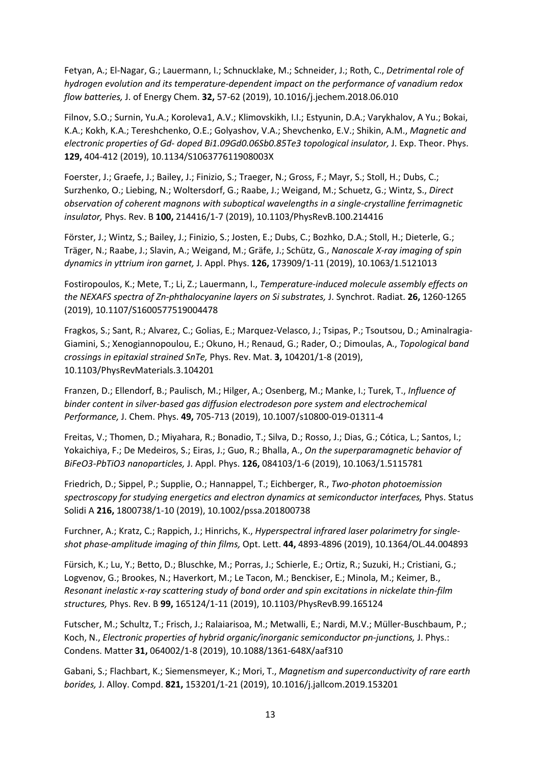Fetyan, A.; El-Nagar, G.; Lauermann, I.; Schnucklake, M.; Schneider, J.; Roth, C., *Detrimental role of hydrogen evolution and its temperature-dependent impact on the performance of vanadium redox flow batteries,* J. of Energy Chem. **32,** 57-62 (2019), 10.1016/j.jechem.2018.06.010

Filnov, S.O.; Surnin, Yu.A.; Koroleva1, A.V.; Klimovskikh, I.I.; Estyunin, D.A.; Varykhalov, A Yu.; Bokai, K.A.; Kokh, K.A.; Tereshchenko, O.E.; Golyashov, V.A.; Shevchenko, E.V.; Shikin, A.M., *Magnetic and electronic properties of Gd- doped Bi1.09Gd0.06Sb0.85Te3 topological insulator,* J. Exp. Theor. Phys. **129,** 404-412 (2019), 10.1134/S106377611908003X

Foerster, J.; Graefe, J.; Bailey, J.; Finizio, S.; Traeger, N.; Gross, F.; Mayr, S.; Stoll, H.; Dubs, C.; Surzhenko, O.; Liebing, N.; Woltersdorf, G.; Raabe, J.; Weigand, M.; Schuetz, G.; Wintz, S., *Direct observation of coherent magnons with suboptical wavelengths in a single-crystalline ferrimagnetic insulator,* Phys. Rev. B **100,** 214416/1-7 (2019), 10.1103/PhysRevB.100.214416

Förster, J.; Wintz, S.; Bailey, J.; Finizio, S.; Josten, E.; Dubs, C.; Bozhko, D.A.; Stoll, H.; Dieterle, G.; Träger, N.; Raabe, J.; Slavin, A.; Weigand, M.; Gräfe, J.; Schütz, G., *Nanoscale X-ray imaging of spin dynamics in yttrium iron garnet,* J. Appl. Phys. **126,** 173909/1-11 (2019), 10.1063/1.5121013

Fostiropoulos, K.; Mete, T.; Li, Z.; Lauermann, I., *Temperature-induced molecule assembly effects on the NEXAFS spectra of Zn-phthalocyanine layers on Si substrates,* J. Synchrot. Radiat. **26,** 1260-1265 (2019), 10.1107/S1600577519004478

Fragkos, S.; Sant, R.; Alvarez, C.; Golias, E.; Marquez-Velasco, J.; Tsipas, P.; Tsoutsou, D.; Aminalragia-Giamini, S.; Xenogiannopoulou, E.; Okuno, H.; Renaud, G.; Rader, O.; Dimoulas, A., *Topological band crossings in epitaxial strained SnTe,* Phys. Rev. Mat. **3,** 104201/1-8 (2019), 10.1103/PhysRevMaterials.3.104201

Franzen, D.; Ellendorf, B.; Paulisch, M.; Hilger, A.; Osenberg, M.; Manke, I.; Turek, T., *Influence of binder content in silver-based gas diffusion electrodeson pore system and electrochemical Performance,* J. Chem. Phys. **49,** 705-713 (2019), 10.1007/s10800-019-01311-4

Freitas, V.; Thomen, D.; Miyahara, R.; Bonadio, T.; Silva, D.; Rosso, J.; Dias, G.; Cótica, L.; Santos, I.; Yokaichiya, F.; De Medeiros, S.; Eiras, J.; Guo, R.; Bhalla, A., *On the superparamagnetic behavior of BiFeO3-PbTiO3 nanoparticles,* J. Appl. Phys. **126,** 084103/1-6 (2019), 10.1063/1.5115781

Friedrich, D.; Sippel, P.; Supplie, O.; Hannappel, T.; Eichberger, R., *Two-photon photoemission spectroscopy for studying energetics and electron dynamics at semiconductor interfaces,* Phys. Status Solidi A **216,** 1800738/1-10 (2019), 10.1002/pssa.201800738

Furchner, A.; Kratz, C.; Rappich, J.; Hinrichs, K., *Hyperspectral infrared laser polarimetry for single-shot phase-amplitude imaging of thin films,* Opt. Lett. **44,** 4893-4896 (2019), 10.1364/OL.44.004893

Fürsich, K.; Lu, Y.; Betto, D.; Bluschke, M.; Porras, J.; Schierle, E.; Ortiz, R.; Suzuki, H.; Cristiani, G.; Logvenov, G.; Brookes, N.; Haverkort, M.; Le Tacon, M.; Benckiser, E.; Minola, M.; Keimer, B., *Resonant inelastic x-ray scattering study of bond order and spin excitations in nickelate thin-film structures,* Phys. Rev. B **99,** 165124/1-11 (2019), 10.1103/PhysRevB.99.165124

Futscher, M.; Schultz, T.; Frisch, J.; Ralaiarisoa, M.; Metwalli, E.; Nardi, M.V.; Müller-Buschbaum, P.; Koch, N., *Electronic properties of hybrid organic/inorganic semiconductor pn-junctions,* J. Phys.: Condens. Matter **31,** 064002/1-8 (2019), 10.1088/1361-648X/aaf310

Gabani, S.; Flachbart, K.; Siemensmeyer, K.; Mori, T., *Magnetism and superconductivity of rare earth borides,* J. Alloy. Compd. **821,** 153201/1-21 (2019), 10.1016/j.jallcom.2019.153201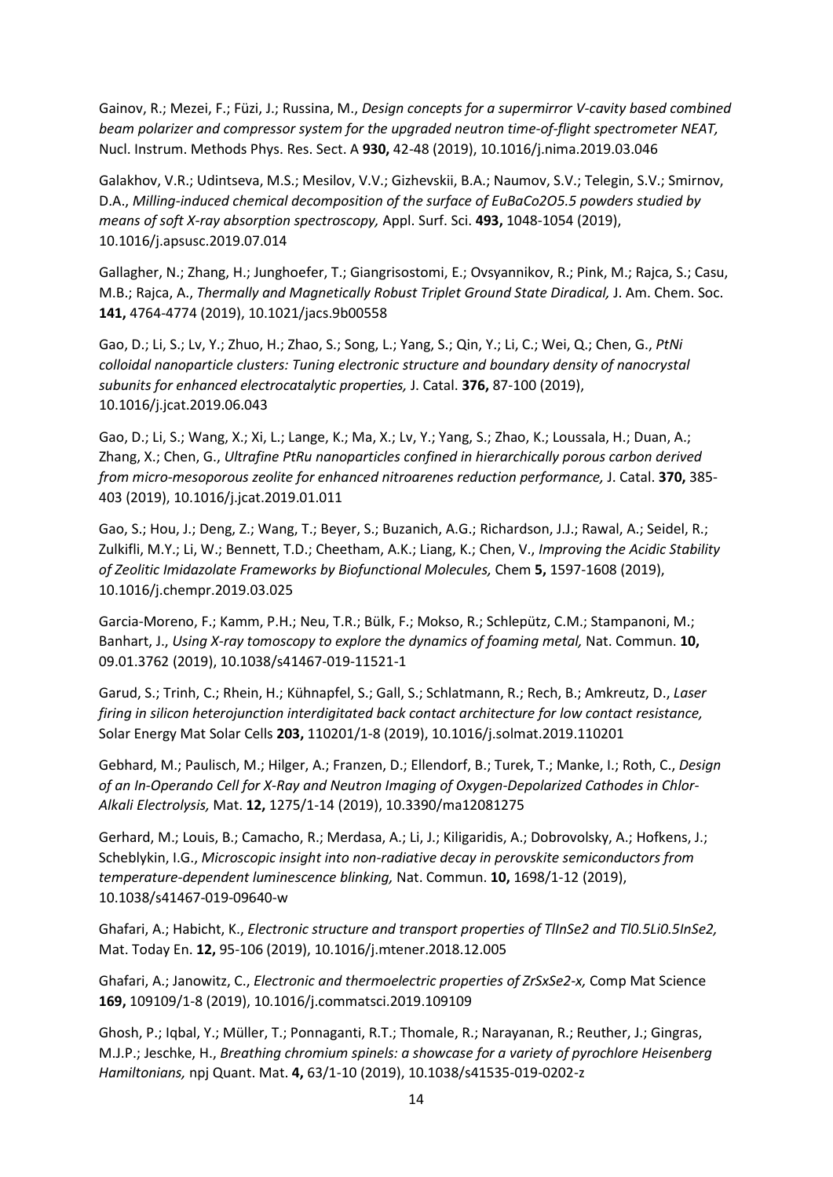Gainov, R.; Mezei, F.; Füzi, J.; Russina, M., *Design concepts for a supermirror V-cavity based combined beam polarizer and compressor system for the upgraded neutron time-of-flight spectrometer NEAT,* Nucl. Instrum. Methods Phys. Res. Sect. A **930,** 42-48 (2019), 10.1016/j.nima.2019.03.046

Galakhov, V.R.; Udintseva, M.S.; Mesilov, V.V.; Gizhevskii, B.A.; Naumov, S.V.; Telegin, S.V.; Smirnov, D.A., *Milling-induced chemical decomposition of the surface of $EuBaCo_2O_{5.5}$ powders studied by means of soft X-ray absorption spectroscopy,* Appl. Surf. Sci. **493,** 1048-1054 (2019), 10.1016/j.apsusc.2019.07.014

Gallagher, N.; Zhang, H.; Junghoefer, T.; Giangrisostomi, E.; Ovsyannikov, R.; Pink, M.; Rajca, S.; Casu, M.B.; Rajca, A., *Thermally and Magnetically Robust Triplet Ground State Diradical,* J. Am. Chem. Soc. **141,** 4764-4774 (2019), 10.1021/jacs.9b00558

Gao, D.; Li, S.; Lv, Y.; Zhuo, H.; Zhao, S.; Song, L.; Yang, S.; Qin, Y.; Li, C.; Wei, Q.; Chen, G., *PtNi colloidal nanoparticle clusters: Tuning electronic structure and boundary density of nanocrystal subunits for enhanced electrocatalytic properties,* J. Catal. **376,** 87-100 (2019), 10.1016/j.jcat.2019.06.043

Gao, D.; Li, S.; Wang, X.; Xi, L.; Lange, K.; Ma, X.; Lv, Y.; Yang, S.; Zhao, K.; Loussala, H.; Duan, A.; Zhang, X.; Chen, G., *Ultrafine PtRu nanoparticles confined in hierarchically porous carbon derived from micro-mesoporous zeolite for enhanced nitroarenes reduction performance,* J. Catal. **370,** 385-403 (2019), 10.1016/j.jcat.2019.01.011

Gao, S.; Hou, J.; Deng, Z.; Wang, T.; Beyer, S.; Buzanich, A.G.; Richardson, J.J.; Rawal, A.; Seidel, R.; Zulkifli, M.Y.; Li, W.; Bennett, T.D.; Cheetham, A.K.; Liang, K.; Chen, V., *Improving the Acidic Stability of Zeolitic Imidazolate Frameworks by Biofunctional Molecules,* Chem **5,** 1597-1608 (2019), 10.1016/j.chempr.2019.03.025

Garcia-Moreno, F.; Kamm, P.H.; Neu, T.R.; Bülk, F.; Mokso, R.; Schlepütz, C.M.; Stampanoni, M.; Banhart, J., *Using X-ray tomoscopy to explore the dynamics of foaming metal,* Nat. Commun. **10,** 09.01.3762 (2019), 10.1038/s41467-019-11521-1

Garud, S.; Trinh, C.; Rhein, H.; Kühnapfel, S.; Gall, S.; Schlatmann, R.; Rech, B.; Amkreutz, D., *Laser firing in silicon heterojunction interdigitated back contact architecture for low contact resistance,* Solar Energy Mat Solar Cells **203,** 110201/1-8 (2019), 10.1016/j.solmat.2019.110201

Gebhard, M.; Paulisch, M.; Hilger, A.; Franzen, D.; Ellendorf, B.; Turek, T.; Manke, I.; Roth, C., *Design of an In-Operando Cell for X-Ray and Neutron Imaging of Oxygen-Depolarized Cathodes in Chlor-Alkali Electrolysis,* Mat. **12,** 1275/1-14 (2019), 10.3390/ma12081275

Gerhard, M.; Louis, B.; Camacho, R.; Merdasa, A.; Li, J.; Kiligaridis, A.; Dobrovolsky, A.; Hofkens, J.; Scheblykin, I.G., *Microscopic insight into non-radiative decay in perovskite semiconductors from temperature-dependent luminescence blinking,* Nat. Commun. **10,** 1698/1-12 (2019), 10.1038/s41467-019-09640-w

Ghafari, A.; Habicht, K., *Electronic structure and transport properties of $TlInSe_2$ and $Tl_{0.5}Li_{0.5}InSe_2$,* Mat. Today En. **12,** 95-106 (2019), 10.1016/j.mtener.2018.12.005

Ghafari, A.; Janowitz, C., *Electronic and thermoelectric properties of $ZrS_xSe_{2-x}$,* Comp Mat Science **169,** 109109/1-8 (2019), 10.1016/j.commatsci.2019.109109

Ghosh, P.; Iqbal, Y.; Müller, T.; Ponnaganti, R.T.; Thomale, R.; Narayanan, R.; Reuther, J.; Gingras, M.J.P.; Jeschke, H., *Breathing chromium spinels: a showcase for a variety of pyrochlore Heisenberg Hamiltonians,* npj Quant. Mat. **4,** 63/1-10 (2019), 10.1038/s41535-019-0202-z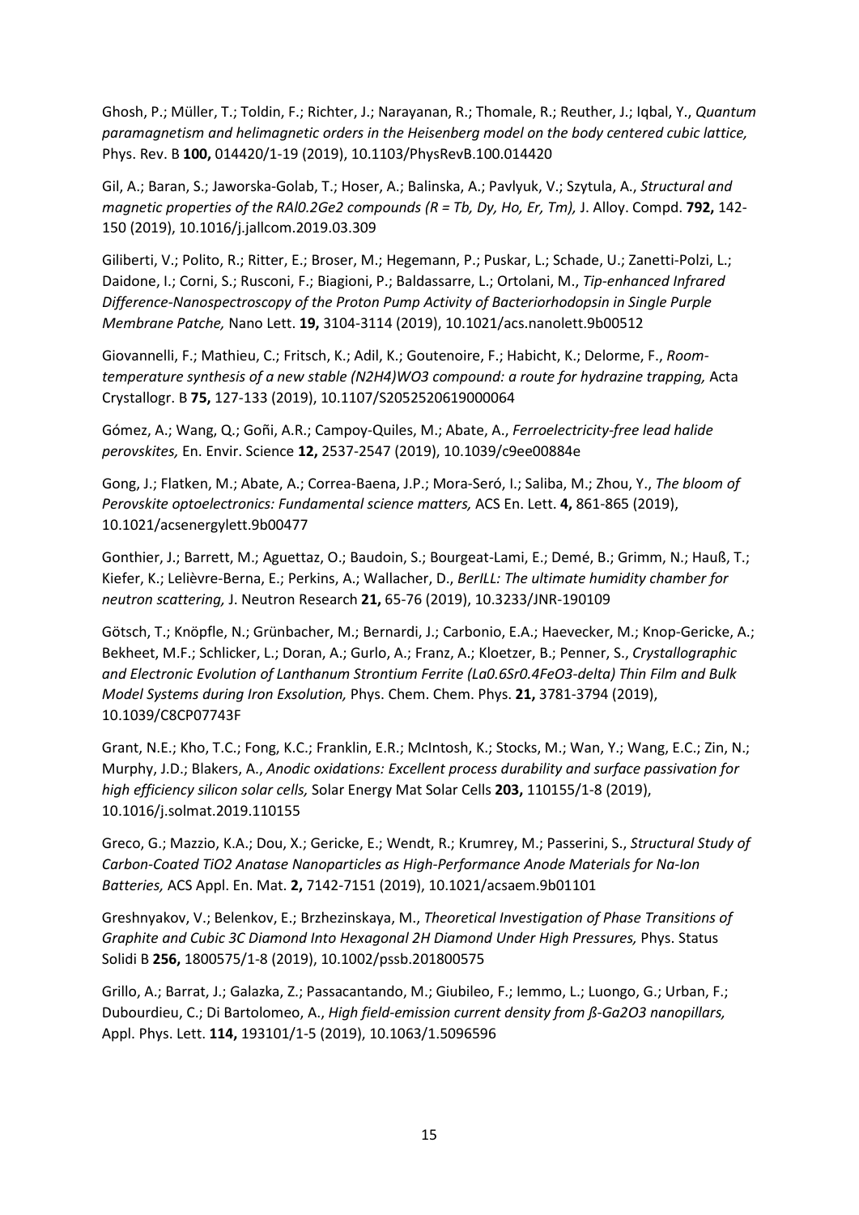Ghosh, P.; Müller, T.; Toldin, F.; Richter, J.; Narayanan, R.; Thomale, R.; Reuther, J.; Iqbal, Y., *Quantum paramagnetism and helimagnetic orders in the Heisenberg model on the body centered cubic lattice,* Phys. Rev. B **100,** 014420/1-19 (2019), 10.1103/PhysRevB.100.014420

Gil, A.; Baran, S.; Jaworska-Golab, T.; Hoser, A.; Balinska, A.; Pavlyuk, V.; Szytula, A., *Structural and magnetic properties of the $RAl_{0.2}Ge_2$ compounds (R = Tb, Dy, Ho, Er, Tm),* J. Alloy. Compd. **792,** 142-150 (2019), 10.1016/j.jallcom.2019.03.309

Giliberti, V.; Polito, R.; Ritter, E.; Broser, M.; Hegemann, P.; Puskar, L.; Schade, U.; Zanetti-Polzi, L.; Daidone, I.; Corni, S.; Rusconi, F.; Biagioni, P.; Baldassarre, L.; Ortolani, M., *Tip-enhanced Infrared Difference-Nanospectroscopy of the Proton Pump Activity of Bacteriorhodopsin in Single Purple Membrane Patche,* Nano Lett. **19,** 3104-3114 (2019), 10.1021/acs.nanolett.9b00512

Giovannelli, F.; Mathieu, C.; Fritsch, K.; Adil, K.; Goutenoire, F.; Habicht, K.; Delorme, F., *Room-temperature synthesis of a new stable $(N_2H_4)WO_3$ compound: a route for hydrazine trapping,* Acta Crystallogr. B **75,** 127-133 (2019), 10.1107/S2052520619000064

Gómez, A.; Wang, Q.; Goñi, A.R.; Campoy-Quiles, M.; Abate, A., *Ferroelectricity-free lead halide perovskites,* En. Envir. Science **12,** 2537-2547 (2019), 10.1039/c9ee00884e

Gong, J.; Flatken, M.; Abate, A.; Correa-Baena, J.P.; Mora-Seró, I.; Saliba, M.; Zhou, Y., *The bloom of Perovskite optoelectronics: Fundamental science matters,* ACS En. Lett. **4,** 861-865 (2019), 10.1021/acsenergylett.9b00477

Gonthier, J.; Barrett, M.; Aguettaz, O.; Baudoin, S.; Bourgeat-Lami, E.; Demé, B.; Grimm, N.; Hauß, T.; Kiefer, K.; Lelièvre-Berna, E.; Perkins, A.; Wallacher, D., *BerILL: The ultimate humidity chamber for neutron scattering,* J. Neutron Research **21,** 65-76 (2019), 10.3233/JNR-190109

Götsch, T.; Knöpfle, N.; Grünbacher, M.; Bernardi, J.; Carbonio, E.A.; Haevecker, M.; Knop-Gericke, A.; Bekheet, M.F.; Schlicker, L.; Doran, A.; Gurlo, A.; Franz, A.; Kloetzer, B.; Penner, S., *Crystallographic and Electronic Evolution of Lanthanum Strontium Ferrite ($La_{0.6}Sr_{0.4}FeO_{3-\delta}$) Thin Film and Bulk Model Systems during Iron Exsolution,* Phys. Chem. Chem. Phys. **21,** 3781-3794 (2019), 10.1039/C8CP07743F

Grant, N.E.; Kho, T.C.; Fong, K.C.; Franklin, E.R.; McIntosh, K.; Stocks, M.; Wan, Y.; Wang, E.C.; Zin, N.; Murphy, J.D.; Blakers, A., *Anodic oxidations: Excellent process durability and surface passivation for high efficiency silicon solar cells,* Solar Energy Mat Solar Cells **203,** 110155/1-8 (2019), 10.1016/j.solmat.2019.110155

Greco, G.; Mazzio, K.A.; Dou, X.; Gericke, E.; Wendt, R.; Krumrey, M.; Passerini, S., *Structural Study of Carbon-Coated $TiO_2$ Anatase Nanoparticles as High-Performance Anode Materials for Na-Ion Batteries,* ACS Appl. En. Mat. **2,** 7142-7151 (2019), 10.1021/acsaem.9b01101

Greshnyakov, V.; Belenkov, E.; Brzhezinskaya, M., *Theoretical Investigation of Phase Transitions of Graphite and Cubic 3C Diamond Into Hexagonal 2H Diamond Under High Pressures,* Phys. Status Solidi B **256,** 1800575/1-8 (2019), 10.1002/pssb.201800575

Grillo, A.; Barrat, J.; Galazka, Z.; Passacantando, M.; Giubileo, F.; Iemmo, L.; Luongo, G.; Urban, F.; Dubourdieu, C.; Di Bartolomeo, A., *High field-emission current density from ß-$Ga_2O_3$ nanopillars,* Appl. Phys. Lett. **114,** 193101/1-5 (2019), 10.1063/1.5096596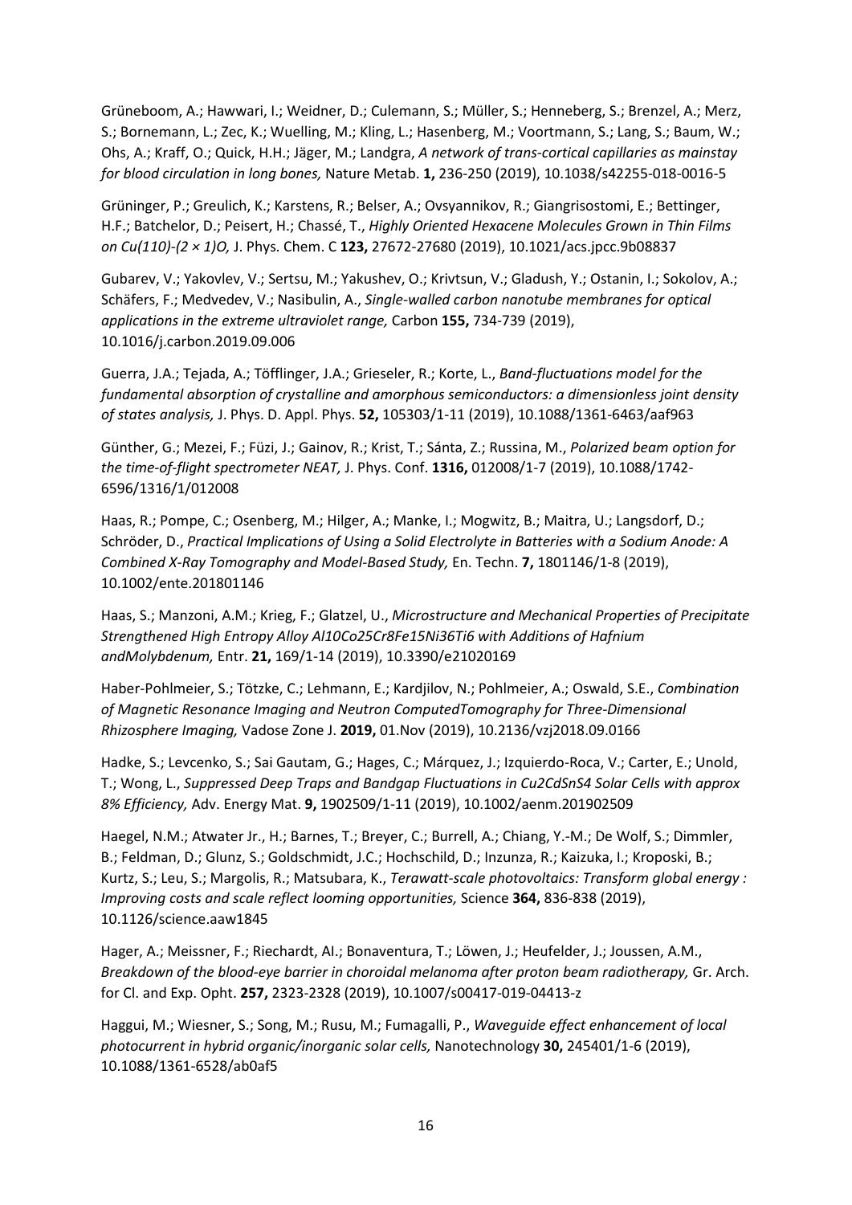Grüneboom, A.; Hawwari, I.; Weidner, D.; Culemann, S.; Müller, S.; Henneberg, S.; Brenzel, A.; Merz, S.; Bornemann, L.; Zec, K.; Wuelling, M.; Kling, L.; Hasenberg, M.; Voortmann, S.; Lang, S.; Baum, W.; Ohs, A.; Kraff, O.; Quick, H.H.; Jäger, M.; Landgra, *A network of trans-cortical capillaries as mainstay for blood circulation in long bones,* Nature Metab. **1,** 236-250 (2019), 10.1038/s42255-018-0016-5

Grüninger, P.; Greulich, K.; Karstens, R.; Belser, A.; Ovsyannikov, R.; Giangrisostomi, E.; Bettinger, H.F.; Batchelor, D.; Peisert, H.; Chassé, T., *Highly Oriented Hexacene Molecules Grown in Thin Films on Cu(110)-(2 × 1)O,* J. Phys. Chem. C **123,** 27672-27680 (2019), 10.1021/acs.jpcc.9b08837

Gubarev, V.; Yakovlev, V.; Sertsu, M.; Yakushev, O.; Krivtsun, V.; Gladush, Y.; Ostanin, I.; Sokolov, A.; Schäfers, F.; Medvedev, V.; Nasibulin, A., *Single-walled carbon nanotube membranes for optical applications in the extreme ultraviolet range,* Carbon **155,** 734-739 (2019), 10.1016/j.carbon.2019.09.006

Guerra, J.A.; Tejada, A.; Töfflinger, J.A.; Grieseler, R.; Korte, L., *Band-fluctuations model for the fundamental absorption of crystalline and amorphous semiconductors: a dimensionless joint density of states analysis,* J. Phys. D. Appl. Phys. **52,** 105303/1-11 (2019), 10.1088/1361-6463/aaf963

Günther, G.; Mezei, F.; Füzi, J.; Gainov, R.; Krist, T.; Sánta, Z.; Russina, M., *Polarized beam option for the time-of-flight spectrometer NEAT,* J. Phys. Conf. **1316,** 012008/1-7 (2019), 10.1088/1742-6596/1316/1/012008

Haas, R.; Pompe, C.; Osenberg, M.; Hilger, A.; Manke, I.; Mogwitz, B.; Maitra, U.; Langsdorf, D.; Schröder, D., *Practical Implications of Using a Solid Electrolyte in Batteries with a Sodium Anode: A Combined X-Ray Tomography and Model-Based Study,* En. Techn. **7,** 1801146/1-8 (2019), 10.1002/ente.201801146

Haas, S.; Manzoni, A.M.; Krieg, F.; Glatzel, U., *Microstructure and Mechanical Properties of Precipitate Strengthened High Entropy Alloy Al10Co25Cr8Fe15Ni36Ti6 with Additions of Hafnium andMolybdenum,* Entr. **21,** 169/1-14 (2019), 10.3390/e21020169

Haber-Pohlmeier, S.; Tötzke, C.; Lehmann, E.; Kardjilov, N.; Pohlmeier, A.; Oswald, S.E., *Combination of Magnetic Resonance Imaging and Neutron ComputedTomography for Three-Dimensional Rhizosphere Imaging,* Vadose Zone J. **2019,** 01.Nov (2019), 10.2136/vzj2018.09.0166

Hadke, S.; Levcenko, S.; Sai Gautam, G.; Hages, C.; Márquez, J.; Izquierdo-Roca, V.; Carter, E.; Unold, T.; Wong, L., *Suppressed Deep Traps and Bandgap Fluctuations in Cu2CdSnS4 Solar Cells with approx 8% Efficiency,* Adv. Energy Mat. **9,** 1902509/1-11 (2019), 10.1002/aenm.201902509

Haegel, N.M.; Atwater Jr., H.; Barnes, T.; Breyer, C.; Burrell, A.; Chiang, Y.-M.; De Wolf, S.; Dimmler, B.; Feldman, D.; Glunz, S.; Goldschmidt, J.C.; Hochschild, D.; Inzunza, R.; Kaizuka, I.; Kroposki, B.; Kurtz, S.; Leu, S.; Margolis, R.; Matsubara, K., *Terawatt-scale photovoltaics: Transform global energy : Improving costs and scale reflect looming opportunities,* Science **364,** 836-838 (2019), 10.1126/science.aaw1845

Hager, A.; Meissner, F.; Riechardt, AI.; Bonaventura, T.; Löwen, J.; Heufelder, J.; Joussen, A.M., *Breakdown of the blood-eye barrier in choroidal melanoma after proton beam radiotherapy,* Gr. Arch. for Cl. and Exp. Opht. **257,** 2323-2328 (2019), 10.1007/s00417-019-04413-z

Haggui, M.; Wiesner, S.; Song, M.; Rusu, M.; Fumagalli, P., *Waveguide effect enhancement of local photocurrent in hybrid organic/inorganic solar cells,* Nanotechnology **30,** 245401/1-6 (2019), 10.1088/1361-6528/ab0af5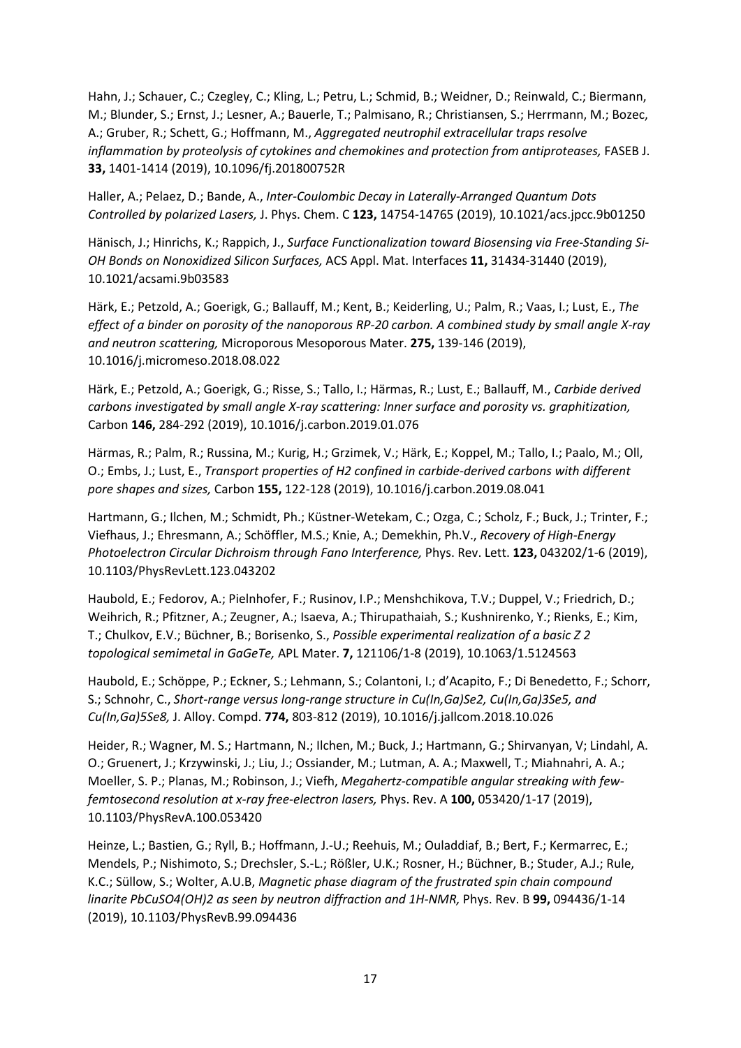Hahn, J.; Schauer, C.; Czegley, C.; Kling, L.; Petru, L.; Schmid, B.; Weidner, D.; Reinwald, C.; Biermann, M.; Blunder, S.; Ernst, J.; Lesner, A.; Bauerle, T.; Palmisano, R.; Christiansen, S.; Herrmann, M.; Bozec, A.; Gruber, R.; Schett, G.; Hoffmann, M., *Aggregated neutrophil extracellular traps resolve inflammation by proteolysis of cytokines and chemokines and protection from antiproteases,* FASEB J. **33,** 1401-1414 (2019), 10.1096/fj.201800752R

Haller, A.; Pelaez, D.; Bande, A., *Inter-Coulombic Decay in Laterally-Arranged Quantum Dots Controlled by polarized Lasers,* J. Phys. Chem. C **123,** 14754-14765 (2019), 10.1021/acs.jpcc.9b01250

Hänisch, J.; Hinrichs, K.; Rappich, J., *Surface Functionalization toward Biosensing via Free-Standing Si-OH Bonds on Nonoxidized Silicon Surfaces,* ACS Appl. Mat. Interfaces **11,** 31434-31440 (2019), 10.1021/acsami.9b03583

Härk, E.; Petzold, A.; Goerigk, G.; Ballauff, M.; Kent, B.; Keiderling, U.; Palm, R.; Vaas, I.; Lust, E., *The effect of a binder on porosity of the nanoporous RP-20 carbon. A combined study by small angle X-ray and neutron scattering,* Microporous Mesoporous Mater. **275,** 139-146 (2019), 10.1016/j.micromeso.2018.08.022

Härk, E.; Petzold, A.; Goerigk, G.; Risse, S.; Tallo, I.; Härmas, R.; Lust, E.; Ballauff, M., *Carbide derived carbons investigated by small angle X-ray scattering: Inner surface and porosity vs. graphitization,* Carbon **146,** 284-292 (2019), 10.1016/j.carbon.2019.01.076

Härmas, R.; Palm, R.; Russina, M.; Kurig, H.; Grzimek, V.; Härk, E.; Koppel, M.; Tallo, I.; Paalo, M.; Oll, O.; Embs, J.; Lust, E., *Transport properties of H2 confined in carbide-derived carbons with different pore shapes and sizes,* Carbon **155,** 122-128 (2019), 10.1016/j.carbon.2019.08.041

Hartmann, G.; Ilchen, M.; Schmidt, Ph.; Küstner-Wetekam, C.; Ozga, C.; Scholz, F.; Buck, J.; Trinter, F.; Viefhaus, J.; Ehresmann, A.; Schöffler, M.S.; Knie, A.; Demekhin, Ph.V., *Recovery of High-Energy Photoelectron Circular Dichroism through Fano Interference,* Phys. Rev. Lett. **123,** 043202/1-6 (2019), 10.1103/PhysRevLett.123.043202

Haubold, E.; Fedorov, A.; Pielnhofer, F.; Rusinov, I.P.; Menshchikova, T.V.; Duppel, V.; Friedrich, D.; Weihrich, R.; Pfitzner, A.; Zeugner, A.; Isaeva, A.; Thirupathaiah, S.; Kushnirenko, Y.; Rienks, E.; Kim, T.; Chulkov, E.V.; Büchner, B.; Borisenko, S., *Possible experimental realization of a basic Z 2 topological semimetal in GaGeTe,* APL Mater. **7,** 121106/1-8 (2019), 10.1063/1.5124563

Haubold, E.; Schöppe, P.; Eckner, S.; Lehmann, S.; Colantoni, I.; d'Acapito, F.; Di Benedetto, F.; Schorr, S.; Schnohr, C., *Short-range versus long-range structure in Cu(In,Ga)Se2, Cu(In,Ga)3Se5, and Cu(In,Ga)5Se8,* J. Alloy. Compd. **774,** 803-812 (2019), 10.1016/j.jallcom.2018.10.026

Heider, R.; Wagner, M. S.; Hartmann, N.; Ilchen, M.; Buck, J.; Hartmann, G.; Shirvanyan, V; Lindahl, A. O.; Gruenert, J.; Krzywinski, J.; Liu, J.; Ossiander, M.; Lutman, A. A.; Maxwell, T.; Miahnahri, A. A.; Moeller, S. P.; Planas, M.; Robinson, J.; Viefh, *Megahertz-compatible angular streaking with few-femtosecond resolution at x-ray free-electron lasers,* Phys. Rev. A **100,** 053420/1-17 (2019), 10.1103/PhysRevA.100.053420

Heinze, L.; Bastien, G.; Ryll, B.; Hoffmann, J.-U.; Reehuis, M.; Ouladdiaf, B.; Bert, F.; Kermarrec, E.; Mendels, P.; Nishimoto, S.; Drechsler, S.-L.; Rößler, U.K.; Rosner, H.; Büchner, B.; Studer, A.J.; Rule, K.C.; Süllow, S.; Wolter, A.U.B, *Magnetic phase diagram of the frustrated spin chain compound linarite PbCuSO4(OH)2 as seen by neutron diffraction and 1H-NMR,* Phys. Rev. B **99,** 094436/1-14 (2019), 10.1103/PhysRevB.99.094436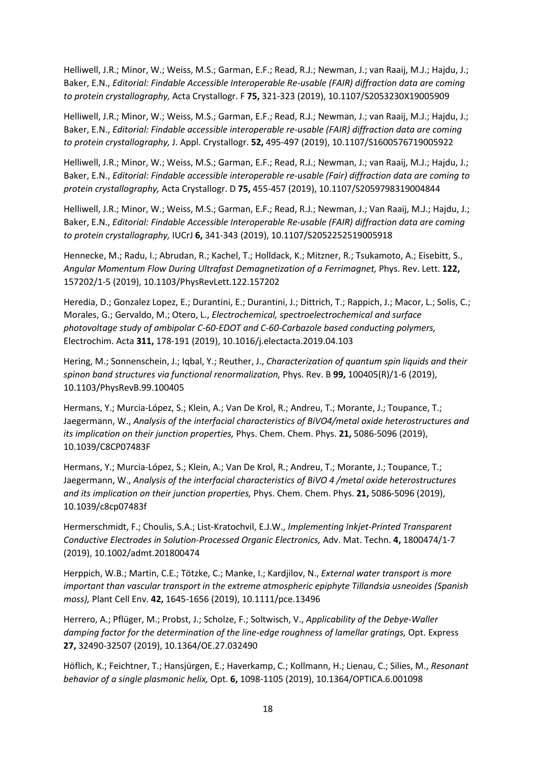Helliwell, J.R.; Minor, W.; Weiss, M.S.; Garman, E.F.; Read, R.J.; Newman, J.; van Raaij, M.J.; Hajdu, J.; Baker, E.N., *Editorial: Findable Accessible Interoperable Re-usable (FAIR) diffraction data are coming to protein crystallography,* Acta Crystallogr. F **75,** 321-323 (2019), 10.1107/S2053230X19005909

Helliwell, J.R.; Minor, W.; Weiss, M.S.; Garman, E.F.; Read, R.J.; Newman, J.; van Raaij, M.J.; Hajdu, J.; Baker, E.N., *Editorial: Findable accessible interoperable re-usable (FAIR) diffraction data are coming to protein crystallography,* J. Appl. Crystallogr. **52,** 495-497 (2019), 10.1107/S1600576719005922

Helliwell, J.R.; Minor, W.; Weiss, M.S.; Garman, E.F.; Read, R.J.; Newman, J.; van Raaij, M.J.; Hajdu, J.; Baker, E.N., *Editorial: Findable accessible interoperable re-usable (Fair) diffraction data are coming to protein crystallography,* Acta Crystallogr. D **75,** 455-457 (2019), 10.1107/S2059798319004844

Helliwell, J.R.; Minor, W.; Weiss, M.S.; Garman, E.F.; Read, R.J.; Newman, J.; Van Raaij, M.J.; Hajdu, J.; Baker, E.N., *Editorial: Findable Accessible Interoperable Re-usable (FAIR) diffraction data are coming to protein crystallography,* IUCrJ **6,** 341-343 (2019), 10.1107/S2052252519005918

Hennecke, M.; Radu, I.; Abrudan, R.; Kachel, T.; Holldack, K.; Mitzner, R.; Tsukamoto, A.; Eisebitt, S., *Angular Momentum Flow During Ultrafast Demagnetization of a Ferrimagnet,* Phys. Rev. Lett. **122,** 157202/1-5 (2019), 10.1103/PhysRevLett.122.157202

Heredia, D.; Gonzalez Lopez, E.; Durantini, E.; Durantini, J.; Dittrich, T.; Rappich, J.; Macor, L.; Solis, C.; Morales, G.; Gervaldo, M.; Otero, L., *Electrochemical, spectroelectrochemical and surface photovoltage study of ambipolar C-60-EDOT and C-60-Carbazole based conducting polymers,* Electrochim. Acta **311,** 178-191 (2019), 10.1016/j.electacta.2019.04.103

Hering, M.; Sonnenschein, J.; Iqbal, Y.; Reuther, J., *Characterization of quantum spin liquids and their spinon band structures via functional renormalization,* Phys. Rev. B **99,** 100405(R)/1-6 (2019), 10.1103/PhysRevB.99.100405

Hermans, Y.; Murcia-López, S.; Klein, A.; Van De Krol, R.; Andreu, T.; Morante, J.; Toupance, T.; Jaegermann, W., *Analysis of the interfacial characteristics of BiVO4/metal oxide heterostructures and its implication on their junction properties,* Phys. Chem. Chem. Phys. **21,** 5086-5096 (2019), 10.1039/C8CP07483F

Hermans, Y.; Murcia-López, S.; Klein, A.; Van De Krol, R.; Andreu, T.; Morante, J.; Toupance, T.; Jaegermann, W., *Analysis of the interfacial characteristics of BiVO 4 /metal oxide heterostructures and its implication on their junction properties,* Phys. Chem. Chem. Phys. **21,** 5086-5096 (2019), 10.1039/c8cp07483f

Hermerschmidt, F.; Choulis, S.A.; List-Kratochvil, E.J.W., *Implementing Inkjet-Printed Transparent Conductive Electrodes in Solution-Processed Organic Electronics,* Adv. Mat. Techn. **4,** 1800474/1-7 (2019), 10.1002/admt.201800474

Herppich, W.B.; Martin, C.E.; Tötzke, C.; Manke, I.; Kardjilov, N., *External water transport is more important than vascular transport in the extreme atmospheric epiphyte Tillandsia usneoides (Spanish moss),* Plant Cell Env. **42,** 1645-1656 (2019), 10.1111/pce.13496

Herrero, A.; Pflüger, M.; Probst, J.; Scholze, F.; Soltwisch, V., *Applicability of the Debye-Waller damping factor for the determination of the line-edge roughness of lamellar gratings,* Opt. Express **27,** 32490-32507 (2019), 10.1364/OE.27.032490

Höflich, K.; Feichtner, T.; Hansjürgen, E.; Haverkamp, C.; Kollmann, H.; Lienau, C.; Silies, M., *Resonant behavior of a single plasmonic helix,* Opt. **6,** 1098-1105 (2019), 10.1364/OPTICA.6.001098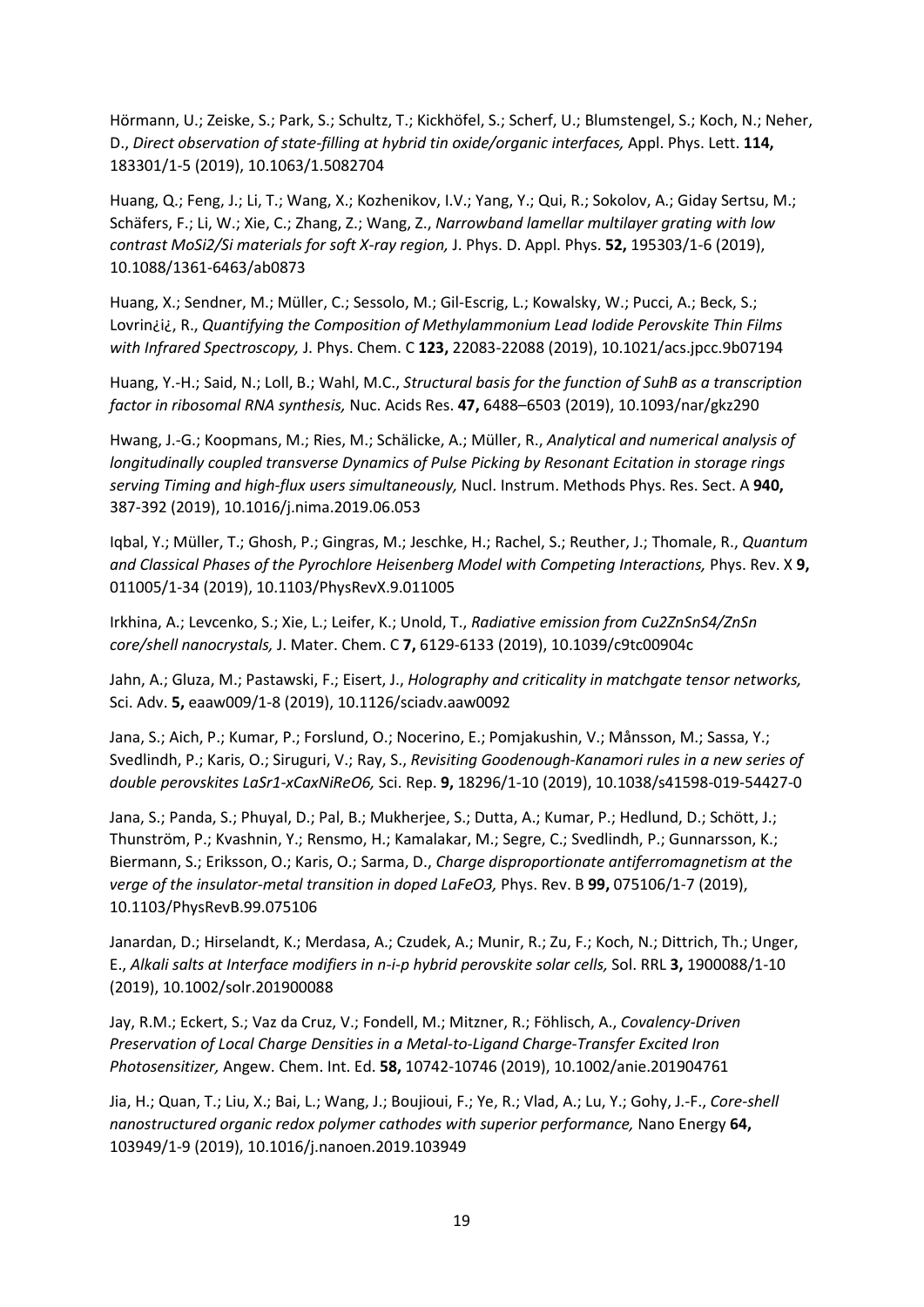Hörmann, U.; Zeiske, S.; Park, S.; Schultz, T.; Kickhöfel, S.; Scherf, U.; Blumstengel, S.; Koch, N.; Neher, D., *Direct observation of state-filling at hybrid tin oxide/organic interfaces,* Appl. Phys. Lett. **114,** 183301/1-5 (2019), 10.1063/1.5082704

Huang, Q.; Feng, J.; Li, T.; Wang, X.; Kozhenikov, I.V.; Yang, Y.; Qui, R.; Sokolov, A.; Giday Sertsu, M.; Schäfers, F.; Li, W.; Xie, C.; Zhang, Z.; Wang, Z., *Narrowband lamellar multilayer grating with low contrast MoSi2/Si materials for soft X-ray region,* J. Phys. D. Appl. Phys. **52,** 195303/1-6 (2019), 10.1088/1361-6463/ab0873

Huang, X.; Sendner, M.; Müller, C.; Sessolo, M.; Gil-Escrig, L.; Kowalsky, W.; Pucci, A.; Beck, S.; Lovrin¿i¿, R., *Quantifying the Composition of Methylammonium Lead Iodide Perovskite Thin Films with Infrared Spectroscopy,* J. Phys. Chem. C **123,** 22083-22088 (2019), 10.1021/acs.jpcc.9b07194

Huang, Y.-H.; Said, N.; Loll, B.; Wahl, M.C., *Structural basis for the function of SuhB as a transcription factor in ribosomal RNA synthesis,* Nuc. Acids Res. **47,** 6488–6503 (2019), 10.1093/nar/gkz290

Hwang, J.-G.; Koopmans, M.; Ries, M.; Schälicke, A.; Müller, R., *Analytical and numerical analysis of longitudinally coupled transverse Dynamics of Pulse Picking by Resonant Ecitation in storage rings serving Timing and high-flux users simultaneously,* Nucl. Instrum. Methods Phys. Res. Sect. A **940,** 387-392 (2019), 10.1016/j.nima.2019.06.053

Iqbal, Y.; Müller, T.; Ghosh, P.; Gingras, M.; Jeschke, H.; Rachel, S.; Reuther, J.; Thomale, R., *Quantum and Classical Phases of the Pyrochlore Heisenberg Model with Competing Interactions,* Phys. Rev. X **9,** 011005/1-34 (2019), 10.1103/PhysRevX.9.011005

Irkhina, A.; Levcenko, S.; Xie, L.; Leifer, K.; Unold, T., *Radiative emission from Cu2ZnSnS4/ZnSn core/shell nanocrystals,* J. Mater. Chem. C **7,** 6129-6133 (2019), 10.1039/c9tc00904c

Jahn, A.; Gluza, M.; Pastawski, F.; Eisert, J., *Holography and criticality in matchgate tensor networks,* Sci. Adv. **5,** eaaw009/1-8 (2019), 10.1126/sciadv.aaw0092

Jana, S.; Aich, P.; Kumar, P.; Forslund, O.; Nocerino, E.; Pomjakushin, V.; Månsson, M.; Sassa, Y.; Svedlindh, P.; Karis, O.; Siruguri, V.; Ray, S., *Revisiting Goodenough-Kanamori rules in a new series of double perovskites LaSr1-xCaxNiReO6,* Sci. Rep. **9,** 18296/1-10 (2019), 10.1038/s41598-019-54427-0

Jana, S.; Panda, S.; Phuyal, D.; Pal, B.; Mukherjee, S.; Dutta, A.; Kumar, P.; Hedlund, D.; Schött, J.; Thunström, P.; Kvashnin, Y.; Rensmo, H.; Kamalakar, M.; Segre, C.; Svedlindh, P.; Gunnarsson, K.; Biermann, S.; Eriksson, O.; Karis, O.; Sarma, D., *Charge disproportionate antiferromagnetism at the verge of the insulator-metal transition in doped LaFeO3,* Phys. Rev. B **99,** 075106/1-7 (2019), 10.1103/PhysRevB.99.075106

Janardan, D.; Hirselandt, K.; Merdasa, A.; Czudek, A.; Munir, R.; Zu, F.; Koch, N.; Dittrich, Th.; Unger, E., *Alkali salts at Interface modifiers in n-i-p hybrid perovskite solar cells,* Sol. RRL **3,** 1900088/1-10 (2019), 10.1002/solr.201900088

Jay, R.M.; Eckert, S.; Vaz da Cruz, V.; Fondell, M.; Mitzner, R.; Föhlisch, A., *Covalency-Driven Preservation of Local Charge Densities in a Metal-to-Ligand Charge-Transfer Excited Iron Photosensitizer,* Angew. Chem. Int. Ed. **58,** 10742-10746 (2019), 10.1002/anie.201904761

Jia, H.; Quan, T.; Liu, X.; Bai, L.; Wang, J.; Boujioui, F.; Ye, R.; Vlad, A.; Lu, Y.; Gohy, J.-F., *Core-shell nanostructured organic redox polymer cathodes with superior performance,* Nano Energy **64,** 103949/1-9 (2019), 10.1016/j.nanoen.2019.103949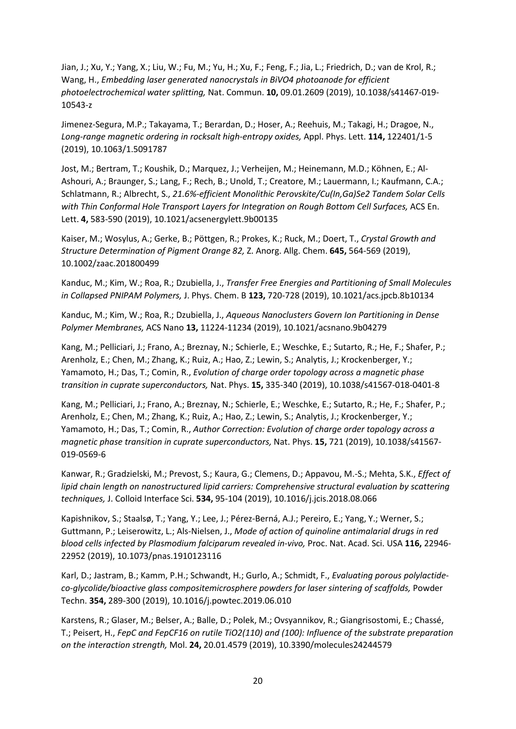Jian, J.; Xu, Y.; Yang, X.; Liu, W.; Fu, M.; Yu, H.; Xu, F.; Feng, F.; Jia, L.; Friedrich, D.; van de Krol, R.; Wang, H., *Embedding laser generated nanocrystals in BiVO4 photoanode for efficient photoelectrochemical water splitting,* Nat. Commun. **10,** 09.01.2609 (2019), 10.1038/s41467-019-10543-z

Jimenez-Segura, M.P.; Takayama, T.; Berardan, D.; Hoser, A.; Reehuis, M.; Takagi, H.; Dragoe, N., *Long-range magnetic ordering in rocksalt high-entropy oxides,* Appl. Phys. Lett. **114,** 122401/1-5 (2019), 10.1063/1.5091787

Jost, M.; Bertram, T.; Koushik, D.; Marquez, J.; Verheijen, M.; Heinemann, M.D.; Köhnen, E.; Al-Ashouri, A.; Braunger, S.; Lang, F.; Rech, B.; Unold, T.; Creatore, M.; Lauermann, I.; Kaufmann, C.A.; Schlatmann, R.; Albrecht, S., *21.6%-efficient Monolithic Perovskite/Cu(In,Ga)Se2 Tandem Solar Cells with Thin Conformal Hole Transport Layers for Integration on Rough Bottom Cell Surfaces,* ACS En. Lett. **4,** 583-590 (2019), 10.1021/acsenergylett.9b00135

Kaiser, M.; Wosylus, A.; Gerke, B.; Pöttgen, R.; Prokes, K.; Ruck, M.; Doert, T., *Crystal Growth and Structure Determination of Pigment Orange 82,* Z. Anorg. Allg. Chem. **645,** 564-569 (2019), 10.1002/zaac.201800499

Kanduc, M.; Kim, W.; Roa, R.; Dzubiella, J., *Transfer Free Energies and Partitioning of Small Molecules in Collapsed PNIPAM Polymers,* J. Phys. Chem. B **123,** 720-728 (2019), 10.1021/acs.jpcb.8b10134

Kanduc, M.; Kim, W.; Roa, R.; Dzubiella, J., *Aqueous Nanoclusters Govern Ion Partitioning in Dense Polymer Membranes,* ACS Nano **13,** 11224-11234 (2019), 10.1021/acsnano.9b04279

Kang, M.; Pelliciari, J.; Frano, A.; Breznay, N.; Schierle, E.; Weschke, E.; Sutarto, R.; He, F.; Shafer, P.; Arenholz, E.; Chen, M.; Zhang, K.; Ruiz, A.; Hao, Z.; Lewin, S.; Analytis, J.; Krockenberger, Y.; Yamamoto, H.; Das, T.; Comin, R., *Evolution of charge order topology across a magnetic phase transition in cuprate superconductors,* Nat. Phys. **15,** 335-340 (2019), 10.1038/s41567-018-0401-8

Kang, M.; Pelliciari, J.; Frano, A.; Breznay, N.; Schierle, E.; Weschke, E.; Sutarto, R.; He, F.; Shafer, P.; Arenholz, E.; Chen, M.; Zhang, K.; Ruiz, A.; Hao, Z.; Lewin, S.; Analytis, J.; Krockenberger, Y.; Yamamoto, H.; Das, T.; Comin, R., *Author Correction: Evolution of charge order topology across a magnetic phase transition in cuprate superconductors,* Nat. Phys. **15,** 721 (2019), 10.1038/s41567-019-0569-6

Kanwar, R.; Gradzielski, M.; Prevost, S.; Kaura, G.; Clemens, D.; Appavou, M.-S.; Mehta, S.K., *Effect of lipid chain length on nanostructured lipid carriers: Comprehensive structural evaluation by scattering techniques,* J. Colloid Interface Sci. **534,** 95-104 (2019), 10.1016/j.jcis.2018.08.066

Kapishnikov, S.; Staalsø, T.; Yang, Y.; Lee, J.; Pérez-Berná, A.J.; Pereiro, E.; Yang, Y.; Werner, S.; Guttmann, P.; Leiserowitz, L.; Als-Nielsen, J., *Mode of action of quinoline antimalarial drugs in red blood cells infected by Plasmodium falciparum revealed in-vivo,* Proc. Nat. Acad. Sci. USA **116,** 22946-22952 (2019), 10.1073/pnas.1910123116

Karl, D.; Jastram, B.; Kamm, P.H.; Schwandt, H.; Gurlo, A.; Schmidt, F., *Evaluating porous polylactide-co-glycolide/bioactive glass compositemicrosphere powders for laser sintering of scaffolds,* Powder Techn. **354,** 289-300 (2019), 10.1016/j.powtec.2019.06.010

Karstens, R.; Glaser, M.; Belser, A.; Balle, D.; Polek, M.; Ovsyannikov, R.; Giangrisostomi, E.; Chassé, T.; Peisert, H., *FepC and FepCF16 on rutile TiO2(110) and (100): Influence of the substrate preparation on the interaction strength,* Mol. **24,** 20.01.4579 (2019), 10.3390/molecules24244579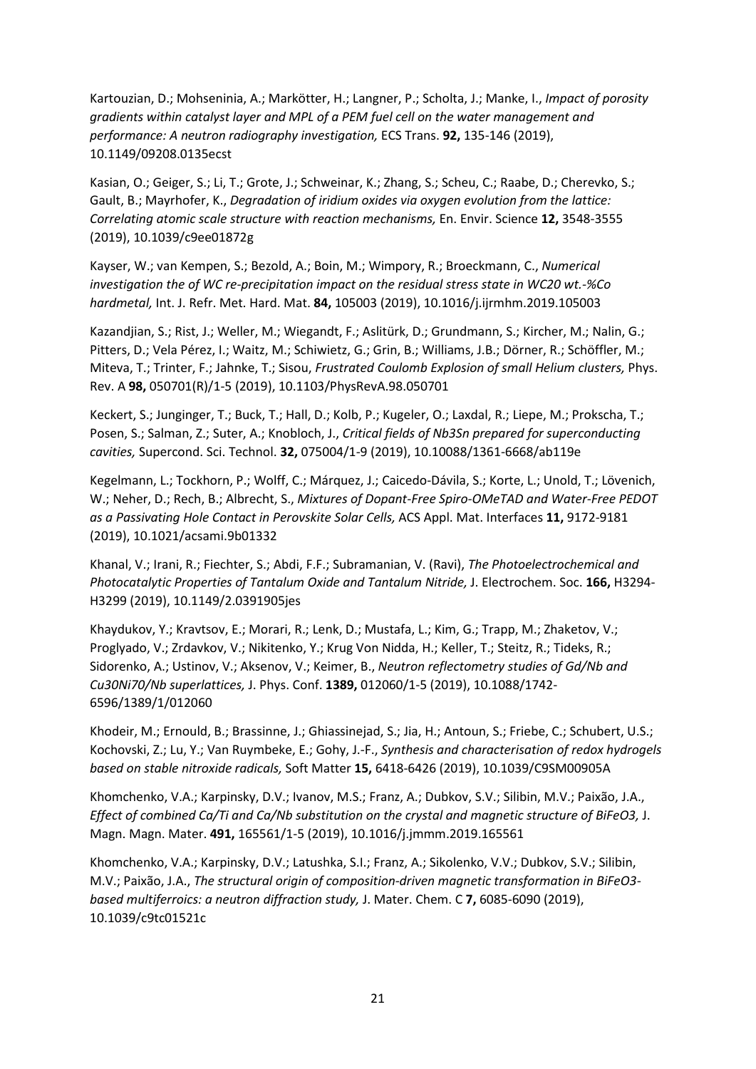Kartouzian, D.; Mohseninia, A.; Markötter, H.; Langner, P.; Scholta, J.; Manke, I., *Impact of porosity gradients within catalyst layer and MPL of a PEM fuel cell on the water management and performance: A neutron radiography investigation,* ECS Trans. **92,** 135-146 (2019), 10.1149/09208.0135ecst

Kasian, O.; Geiger, S.; Li, T.; Grote, J.; Schweinar, K.; Zhang, S.; Scheu, C.; Raabe, D.; Cherevko, S.; Gault, B.; Mayrhofer, K., *Degradation of iridium oxides via oxygen evolution from the lattice: Correlating atomic scale structure with reaction mechanisms,* En. Envir. Science **12,** 3548-3555 (2019), 10.1039/c9ee01872g

Kayser, W.; van Kempen, S.; Bezold, A.; Boin, M.; Wimpory, R.; Broeckmann, C., *Numerical investigation the of WC re-precipitation impact on the residual stress state in WC20 wt.-%Co hardmetal,* Int. J. Refr. Met. Hard. Mat. **84,** 105003 (2019), 10.1016/j.ijrmhm.2019.105003

Kazandjian, S.; Rist, J.; Weller, M.; Wiegandt, F.; Aslitürk, D.; Grundmann, S.; Kircher, M.; Nalin, G.; Pitters, D.; Vela Pérez, I.; Waitz, M.; Schiwietz, G.; Grin, B.; Williams, J.B.; Dörner, R.; Schöffler, M.; Miteva, T.; Trinter, F.; Jahnke, T.; Sisou, *Frustrated Coulomb Explosion of small Helium clusters,* Phys. Rev. A **98,** 050701(R)/1-5 (2019), 10.1103/PhysRevA.98.050701

Keckert, S.; Junginger, T.; Buck, T.; Hall, D.; Kolb, P.; Kugeler, O.; Laxdal, R.; Liepe, M.; Prokscha, T.; Posen, S.; Salman, Z.; Suter, A.; Knobloch, J., *Critical fields of Nb3Sn prepared for superconducting cavities,* Supercond. Sci. Technol. **32,** 075004/1-9 (2019), 10.10088/1361-6668/ab119e

Kegelmann, L.; Tockhorn, P.; Wolff, C.; Márquez, J.; Caicedo-Dávila, S.; Korte, L.; Unold, T.; Lövenich, W.; Neher, D.; Rech, B.; Albrecht, S., *Mixtures of Dopant-Free Spiro-OMeTAD and Water-Free PEDOT as a Passivating Hole Contact in Perovskite Solar Cells,* ACS Appl. Mat. Interfaces **11,** 9172-9181 (2019), 10.1021/acsami.9b01332

Khanal, V.; Irani, R.; Fiechter, S.; Abdi, F.F.; Subramanian, V. (Ravi), *The Photoelectrochemical and Photocatalytic Properties of Tantalum Oxide and Tantalum Nitride,* J. Electrochem. Soc. **166,** H3294-H3299 (2019), 10.1149/2.0391905jes

Khaydukov, Y.; Kravtsov, E.; Morari, R.; Lenk, D.; Mustafa, L.; Kim, G.; Trapp, M.; Zhaketov, V.; Proglyado, V.; Zrdavkov, V.; Nikitenko, Y.; Krug Von Nidda, H.; Keller, T.; Steitz, R.; Tideks, R.; Sidorenko, A.; Ustinov, V.; Aksenov, V.; Keimer, B., *Neutron reflectometry studies of Gd/Nb and Cu30Ni70/Nb superlattices,* J. Phys. Conf. **1389,** 012060/1-5 (2019), 10.1088/1742-6596/1389/1/012060

Khodeir, M.; Ernould, B.; Brassinne, J.; Ghiassinejad, S.; Jia, H.; Antoun, S.; Friebe, C.; Schubert, U.S.; Kochovski, Z.; Lu, Y.; Van Ruymbeke, E.; Gohy, J.-F., *Synthesis and characterisation of redox hydrogels based on stable nitroxide radicals,* Soft Matter **15,** 6418-6426 (2019), 10.1039/C9SM00905A

Khomchenko, V.A.; Karpinsky, D.V.; Ivanov, M.S.; Franz, A.; Dubkov, S.V.; Silibin, M.V.; Paixão, J.A., *Effect of combined Ca/Ti and Ca/Nb substitution on the crystal and magnetic structure of BiFeO3,* J. Magn. Magn. Mater. **491,** 165561/1-5 (2019), 10.1016/j.jmmm.2019.165561

Khomchenko, V.A.; Karpinsky, D.V.; Latushka, S.I.; Franz, A.; Sikolenko, V.V.; Dubkov, S.V.; Silibin, M.V.; Paixão, J.A., *The structural origin of composition-driven magnetic transformation in BiFeO3-based multiferroics: a neutron diffraction study,* J. Mater. Chem. C **7,** 6085-6090 (2019), 10.1039/c9tc01521c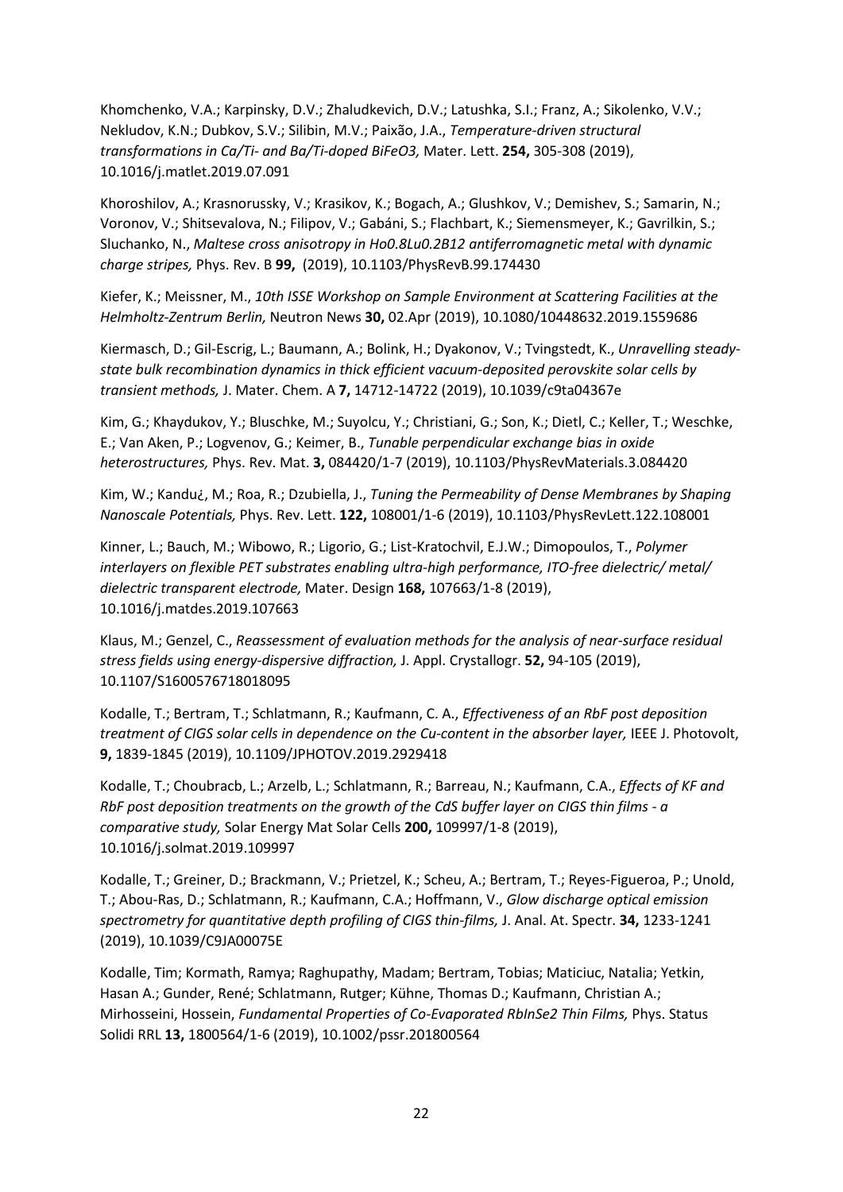Khomchenko, V.A.; Karpinsky, D.V.; Zhaludkevich, D.V.; Latushka, S.I.; Franz, A.; Sikolenko, V.V.; Nekludov, K.N.; Dubkov, S.V.; Silibin, M.V.; Paixão, J.A., *Temperature-driven structural transformations in Ca/Ti- and Ba/Ti-doped BiFeO3,* Mater. Lett. **254,** 305-308 (2019), 10.1016/j.matlet.2019.07.091

Khoroshilov, A.; Krasnorussky, V.; Krasikov, K.; Bogach, A.; Glushkov, V.; Demishev, S.; Samarin, N.; Voronov, V.; Shitsevalova, N.; Filipov, V.; Gabáni, S.; Flachbart, K.; Siemensmeyer, K.; Gavrilkin, S.; Sluchanko, N., *Maltese cross anisotropy in Ho0.8Lu0.2B12 antiferromagnetic metal with dynamic charge stripes,* Phys. Rev. B **99,** (2019), 10.1103/PhysRevB.99.174430

Kiefer, K.; Meissner, M., *10th ISSE Workshop on Sample Environment at Scattering Facilities at the Helmholtz-Zentrum Berlin,* Neutron News **30,** 02.Apr (2019), 10.1080/10448632.2019.1559686

Kiermasch, D.; Gil-Escrig, L.; Baumann, A.; Bolink, H.; Dyakonov, V.; Tvingstedt, K., *Unravelling steady-state bulk recombination dynamics in thick efficient vacuum-deposited perovskite solar cells by transient methods,* J. Mater. Chem. A **7,** 14712-14722 (2019), 10.1039/c9ta04367e

Kim, G.; Khaydukov, Y.; Bluschke, M.; Suyolcu, Y.; Christiani, G.; Son, K.; Dietl, C.; Keller, T.; Weschke, E.; Van Aken, P.; Logvenov, G.; Keimer, B., *Tunable perpendicular exchange bias in oxide heterostructures,* Phys. Rev. Mat. **3,** 084420/1-7 (2019), 10.1103/PhysRevMaterials.3.084420

Kim, W.; Kandu¿, M.; Roa, R.; Dzubiella, J., *Tuning the Permeability of Dense Membranes by Shaping Nanoscale Potentials,* Phys. Rev. Lett. **122,** 108001/1-6 (2019), 10.1103/PhysRevLett.122.108001

Kinner, L.; Bauch, M.; Wibowo, R.; Ligorio, G.; List-Kratochvil, E.J.W.; Dimopoulos, T., *Polymer interlayers on flexible PET substrates enabling ultra-high performance, ITO-free dielectric/ metal/ dielectric transparent electrode,* Mater. Design **168,** 107663/1-8 (2019), 10.1016/j.matdes.2019.107663

Klaus, M.; Genzel, C., *Reassessment of evaluation methods for the analysis of near-surface residual stress fields using energy-dispersive diffraction,* J. Appl. Crystallogr. **52,** 94-105 (2019), 10.1107/S1600576718018095

Kodalle, T.; Bertram, T.; Schlatmann, R.; Kaufmann, C. A., *Effectiveness of an RbF post deposition treatment of CIGS solar cells in dependence on the Cu-content in the absorber layer,* IEEE J. Photovolt, **9,** 1839-1845 (2019), 10.1109/JPHOTOV.2019.2929418

Kodalle, T.; Choubracb, L.; Arzelb, L.; Schlatmann, R.; Barreau, N.; Kaufmann, C.A., *Effects of KF and RbF post deposition treatments on the growth of the CdS buffer layer on CIGS thin films - a comparative study,* Solar Energy Mat Solar Cells **200,** 109997/1-8 (2019), 10.1016/j.solmat.2019.109997

Kodalle, T.; Greiner, D.; Brackmann, V.; Prietzel, K.; Scheu, A.; Bertram, T.; Reyes-Figueroa, P.; Unold, T.; Abou-Ras, D.; Schlatmann, R.; Kaufmann, C.A.; Hoffmann, V., *Glow discharge optical emission spectrometry for quantitative depth profiling of CIGS thin-films,* J. Anal. At. Spectr. **34,** 1233-1241 (2019), 10.1039/C9JA00075E

Kodalle, Tim; Kormath, Ramya; Raghupathy, Madam; Bertram, Tobias; Maticiuc, Natalia; Yetkin, Hasan A.; Gunder, René; Schlatmann, Rutger; Kühne, Thomas D.; Kaufmann, Christian A.; Mirhosseini, Hossein, *Fundamental Properties of Co-Evaporated RbInSe2 Thin Films,* Phys. Status Solidi RRL **13,** 1800564/1-6 (2019), 10.1002/pssr.201800564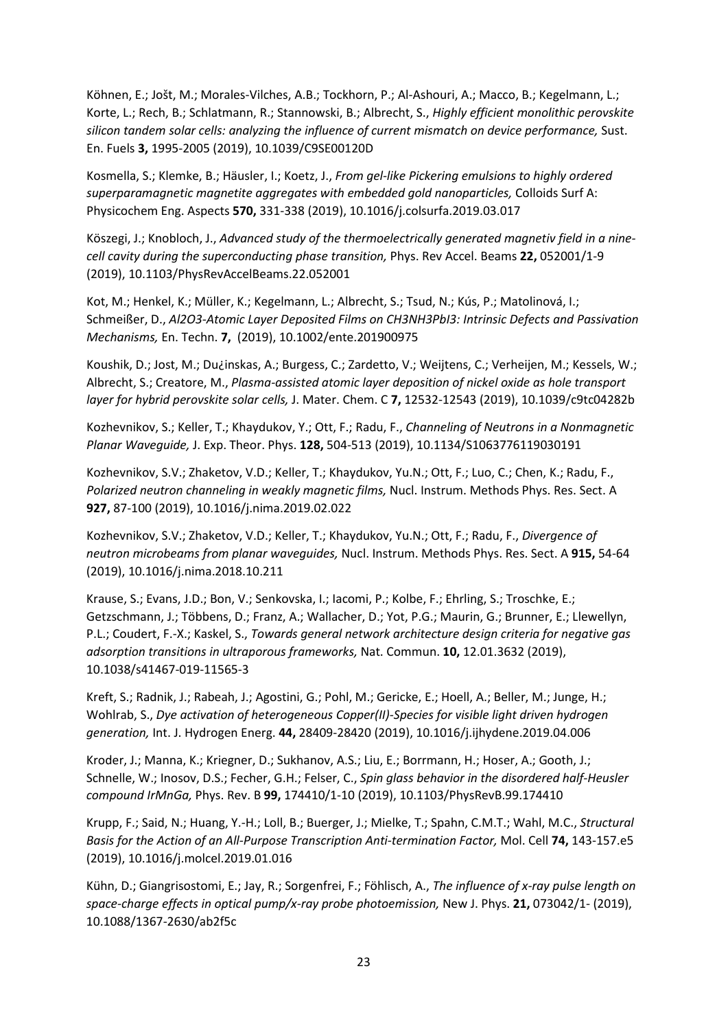Köhnen, E.; Jošt, M.; Morales-Vilches, A.B.; Tockhorn, P.; Al-Ashouri, A.; Macco, B.; Kegelmann, L.; Korte, L.; Rech, B.; Schlatmann, R.; Stannowski, B.; Albrecht, S., *Highly efficient monolithic perovskite silicon tandem solar cells: analyzing the influence of current mismatch on device performance,* Sust. En. Fuels **3,** 1995-2005 (2019), 10.1039/C9SE00120D

Kosmella, S.; Klemke, B.; Häusler, I.; Koetz, J., *From gel-like Pickering emulsions to highly ordered superparamagnetic magnetite aggregates with embedded gold nanoparticles,* Colloids Surf A: Physicochem Eng. Aspects **570,** 331-338 (2019), 10.1016/j.colsurfa.2019.03.017

Köszegi, J.; Knobloch, J., *Advanced study of the thermoelectrically generated magnetiv field in a nine-cell cavity during the superconducting phase transition,* Phys. Rev Accel. Beams **22,** 052001/1-9 (2019), 10.1103/PhysRevAccelBeams.22.052001

Kot, M.; Henkel, K.; Müller, K.; Kegelmann, L.; Albrecht, S.; Tsud, N.; Kús, P.; Matolinová, I.; Schmeißer, D., *Al2O3-Atomic Layer Deposited Films on CH3NH3PbI3: Intrinsic Defects and Passivation Mechanisms,* En. Techn. **7,** (2019), 10.1002/ente.201900975

Koushik, D.; Jost, M.; Du¿inskas, A.; Burgess, C.; Zardetto, V.; Weijtens, C.; Verheijen, M.; Kessels, W.; Albrecht, S.; Creatore, M., *Plasma-assisted atomic layer deposition of nickel oxide as hole transport layer for hybrid perovskite solar cells,* J. Mater. Chem. C **7,** 12532-12543 (2019), 10.1039/c9tc04282b

Kozhevnikov, S.; Keller, T.; Khaydukov, Y.; Ott, F.; Radu, F., *Channeling of Neutrons in a Nonmagnetic Planar Waveguide,* J. Exp. Theor. Phys. **128,** 504-513 (2019), 10.1134/S1063776119030191

Kozhevnikov, S.V.; Zhaketov, V.D.; Keller, T.; Khaydukov, Yu.N.; Ott, F.; Luo, C.; Chen, K.; Radu, F., *Polarized neutron channeling in weakly magnetic films,* Nucl. Instrum. Methods Phys. Res. Sect. A **927,** 87-100 (2019), 10.1016/j.nima.2019.02.022

Kozhevnikov, S.V.; Zhaketov, V.D.; Keller, T.; Khaydukov, Yu.N.; Ott, F.; Radu, F., *Divergence of neutron microbeams from planar waveguides,* Nucl. Instrum. Methods Phys. Res. Sect. A **915,** 54-64 (2019), 10.1016/j.nima.2018.10.211

Krause, S.; Evans, J.D.; Bon, V.; Senkovska, I.; Iacomi, P.; Kolbe, F.; Ehrling, S.; Troschke, E.; Getzschmann, J.; Többens, D.; Franz, A.; Wallacher, D.; Yot, P.G.; Maurin, G.; Brunner, E.; Llewellyn, P.L.; Coudert, F.-X.; Kaskel, S., *Towards general network architecture design criteria for negative gas adsorption transitions in ultraporous frameworks,* Nat. Commun. **10,** 12.01.3632 (2019), 10.1038/s41467-019-11565-3

Kreft, S.; Radnik, J.; Rabeah, J.; Agostini, G.; Pohl, M.; Gericke, E.; Hoell, A.; Beller, M.; Junge, H.; Wohlrab, S., *Dye activation of heterogeneous Copper(II)-Species for visible light driven hydrogen generation,* Int. J. Hydrogen Energ. **44,** 28409-28420 (2019), 10.1016/j.ijhydene.2019.04.006

Kroder, J.; Manna, K.; Kriegner, D.; Sukhanov, A.S.; Liu, E.; Borrmann, H.; Hoser, A.; Gooth, J.; Schnelle, W.; Inosov, D.S.; Fecher, G.H.; Felser, C., *Spin glass behavior in the disordered half-Heusler compound IrMnGa,* Phys. Rev. B **99,** 174410/1-10 (2019), 10.1103/PhysRevB.99.174410

Krupp, F.; Said, N.; Huang, Y.-H.; Loll, B.; Buerger, J.; Mielke, T.; Spahn, C.M.T.; Wahl, M.C., *Structural Basis for the Action of an All-Purpose Transcription Anti-termination Factor,* Mol. Cell **74,** 143-157.e5 (2019), 10.1016/j.molcel.2019.01.016

Kühn, D.; Giangrisostomi, E.; Jay, R.; Sorgenfrei, F.; Föhlisch, A., *The influence of x-ray pulse length on space-charge effects in optical pump/x-ray probe photoemission,* New J. Phys. **21,** 073042/1- (2019), 10.1088/1367-2630/ab2f5c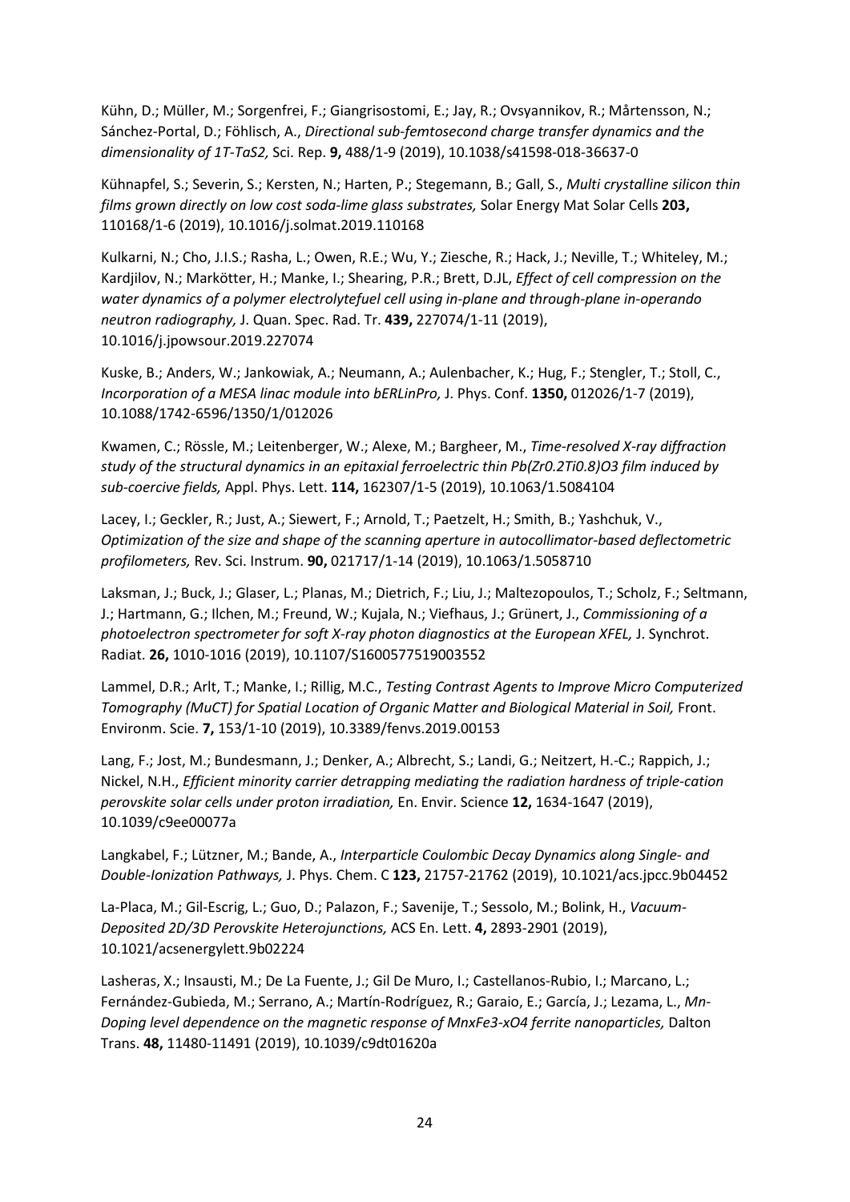Kühn, D.; Müller, M.; Sorgenfrei, F.; Giangrisostomi, E.; Jay, R.; Ovsyannikov, R.; Mårtensson, N.; Sánchez-Portal, D.; Föhlisch, A., *Directional sub-femtosecond charge transfer dynamics and the dimensionality of 1T-TaS2,* Sci. Rep. **9,** 488/1-9 (2019), 10.1038/s41598-018-36637-0

Kühnapfel, S.; Severin, S.; Kersten, N.; Harten, P.; Stegemann, B.; Gall, S., *Multi crystalline silicon thin films grown directly on low cost soda-lime glass substrates,* Solar Energy Mat Solar Cells **203,** 110168/1-6 (2019), 10.1016/j.solmat.2019.110168

Kulkarni, N.; Cho, J.I.S.; Rasha, L.; Owen, R.E.; Wu, Y.; Ziesche, R.; Hack, J.; Neville, T.; Whiteley, M.; Kardjilov, N.; Markötter, H.; Manke, I.; Shearing, P.R.; Brett, D.JL, *Effect of cell compression on the water dynamics of a polymer electrolytefuel cell using in-plane and through-plane in-operando neutron radiography,* J. Quan. Spec. Rad. Tr. **439,** 227074/1-11 (2019), 10.1016/j.jpowsour.2019.227074

Kuske, B.; Anders, W.; Jankowiak, A.; Neumann, A.; Aulenbacher, K.; Hug, F.; Stengler, T.; Stoll, C., *Incorporation of a MESA linac module into bERLinPro,* J. Phys. Conf. **1350,** 012026/1-7 (2019), 10.1088/1742-6596/1350/1/012026

Kwamen, C.; Rössle, M.; Leitenberger, W.; Alexe, M.; Bargheer, M., *Time-resolved X-ray diffraction study of the structural dynamics in an epitaxial ferroelectric thin Pb(Zr0.2Ti0.8)O3 film induced by sub-coercive fields,* Appl. Phys. Lett. **114,** 162307/1-5 (2019), 10.1063/1.5084104

Lacey, I.; Geckler, R.; Just, A.; Siewert, F.; Arnold, T.; Paetzelt, H.; Smith, B.; Yashchuk, V., *Optimization of the size and shape of the scanning aperture in autocollimator-based deflectometric profilometers,* Rev. Sci. Instrum. **90,** 021717/1-14 (2019), 10.1063/1.5058710

Laksman, J.; Buck, J.; Glaser, L.; Planas, M.; Dietrich, F.; Liu, J.; Maltezopoulos, T.; Scholz, F.; Seltmann, J.; Hartmann, G.; Ilchen, M.; Freund, W.; Kujala, N.; Viefhaus, J.; Grünert, J., *Commissioning of a photoelectron spectrometer for soft X-ray photon diagnostics at the European XFEL,* J. Synchrot. Radiat. **26,** 1010-1016 (2019), 10.1107/S1600577519003552

Lammel, D.R.; Arlt, T.; Manke, I.; Rillig, M.C., *Testing Contrast Agents to Improve Micro Computerized Tomography (MuCT) for Spatial Location of Organic Matter and Biological Material in Soil,* Front. Environm. Scie. **7,** 153/1-10 (2019), 10.3389/fenvs.2019.00153

Lang, F.; Jost, M.; Bundesmann, J.; Denker, A.; Albrecht, S.; Landi, G.; Neitzert, H.-C.; Rappich, J.; Nickel, N.H., *Efficient minority carrier detrapping mediating the radiation hardness of triple-cation perovskite solar cells under proton irradiation,* En. Envir. Science **12,** 1634-1647 (2019), 10.1039/c9ee00077a

Langkabel, F.; Lützner, M.; Bande, A., *Interparticle Coulombic Decay Dynamics along Single- and Double-Ionization Pathways,* J. Phys. Chem. C **123,** 21757-21762 (2019), 10.1021/acs.jpcc.9b04452

La-Placa, M.; Gil-Escrig, L.; Guo, D.; Palazon, F.; Savenije, T.; Sessolo, M.; Bolink, H., *Vacuum-Deposited 2D/3D Perovskite Heterojunctions,* ACS En. Lett. **4,** 2893-2901 (2019), 10.1021/acsenergylett.9b02224

Lasheras, X.; Insausti, M.; De La Fuente, J.; Gil De Muro, I.; Castellanos-Rubio, I.; Marcano, L.; Fernández-Gubieda, M.; Serrano, A.; Martín-Rodríguez, R.; Garaio, E.; García, J.; Lezama, L., *Mn-Doping level dependence on the magnetic response of MnxFe3-xO4 ferrite nanoparticles,* Dalton Trans. **48,** 11480-11491 (2019), 10.1039/c9dt01620a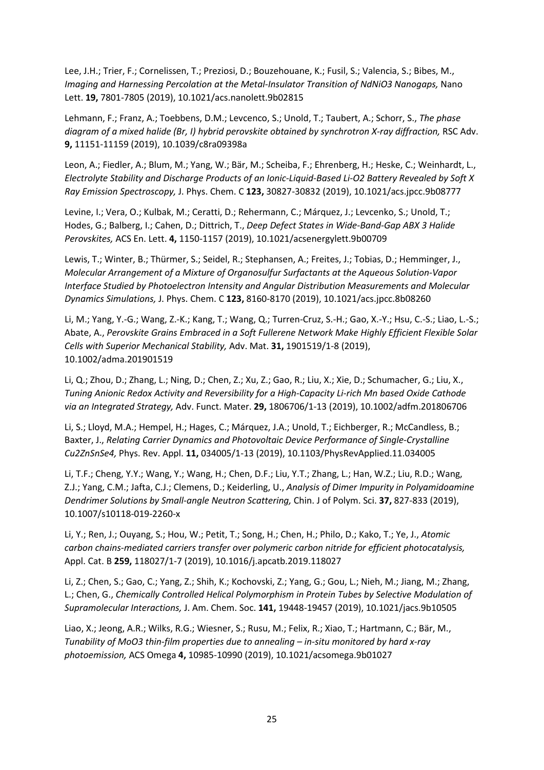Lee, J.H.; Trier, F.; Cornelissen, T.; Preziosi, D.; Bouzehouane, K.; Fusil, S.; Valencia, S.; Bibes, M., *Imaging and Harnessing Percolation at the Metal-Insulator Transition of NdNiO3 Nanogaps,* Nano Lett. **19,** 7801-7805 (2019), 10.1021/acs.nanolett.9b02815

Lehmann, F.; Franz, A.; Toebbens, D.M.; Levcenco, S.; Unold, T.; Taubert, A.; Schorr, S., *The phase diagram of a mixed halide (Br, I) hybrid perovskite obtained by synchrotron X-ray diffraction,* RSC Adv. **9,** 11151-11159 (2019), 10.1039/c8ra09398a

Leon, A.; Fiedler, A.; Blum, M.; Yang, W.; Bär, M.; Scheiba, F.; Ehrenberg, H.; Heske, C.; Weinhardt, L., *Electrolyte Stability and Discharge Products of an Ionic-Liquid-Based Li-O2 Battery Revealed by Soft X Ray Emission Spectroscopy,* J. Phys. Chem. C **123,** 30827-30832 (2019), 10.1021/acs.jpcc.9b08777

Levine, I.; Vera, O.; Kulbak, M.; Ceratti, D.; Rehermann, C.; Márquez, J.; Levcenko, S.; Unold, T.; Hodes, G.; Balberg, I.; Cahen, D.; Dittrich, T., *Deep Defect States in Wide-Band-Gap ABX 3 Halide Perovskites,* ACS En. Lett. **4,** 1150-1157 (2019), 10.1021/acsenergylett.9b00709

Lewis, T.; Winter, B.; Thürmer, S.; Seidel, R.; Stephansen, A.; Freites, J.; Tobias, D.; Hemminger, J., *Molecular Arrangement of a Mixture of Organosulfur Surfactants at the Aqueous Solution-Vapor Interface Studied by Photoelectron Intensity and Angular Distribution Measurements and Molecular Dynamics Simulations,* J. Phys. Chem. C **123,** 8160-8170 (2019), 10.1021/acs.jpcc.8b08260

Li, M.; Yang, Y.-G.; Wang, Z.-K.; Kang, T.; Wang, Q.; Turren-Cruz, S.-H.; Gao, X.-Y.; Hsu, C.-S.; Liao, L.-S.; Abate, A., *Perovskite Grains Embraced in a Soft Fullerene Network Make Highly Efficient Flexible Solar Cells with Superior Mechanical Stability,* Adv. Mat. **31,** 1901519/1-8 (2019), 10.1002/adma.201901519

Li, Q.; Zhou, D.; Zhang, L.; Ning, D.; Chen, Z.; Xu, Z.; Gao, R.; Liu, X.; Xie, D.; Schumacher, G.; Liu, X., *Tuning Anionic Redox Activity and Reversibility for a High-Capacity Li-rich Mn based Oxide Cathode via an Integrated Strategy,* Adv. Funct. Mater. **29,** 1806706/1-13 (2019), 10.1002/adfm.201806706

Li, S.; Lloyd, M.A.; Hempel, H.; Hages, C.; Márquez, J.A.; Unold, T.; Eichberger, R.; McCandless, B.; Baxter, J., *Relating Carrier Dynamics and Photovoltaic Device Performance of Single-Crystalline Cu2ZnSnSe4,* Phys. Rev. Appl. **11,** 034005/1-13 (2019), 10.1103/PhysRevApplied.11.034005

Li, T.F.; Cheng, Y.Y.; Wang, Y.; Wang, H.; Chen, D.F.; Liu, Y.T.; Zhang, L.; Han, W.Z.; Liu, R.D.; Wang, Z.J.; Yang, C.M.; Jafta, C.J.; Clemens, D.; Keiderling, U., *Analysis of Dimer Impurity in Polyamidoamine Dendrimer Solutions by Small-angle Neutron Scattering,* Chin. J of Polym. Sci. **37,** 827-833 (2019), 10.1007/s10118-019-2260-x

Li, Y.; Ren, J.; Ouyang, S.; Hou, W.; Petit, T.; Song, H.; Chen, H.; Philo, D.; Kako, T.; Ye, J., *Atomic carbon chains-mediated carriers transfer over polymeric carbon nitride for efficient photocatalysis,* Appl. Cat. B **259,** 118027/1-7 (2019), 10.1016/j.apcatb.2019.118027

Li, Z.; Chen, S.; Gao, C.; Yang, Z.; Shih, K.; Kochovski, Z.; Yang, G.; Gou, L.; Nieh, M.; Jiang, M.; Zhang, L.; Chen, G., *Chemically Controlled Helical Polymorphism in Protein Tubes by Selective Modulation of Supramolecular Interactions,* J. Am. Chem. Soc. **141,** 19448-19457 (2019), 10.1021/jacs.9b10505

Liao, X.; Jeong, A.R.; Wilks, R.G.; Wiesner, S.; Rusu, M.; Felix, R.; Xiao, T.; Hartmann, C.; Bär, M., *Tunability of MoO3 thin-film properties due to annealing – in-situ monitored by hard x-ray photoemission,* ACS Omega **4,** 10985-10990 (2019), 10.1021/acsomega.9b01027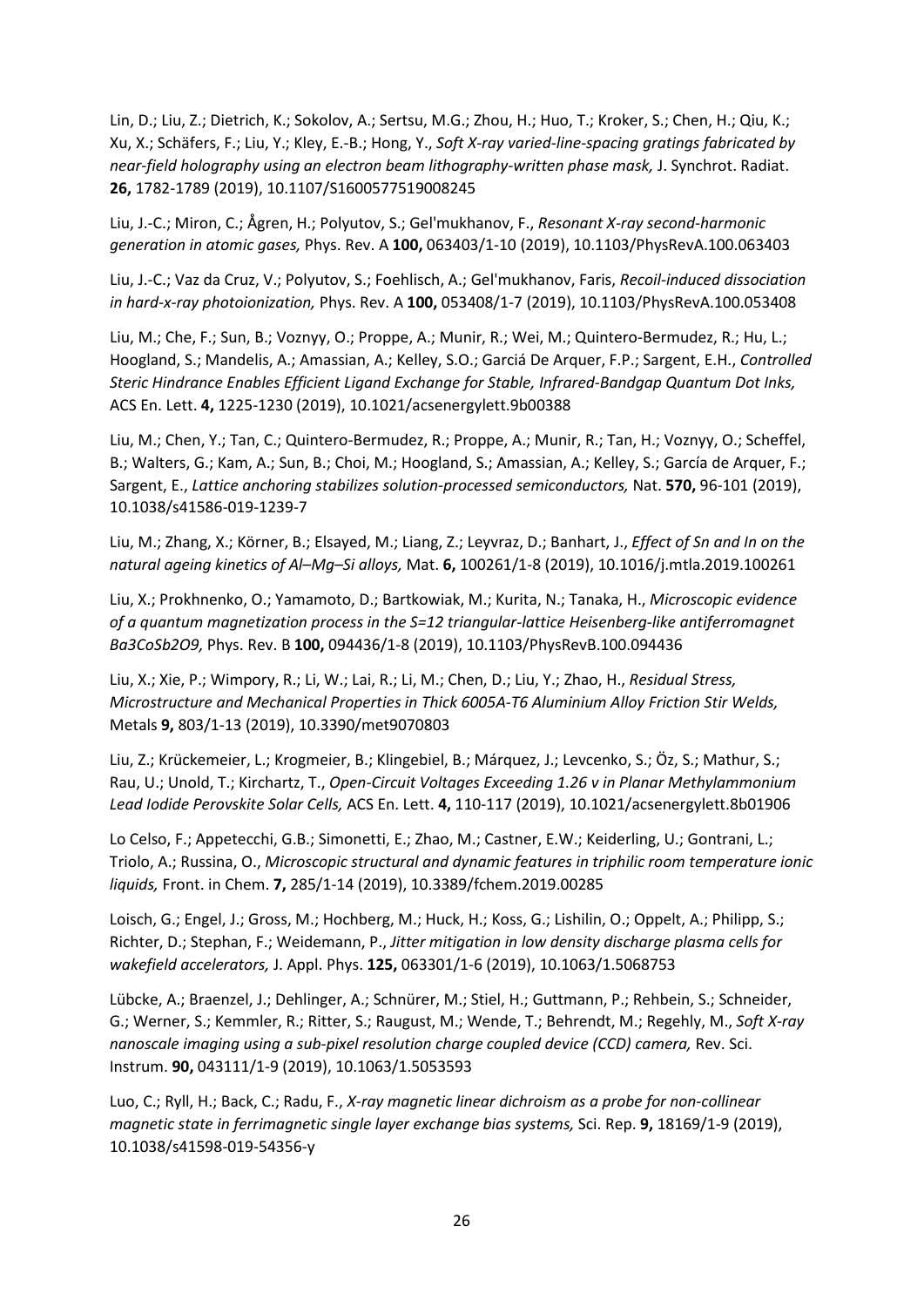Lin, D.; Liu, Z.; Dietrich, K.; Sokolov, A.; Sertsu, M.G.; Zhou, H.; Huo, T.; Kroker, S.; Chen, H.; Qiu, K.; Xu, X.; Schäfers, F.; Liu, Y.; Kley, E.-B.; Hong, Y., *Soft X-ray varied-line-spacing gratings fabricated by near-field holography using an electron beam lithography-written phase mask,* J. Synchrot. Radiat. **26,** 1782-1789 (2019), 10.1107/S1600577519008245

Liu, J.-C.; Miron, C.; Ågren, H.; Polyutov, S.; Gel'mukhanov, F., *Resonant X-ray second-harmonic generation in atomic gases,* Phys. Rev. A **100,** 063403/1-10 (2019), 10.1103/PhysRevA.100.063403

Liu, J.-C.; Vaz da Cruz, V.; Polyutov, S.; Foehlisch, A.; Gel'mukhanov, Faris, *Recoil-induced dissociation in hard-x-ray photoionization,* Phys. Rev. A **100,** 053408/1-7 (2019), 10.1103/PhysRevA.100.053408

Liu, M.; Che, F.; Sun, B.; Voznyy, O.; Proppe, A.; Munir, R.; Wei, M.; Quintero-Bermudez, R.; Hu, L.; Hoogland, S.; Mandelis, A.; Amassian, A.; Kelley, S.O.; Garciá De Arquer, F.P.; Sargent, E.H., *Controlled Steric Hindrance Enables Efficient Ligand Exchange for Stable, Infrared-Bandgap Quantum Dot Inks,* ACS En. Lett. **4,** 1225-1230 (2019), 10.1021/acsenergylett.9b00388

Liu, M.; Chen, Y.; Tan, C.; Quintero-Bermudez, R.; Proppe, A.; Munir, R.; Tan, H.; Voznyy, O.; Scheffel, B.; Walters, G.; Kam, A.; Sun, B.; Choi, M.; Hoogland, S.; Amassian, A.; Kelley, S.; García de Arquer, F.; Sargent, E., *Lattice anchoring stabilizes solution-processed semiconductors,* Nat. **570,** 96-101 (2019), 10.1038/s41586-019-1239-7

Liu, M.; Zhang, X.; Körner, B.; Elsayed, M.; Liang, Z.; Leyvraz, D.; Banhart, J., *Effect of Sn and In on the natural ageing kinetics of Al–Mg–Si alloys,* Mat. **6,** 100261/1-8 (2019), 10.1016/j.mtla.2019.100261

Liu, X.; Prokhnenko, O.; Yamamoto, D.; Bartkowiak, M.; Kurita, N.; Tanaka, H., *Microscopic evidence of a quantum magnetization process in the S=12 triangular-lattice Heisenberg-like antiferromagnet Ba3CoSb2O9,* Phys. Rev. B **100,** 094436/1-8 (2019), 10.1103/PhysRevB.100.094436

Liu, X.; Xie, P.; Wimpory, R.; Li, W.; Lai, R.; Li, M.; Chen, D.; Liu, Y.; Zhao, H., *Residual Stress, Microstructure and Mechanical Properties in Thick 6005A-T6 Aluminium Alloy Friction Stir Welds,* Metals **9,** 803/1-13 (2019), 10.3390/met9070803

Liu, Z.; Krückemeier, L.; Krogmeier, B.; Klingebiel, B.; Márquez, J.; Levcenko, S.; Öz, S.; Mathur, S.; Rau, U.; Unold, T.; Kirchartz, T., *Open-Circuit Voltages Exceeding 1.26 v in Planar Methylammonium Lead Iodide Perovskite Solar Cells,* ACS En. Lett. **4,** 110-117 (2019), 10.1021/acsenergylett.8b01906

Lo Celso, F.; Appetecchi, G.B.; Simonetti, E.; Zhao, M.; Castner, E.W.; Keiderling, U.; Gontrani, L.; Triolo, A.; Russina, O., *Microscopic structural and dynamic features in triphilic room temperature ionic liquids,* Front. in Chem. **7,** 285/1-14 (2019), 10.3389/fchem.2019.00285

Loisch, G.; Engel, J.; Gross, M.; Hochberg, M.; Huck, H.; Koss, G.; Lishilin, O.; Oppelt, A.; Philipp, S.; Richter, D.; Stephan, F.; Weidemann, P., *Jitter mitigation in low density discharge plasma cells for wakefield accelerators,* J. Appl. Phys. **125,** 063301/1-6 (2019), 10.1063/1.5068753

Lübcke, A.; Braenzel, J.; Dehlinger, A.; Schnürer, M.; Stiel, H.; Guttmann, P.; Rehbein, S.; Schneider, G.; Werner, S.; Kemmler, R.; Ritter, S.; Raugust, M.; Wende, T.; Behrendt, M.; Regehly, M., *Soft X-ray nanoscale imaging using a sub-pixel resolution charge coupled device (CCD) camera,* Rev. Sci. Instrum. **90,** 043111/1-9 (2019), 10.1063/1.5053593

Luo, C.; Ryll, H.; Back, C.; Radu, F., *X-ray magnetic linear dichroism as a probe for non-collinear magnetic state in ferrimagnetic single layer exchange bias systems,* Sci. Rep. **9,** 18169/1-9 (2019), 10.1038/s41598-019-54356-y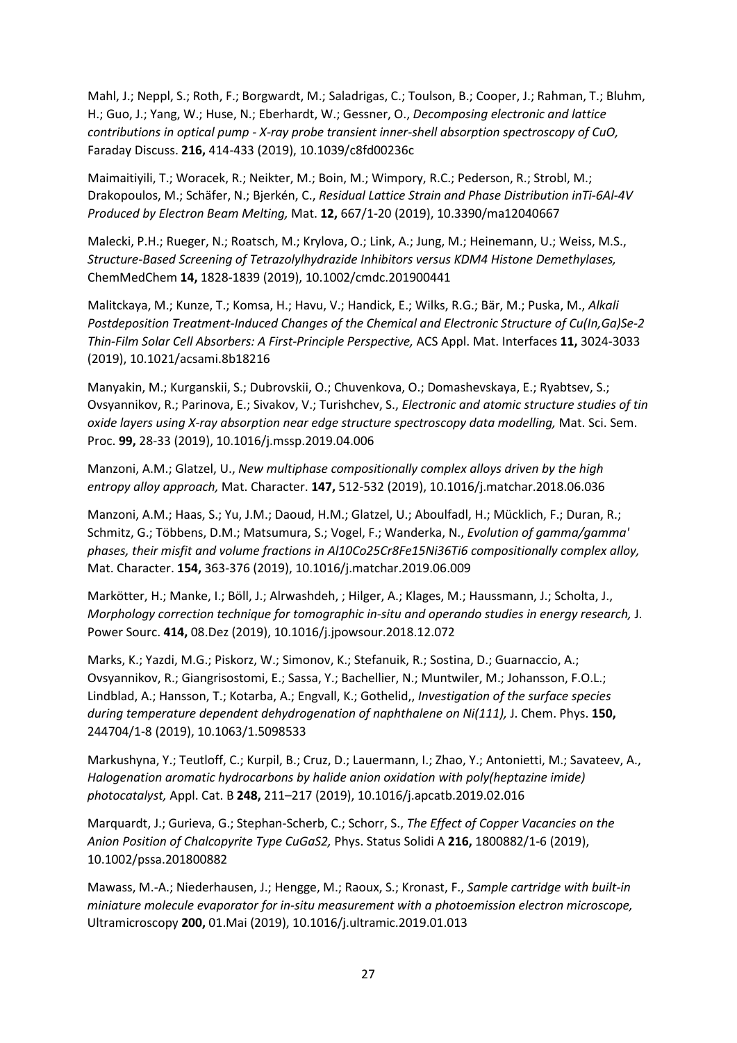Mahl, J.; Neppl, S.; Roth, F.; Borgwardt, M.; Saladrigas, C.; Toulson, B.; Cooper, J.; Rahman, T.; Bluhm, H.; Guo, J.; Yang, W.; Huse, N.; Eberhardt, W.; Gessner, O., *Decomposing electronic and lattice contributions in optical pump - X-ray probe transient inner-shell absorption spectroscopy of CuO,* Faraday Discuss. **216,** 414-433 (2019), 10.1039/c8fd00236c

Maimaitiyili, T.; Woracek, R.; Neikter, M.; Boin, M.; Wimpory, R.C.; Pederson, R.; Strobl, M.; Drakopoulos, M.; Schäfer, N.; Bjerkén, C., *Residual Lattice Strain and Phase Distribution inTi-6Al-4V Produced by Electron Beam Melting,* Mat. **12,** 667/1-20 (2019), 10.3390/ma12040667

Malecki, P.H.; Rueger, N.; Roatsch, M.; Krylova, O.; Link, A.; Jung, M.; Heinemann, U.; Weiss, M.S., *Structure-Based Screening of Tetrazolylhydrazide Inhibitors versus KDM4 Histone Demethylases,* ChemMedChem **14,** 1828-1839 (2019), 10.1002/cmdc.201900441

Malitckaya, M.; Kunze, T.; Komsa, H.; Havu, V.; Handick, E.; Wilks, R.G.; Bär, M.; Puska, M., *Alkali Postdeposition Treatment-Induced Changes of the Chemical and Electronic Structure of Cu(In,Ga)Se-2 Thin-Film Solar Cell Absorbers: A First-Principle Perspective,* ACS Appl. Mat. Interfaces **11,** 3024-3033 (2019), 10.1021/acsami.8b18216

Manyakin, M.; Kurganskii, S.; Dubrovskii, O.; Chuvenkova, O.; Domashevskaya, E.; Ryabtsev, S.; Ovsyannikov, R.; Parinova, E.; Sivakov, V.; Turishchev, S., *Electronic and atomic structure studies of tin oxide layers using X-ray absorption near edge structure spectroscopy data modelling,* Mat. Sci. Sem. Proc. **99,** 28-33 (2019), 10.1016/j.mssp.2019.04.006

Manzoni, A.M.; Glatzel, U., *New multiphase compositionally complex alloys driven by the high entropy alloy approach,* Mat. Character. **147,** 512-532 (2019), 10.1016/j.matchar.2018.06.036

Manzoni, A.M.; Haas, S.; Yu, J.M.; Daoud, H.M.; Glatzel, U.; Aboulfadl, H.; Mücklich, F.; Duran, R.; Schmitz, G.; Többens, D.M.; Matsumura, S.; Vogel, F.; Wanderka, N., *Evolution of gamma/gamma' phases, their misfit and volume fractions in Al10Co25Cr8Fe15Ni36Ti6 compositionally complex alloy,* Mat. Character. **154,** 363-376 (2019), 10.1016/j.matchar.2019.06.009

Markötter, H.; Manke, I.; Böll, J.; Alrwashdeh, ; Hilger, A.; Klages, M.; Haussmann, J.; Scholta, J., *Morphology correction technique for tomographic in-situ and operando studies in energy research,* J. Power Sourc. **414,** 08.Dez (2019), 10.1016/j.jpowsour.2018.12.072

Marks, K.; Yazdi, M.G.; Piskorz, W.; Simonov, K.; Stefanuik, R.; Sostina, D.; Guarnaccio, A.; Ovsyannikov, R.; Giangrisostomi, E.; Sassa, Y.; Bachellier, N.; Muntwiler, M.; Johansson, F.O.L.; Lindblad, A.; Hansson, T.; Kotarba, A.; Engvall, K.; Gothelid,, *Investigation of the surface species during temperature dependent dehydrogenation of naphthalene on Ni(111),* J. Chem. Phys. **150,** 244704/1-8 (2019), 10.1063/1.5098533

Markushyna, Y.; Teutloff, C.; Kurpil, B.; Cruz, D.; Lauermann, I.; Zhao, Y.; Antonietti, M.; Savateev, A., *Halogenation aromatic hydrocarbons by halide anion oxidation with poly(heptazine imide) photocatalyst,* Appl. Cat. B **248,** 211–217 (2019), 10.1016/j.apcatb.2019.02.016

Marquardt, J.; Gurieva, G.; Stephan-Scherb, C.; Schorr, S., *The Effect of Copper Vacancies on the Anion Position of Chalcopyrite Type CuGaS2,* Phys. Status Solidi A **216,** 1800882/1-6 (2019), 10.1002/pssa.201800882

Mawass, M.-A.; Niederhausen, J.; Hengge, M.; Raoux, S.; Kronast, F., *Sample cartridge with built-in miniature molecule evaporator for in-situ measurement with a photoemission electron microscope,* Ultramicroscopy **200,** 01.Mai (2019), 10.1016/j.ultramic.2019.01.013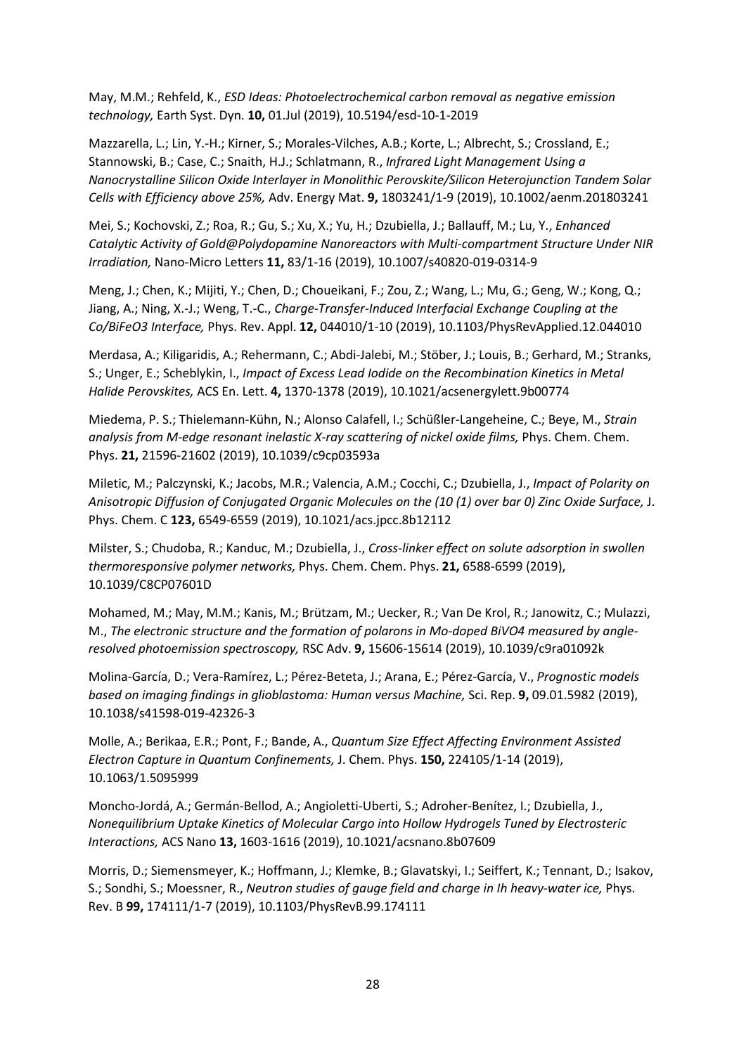May, M.M.; Rehfeld, K., *ESD Ideas: Photoelectrochemical carbon removal as negative emission technology,* Earth Syst. Dyn. **10,** 01.Jul (2019), 10.5194/esd-10-1-2019

Mazzarella, L.; Lin, Y.-H.; Kirner, S.; Morales-Vilches, A.B.; Korte, L.; Albrecht, S.; Crossland, E.; Stannowski, B.; Case, C.; Snaith, H.J.; Schlatmann, R., *Infrared Light Management Using a Nanocrystalline Silicon Oxide Interlayer in Monolithic Perovskite/Silicon Heterojunction Tandem Solar Cells with Efficiency above 25%,* Adv. Energy Mat. **9,** 1803241/1-9 (2019), 10.1002/aenm.201803241

Mei, S.; Kochovski, Z.; Roa, R.; Gu, S.; Xu, X.; Yu, H.; Dzubiella, J.; Ballauff, M.; Lu, Y., *Enhanced Catalytic Activity of Gold@Polydopamine Nanoreactors with Multi-compartment Structure Under NIR Irradiation,* Nano-Micro Letters **11,** 83/1-16 (2019), 10.1007/s40820-019-0314-9

Meng, J.; Chen, K.; Mijiti, Y.; Chen, D.; Choueikani, F.; Zou, Z.; Wang, L.; Mu, G.; Geng, W.; Kong, Q.; Jiang, A.; Ning, X.-J.; Weng, T.-C., *Charge-Transfer-Induced Interfacial Exchange Coupling at the Co/BiFeO3 Interface,* Phys. Rev. Appl. **12,** 044010/1-10 (2019), 10.1103/PhysRevApplied.12.044010

Merdasa, A.; Kiligaridis, A.; Rehermann, C.; Abdi-Jalebi, M.; Stöber, J.; Louis, B.; Gerhard, M.; Stranks, S.; Unger, E.; Scheblykin, I., *Impact of Excess Lead Iodide on the Recombination Kinetics in Metal Halide Perovskites,* ACS En. Lett. **4,** 1370-1378 (2019), 10.1021/acsenergylett.9b00774

Miedema, P. S.; Thielemann-Kühn, N.; Alonso Calafell, I.; Schüßler-Langeheine, C.; Beye, M., *Strain analysis from M-edge resonant inelastic X-ray scattering of nickel oxide films,* Phys. Chem. Chem. Phys. **21,** 21596-21602 (2019), 10.1039/c9cp03593a

Miletic, M.; Palczynski, K.; Jacobs, M.R.; Valencia, A.M.; Cocchi, C.; Dzubiella, J., *Impact of Polarity on Anisotropic Diffusion of Conjugated Organic Molecules on the (10 (1) over bar 0) Zinc Oxide Surface,* J. Phys. Chem. C **123,** 6549-6559 (2019), 10.1021/acs.jpcc.8b12112

Milster, S.; Chudoba, R.; Kanduc, M.; Dzubiella, J., *Cross-linker effect on solute adsorption in swollen thermoresponsive polymer networks,* Phys. Chem. Chem. Phys. **21,** 6588-6599 (2019), 10.1039/C8CP07601D

Mohamed, M.; May, M.M.; Kanis, M.; Brützam, M.; Uecker, R.; Van De Krol, R.; Janowitz, C.; Mulazzi, M., *The electronic structure and the formation of polarons in Mo-doped BiVO4 measured by angle-resolved photoemission spectroscopy,* RSC Adv. **9,** 15606-15614 (2019), 10.1039/c9ra01092k

Molina-García, D.; Vera-Ramírez, L.; Pérez-Beteta, J.; Arana, E.; Pérez-García, V., *Prognostic models based on imaging findings in glioblastoma: Human versus Machine,* Sci. Rep. **9,** 09.01.5982 (2019), 10.1038/s41598-019-42326-3

Molle, A.; Berikaa, E.R.; Pont, F.; Bande, A., *Quantum Size Effect Affecting Environment Assisted Electron Capture in Quantum Confinements,* J. Chem. Phys. **150,** 224105/1-14 (2019), 10.1063/1.5095999

Moncho-Jordá, A.; Germán-Bellod, A.; Angioletti-Uberti, S.; Adroher-Benítez, I.; Dzubiella, J., *Nonequilibrium Uptake Kinetics of Molecular Cargo into Hollow Hydrogels Tuned by Electrosteric Interactions,* ACS Nano **13,** 1603-1616 (2019), 10.1021/acsnano.8b07609

Morris, D.; Siemensmeyer, K.; Hoffmann, J.; Klemke, B.; Glavatskyi, I.; Seiffert, K.; Tennant, D.; Isakov, S.; Sondhi, S.; Moessner, R., *Neutron studies of gauge field and charge in Ih heavy-water ice,* Phys. Rev. B **99,** 174111/1-7 (2019), 10.1103/PhysRevB.99.174111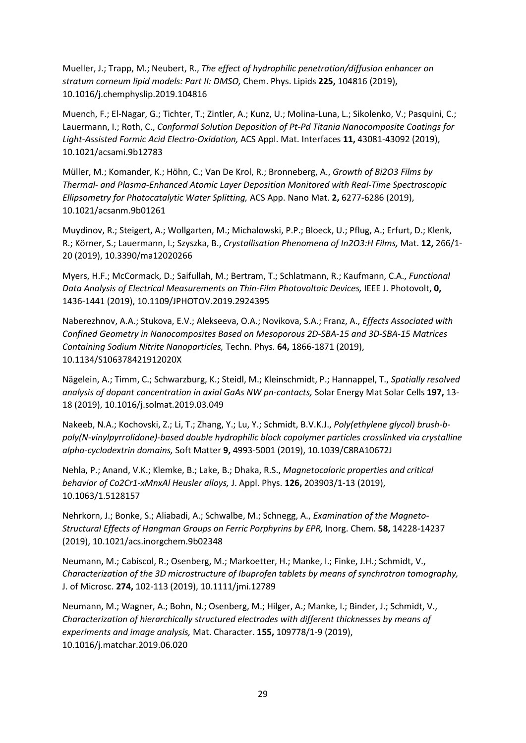Mueller, J.; Trapp, M.; Neubert, R., *The effect of hydrophilic penetration/diffusion enhancer on stratum corneum lipid models: Part II: DMSO,* Chem. Phys. Lipids **225,** 104816 (2019), 10.1016/j.chemphyslip.2019.104816

Muench, F.; El-Nagar, G.; Tichter, T.; Zintler, A.; Kunz, U.; Molina-Luna, L.; Sikolenko, V.; Pasquini, C.; Lauermann, I.; Roth, C., *Conformal Solution Deposition of Pt-Pd Titania Nanocomposite Coatings for Light-Assisted Formic Acid Electro-Oxidation,* ACS Appl. Mat. Interfaces **11,** 43081-43092 (2019), 10.1021/acsami.9b12783

Müller, M.; Komander, K.; Höhn, C.; Van De Krol, R.; Bronneberg, A., *Growth of Bi2O3 Films by Thermal- and Plasma-Enhanced Atomic Layer Deposition Monitored with Real-Time Spectroscopic Ellipsometry for Photocatalytic Water Splitting,* ACS App. Nano Mat. **2,** 6277-6286 (2019), 10.1021/acsanm.9b01261

Muydinov, R.; Steigert, A.; Wollgarten, M.; Michalowski, P.P.; Bloeck, U.; Pflug, A.; Erfurt, D.; Klenk, R.; Körner, S.; Lauermann, I.; Szyszka, B., *Crystallisation Phenomena of In2O3:H Films,* Mat. **12,** 266/1-20 (2019), 10.3390/ma12020266

Myers, H.F.; McCormack, D.; Saifullah, M.; Bertram, T.; Schlatmann, R.; Kaufmann, C.A., *Functional Data Analysis of Electrical Measurements on Thin-Film Photovoltaic Devices,* IEEE J. Photovolt, **0,** 1436-1441 (2019), 10.1109/JPHOTOV.2019.2924395

Naberezhnov, A.A.; Stukova, E.V.; Alekseeva, O.A.; Novikova, S.A.; Franz, A., *Effects Associated with Confined Geometry in Nanocomposites Based on Mesoporous 2D-SBA-15 and 3D-SBA-15 Matrices Containing Sodium Nitrite Nanoparticles,* Techn. Phys. **64,** 1866-1871 (2019), 10.1134/S106378421912020X

Nägelein, A.; Timm, C.; Schwarzburg, K.; Steidl, M.; Kleinschmidt, P.; Hannappel, T., *Spatially resolved analysis of dopant concentration in axial GaAs NW pn-contacts,* Solar Energy Mat Solar Cells **197,** 13-18 (2019), 10.1016/j.solmat.2019.03.049

Nakeeb, N.A.; Kochovski, Z.; Li, T.; Zhang, Y.; Lu, Y.; Schmidt, B.V.K.J., *Poly(ethylene glycol) brush-b-poly(N-vinylpyrrolidone)-based double hydrophilic block copolymer particles crosslinked via crystalline alpha-cyclodextrin domains,* Soft Matter **9,** 4993-5001 (2019), 10.1039/C8RA10672J

Nehla, P.; Anand, V.K.; Klemke, B.; Lake, B.; Dhaka, R.S., *Magnetocaloric properties and critical behavior of Co2Cr1-xMnxAl Heusler alloys,* J. Appl. Phys. **126,** 203903/1-13 (2019), 10.1063/1.5128157

Nehrkorn, J.; Bonke, S.; Aliabadi, A.; Schwalbe, M.; Schnegg, A., *Examination of the Magneto-Structural Effects of Hangman Groups on Ferric Porphyrins by EPR,* Inorg. Chem. **58,** 14228-14237 (2019), 10.1021/acs.inorgchem.9b02348

Neumann, M.; Cabiscol, R.; Osenberg, M.; Markoetter, H.; Manke, I.; Finke, J.H.; Schmidt, V., *Characterization of the 3D microstructure of Ibuprofen tablets by means of synchrotron tomography,* J. of Microsc. **274,** 102-113 (2019), 10.1111/jmi.12789

Neumann, M.; Wagner, A.; Bohn, N.; Osenberg, M.; Hilger, A.; Manke, I.; Binder, J.; Schmidt, V., *Characterization of hierarchically structured electrodes with different thicknesses by means of experiments and image analysis,* Mat. Character. **155,** 109778/1-9 (2019), 10.1016/j.matchar.2019.06.020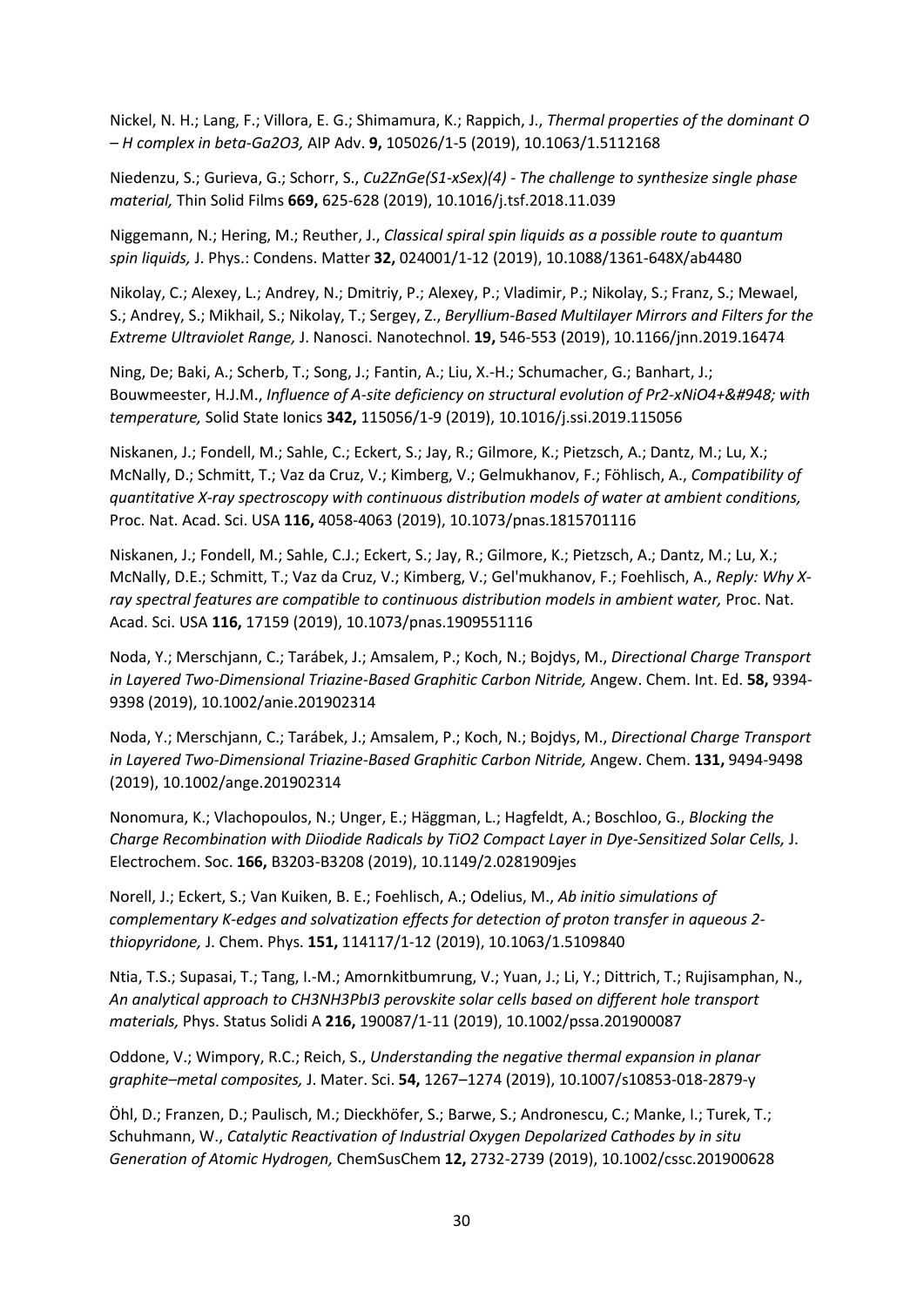Nickel, N. H.; Lang, F.; Villora, E. G.; Shimamura, K.; Rappich, J., *Thermal properties of the dominant O – H complex in beta-Ga2O3,* AIP Adv. **9,** 105026/1-5 (2019), 10.1063/1.5112168

Niedenzu, S.; Gurieva, G.; Schorr, S., *Cu2ZnGe(S1-xSex)(4) - The challenge to synthesize single phase material,* Thin Solid Films **669,** 625-628 (2019), 10.1016/j.tsf.2018.11.039

Niggemann, N.; Hering, M.; Reuther, J., *Classical spiral spin liquids as a possible route to quantum spin liquids,* J. Phys.: Condens. Matter **32,** 024001/1-12 (2019), 10.1088/1361-648X/ab4480

Nikolay, C.; Alexey, L.; Andrey, N.; Dmitriy, P.; Alexey, P.; Vladimir, P.; Nikolay, S.; Franz, S.; Mewael, S.; Andrey, S.; Mikhail, S.; Nikolay, T.; Sergey, Z., *Beryllium-Based Multilayer Mirrors and Filters for the Extreme Ultraviolet Range,* J. Nanosci. Nanotechnol. **19,** 546-553 (2019), 10.1166/jnn.2019.16474

Ning, De; Baki, A.; Scherb, T.; Song, J.; Fantin, A.; Liu, X.-H.; Schumacher, G.; Banhart, J.; Bouwmeester, H.J.M., *Influence of A-site deficiency on structural evolution of Pr2-xNiO4+&#948; with temperature,* Solid State Ionics **342,** 115056/1-9 (2019), 10.1016/j.ssi.2019.115056

Niskanen, J.; Fondell, M.; Sahle, C.; Eckert, S.; Jay, R.; Gilmore, K.; Pietzsch, A.; Dantz, M.; Lu, X.; McNally, D.; Schmitt, T.; Vaz da Cruz, V.; Kimberg, V.; Gelmukhanov, F.; Föhlisch, A., *Compatibility of quantitative X-ray spectroscopy with continuous distribution models of water at ambient conditions,* Proc. Nat. Acad. Sci. USA **116,** 4058-4063 (2019), 10.1073/pnas.1815701116

Niskanen, J.; Fondell, M.; Sahle, C.J.; Eckert, S.; Jay, R.; Gilmore, K.; Pietzsch, A.; Dantz, M.; Lu, X.; McNally, D.E.; Schmitt, T.; Vaz da Cruz, V.; Kimberg, V.; Gel'mukhanov, F.; Foehlisch, A., *Reply: Why X-ray spectral features are compatible to continuous distribution models in ambient water,* Proc. Nat. Acad. Sci. USA **116,** 17159 (2019), 10.1073/pnas.1909551116

Noda, Y.; Merschjann, C.; Tarábek, J.; Amsalem, P.; Koch, N.; Bojdys, M., *Directional Charge Transport in Layered Two-Dimensional Triazine-Based Graphitic Carbon Nitride,* Angew. Chem. Int. Ed. **58,** 9394-9398 (2019), 10.1002/anie.201902314

Noda, Y.; Merschjann, C.; Tarábek, J.; Amsalem, P.; Koch, N.; Bojdys, M., *Directional Charge Transport in Layered Two-Dimensional Triazine-Based Graphitic Carbon Nitride,* Angew. Chem. **131,** 9494-9498 (2019), 10.1002/ange.201902314

Nonomura, K.; Vlachopoulos, N.; Unger, E.; Häggman, L.; Hagfeldt, A.; Boschloo, G., *Blocking the Charge Recombination with Diiodide Radicals by TiO2 Compact Layer in Dye-Sensitized Solar Cells,* J. Electrochem. Soc. **166,** B3203-B3208 (2019), 10.1149/2.0281909jes

Norell, J.; Eckert, S.; Van Kuiken, B. E.; Foehlisch, A.; Odelius, M., *Ab initio simulations of complementary K-edges and solvatization effects for detection of proton transfer in aqueous 2-thiopyridone,* J. Chem. Phys. **151,** 114117/1-12 (2019), 10.1063/1.5109840

Ntia, T.S.; Supasai, T.; Tang, I.-M.; Amornkitbumrung, V.; Yuan, J.; Li, Y.; Dittrich, T.; Rujisamphan, N., *An analytical approach to CH3NH3PbI3 perovskite solar cells based on different hole transport materials,* Phys. Status Solidi A **216,** 190087/1-11 (2019), 10.1002/pssa.201900087

Oddone, V.; Wimpory, R.C.; Reich, S., *Understanding the negative thermal expansion in planar graphite–metal composites,* J. Mater. Sci. **54,** 1267–1274 (2019), 10.1007/s10853-018-2879-y

Öhl, D.; Franzen, D.; Paulisch, M.; Dieckhöfer, S.; Barwe, S.; Andronescu, C.; Manke, I.; Turek, T.; Schuhmann, W., *Catalytic Reactivation of Industrial Oxygen Depolarized Cathodes by in situ Generation of Atomic Hydrogen,* ChemSusChem **12,** 2732-2739 (2019), 10.1002/cssc.201900628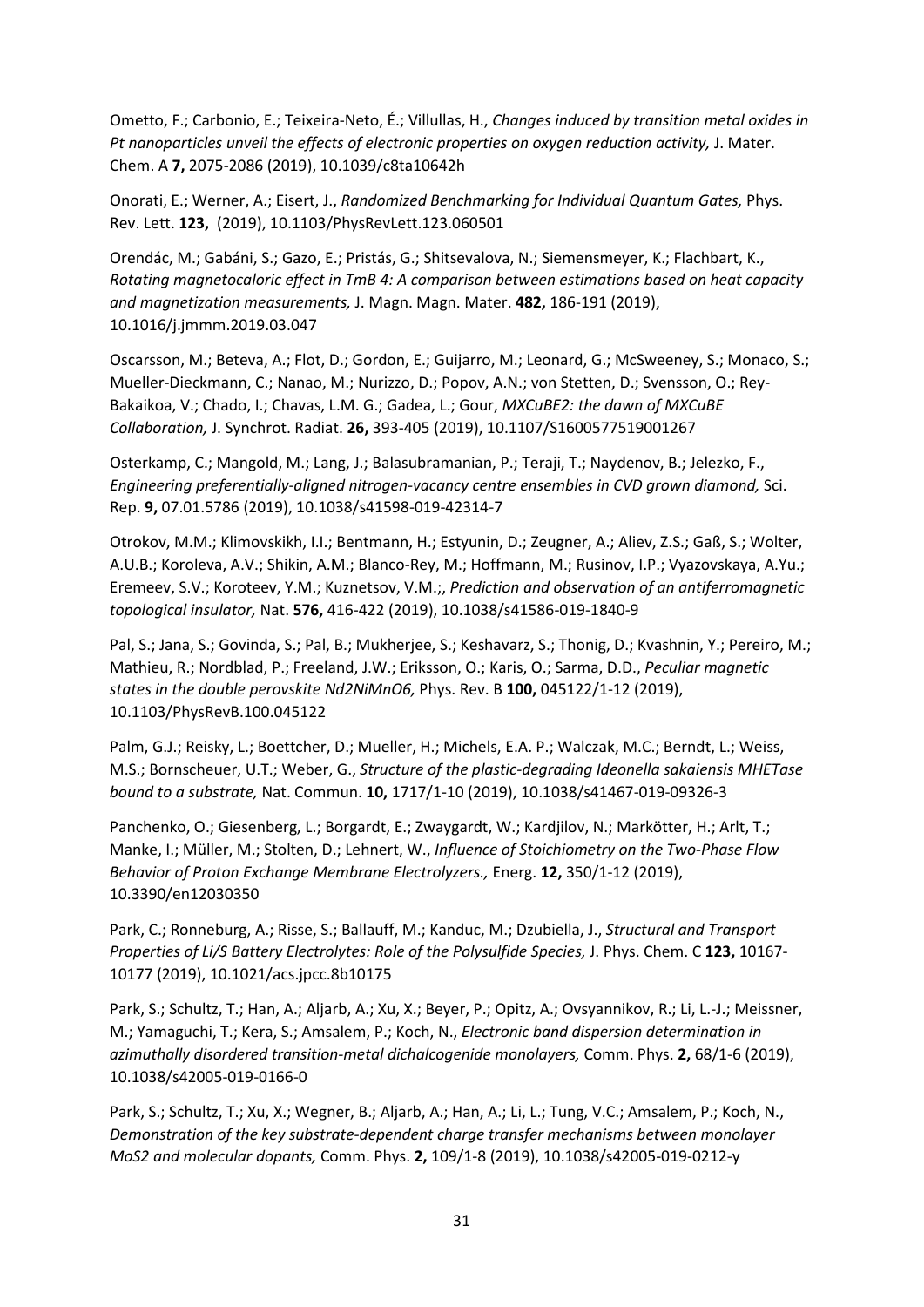Ometto, F.; Carbonio, E.; Teixeira-Neto, É.; Villullas, H., *Changes induced by transition metal oxides in Pt nanoparticles unveil the effects of electronic properties on oxygen reduction activity,* J. Mater. Chem. A **7,** 2075-2086 (2019), 10.1039/c8ta10642h

Onorati, E.; Werner, A.; Eisert, J., *Randomized Benchmarking for Individual Quantum Gates,* Phys. Rev. Lett. **123,** (2019), 10.1103/PhysRevLett.123.060501

Orendác, M.; Gabáni, S.; Gazo, E.; Pristás, G.; Shitsevalova, N.; Siemensmeyer, K.; Flachbart, K., *Rotating magnetocaloric effect in TmB 4: A comparison between estimations based on heat capacity and magnetization measurements,* J. Magn. Magn. Mater. **482,** 186-191 (2019), 10.1016/j.jmmm.2019.03.047

Oscarsson, M.; Beteva, A.; Flot, D.; Gordon, E.; Guijarro, M.; Leonard, G.; McSweeney, S.; Monaco, S.; Mueller-Dieckmann, C.; Nanao, M.; Nurizzo, D.; Popov, A.N.; von Stetten, D.; Svensson, O.; Rey-Bakaikoa, V.; Chado, I.; Chavas, L.M. G.; Gadea, L.; Gour, *MXCuBE2: the dawn of MXCuBE Collaboration,* J. Synchrot. Radiat. **26,** 393-405 (2019), 10.1107/S1600577519001267

Osterkamp, C.; Mangold, M.; Lang, J.; Balasubramanian, P.; Teraji, T.; Naydenov, B.; Jelezko, F., *Engineering preferentially-aligned nitrogen-vacancy centre ensembles in CVD grown diamond,* Sci. Rep. **9,** 07.01.5786 (2019), 10.1038/s41598-019-42314-7

Otrokov, M.M.; Klimovskikh, I.I.; Bentmann, H.; Estyunin, D.; Zeugner, A.; Aliev, Z.S.; Gaß, S.; Wolter, A.U.B.; Koroleva, A.V.; Shikin, A.M.; Blanco-Rey, M.; Hoffmann, M.; Rusinov, I.P.; Vyazovskaya, A.Yu.; Eremeev, S.V.; Koroteev, Y.M.; Kuznetsov, V.M.;, *Prediction and observation of an antiferromagnetic topological insulator,* Nat. **576,** 416-422 (2019), 10.1038/s41586-019-1840-9

Pal, S.; Jana, S.; Govinda, S.; Pal, B.; Mukherjee, S.; Keshavarz, S.; Thonig, D.; Kvashnin, Y.; Pereiro, M.; Mathieu, R.; Nordblad, P.; Freeland, J.W.; Eriksson, O.; Karis, O.; Sarma, D.D., *Peculiar magnetic states in the double perovskite Nd2NiMnO6,* Phys. Rev. B **100,** 045122/1-12 (2019), 10.1103/PhysRevB.100.045122

Palm, G.J.; Reisky, L.; Boettcher, D.; Mueller, H.; Michels, E.A. P.; Walczak, M.C.; Berndt, L.; Weiss, M.S.; Bornscheuer, U.T.; Weber, G., *Structure of the plastic-degrading Ideonella sakaiensis MHETase bound to a substrate,* Nat. Commun. **10,** 1717/1-10 (2019), 10.1038/s41467-019-09326-3

Panchenko, O.; Giesenberg, L.; Borgardt, E.; Zwaygardt, W.; Kardjilov, N.; Markötter, H.; Arlt, T.; Manke, I.; Müller, M.; Stolten, D.; Lehnert, W., *Influence of Stoichiometry on the Two-Phase Flow Behavior of Proton Exchange Membrane Electrolyzers.,* Energ. **12,** 350/1-12 (2019), 10.3390/en12030350

Park, C.; Ronneburg, A.; Risse, S.; Ballauff, M.; Kanduc, M.; Dzubiella, J., *Structural and Transport Properties of Li/S Battery Electrolytes: Role of the Polysulfide Species,* J. Phys. Chem. C **123,** 10167-10177 (2019), 10.1021/acs.jpcc.8b10175

Park, S.; Schultz, T.; Han, A.; Aljarb, A.; Xu, X.; Beyer, P.; Opitz, A.; Ovsyannikov, R.; Li, L.-J.; Meissner, M.; Yamaguchi, T.; Kera, S.; Amsalem, P.; Koch, N., *Electronic band dispersion determination in azimuthally disordered transition-metal dichalcogenide monolayers,* Comm. Phys. **2,** 68/1-6 (2019), 10.1038/s42005-019-0166-0

Park, S.; Schultz, T.; Xu, X.; Wegner, B.; Aljarb, A.; Han, A.; Li, L.; Tung, V.C.; Amsalem, P.; Koch, N., *Demonstration of the key substrate-dependent charge transfer mechanisms between monolayer MoS2 and molecular dopants,* Comm. Phys. **2,** 109/1-8 (2019), 10.1038/s42005-019-0212-y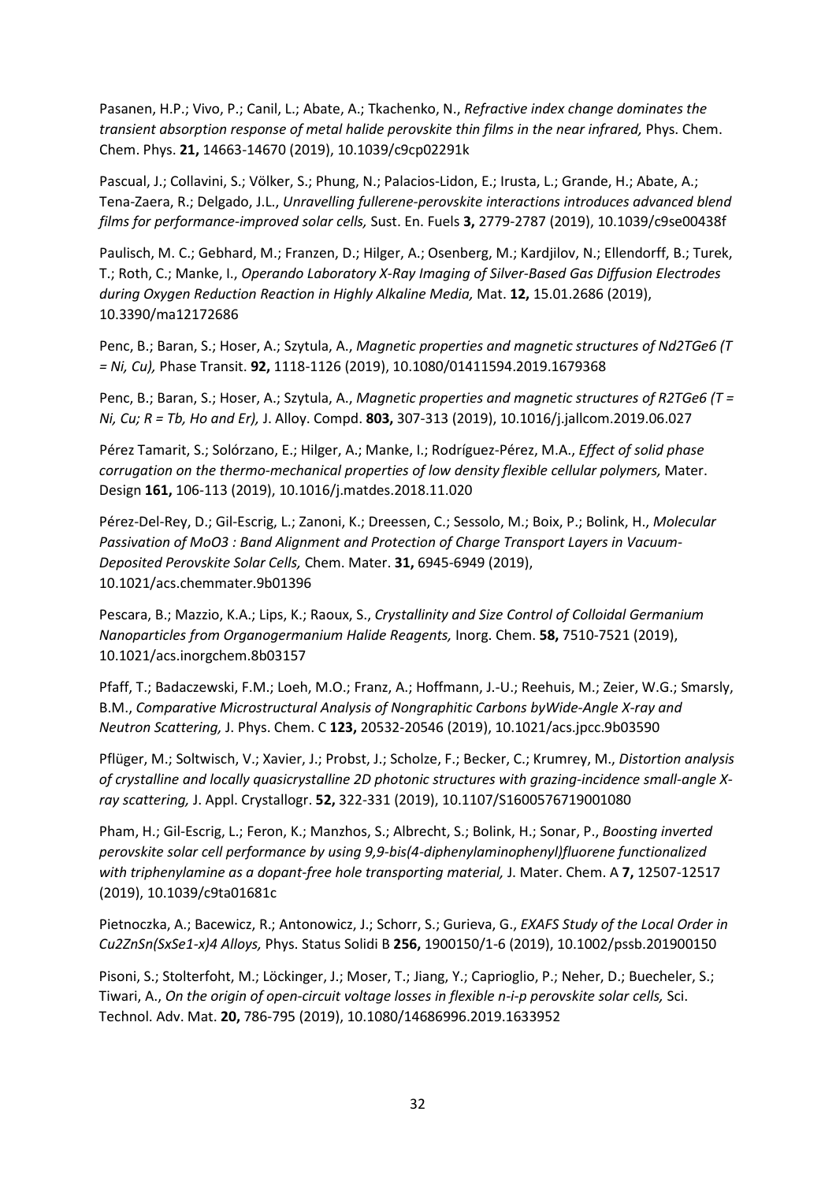Pasanen, H.P.; Vivo, P.; Canil, L.; Abate, A.; Tkachenko, N., *Refractive index change dominates the transient absorption response of metal halide perovskite thin films in the near infrared,* Phys. Chem. Chem. Phys. **21,** 14663-14670 (2019), 10.1039/c9cp02291k

Pascual, J.; Collavini, S.; Völker, S.; Phung, N.; Palacios-Lidon, E.; Irusta, L.; Grande, H.; Abate, A.; Tena-Zaera, R.; Delgado, J.L., *Unravelling fullerene-perovskite interactions introduces advanced blend films for performance-improved solar cells,* Sust. En. Fuels **3,** 2779-2787 (2019), 10.1039/c9se00438f

Paulisch, M. C.; Gebhard, M.; Franzen, D.; Hilger, A.; Osenberg, M.; Kardjilov, N.; Ellendorff, B.; Turek, T.; Roth, C.; Manke, I., *Operando Laboratory X-Ray Imaging of Silver-Based Gas Diffusion Electrodes during Oxygen Reduction Reaction in Highly Alkaline Media,* Mat. **12,** 15.01.2686 (2019), 10.3390/ma12172686

Penc, B.; Baran, S.; Hoser, A.; Szytula, A., *Magnetic properties and magnetic structures of Nd2TGe6 (T = Ni, Cu),* Phase Transit. **92,** 1118-1126 (2019), 10.1080/01411594.2019.1679368

Penc, B.; Baran, S.; Hoser, A.; Szytula, A., *Magnetic properties and magnetic structures of R2TGe6 (T = Ni, Cu; R = Tb, Ho and Er),* J. Alloy. Compd. **803,** 307-313 (2019), 10.1016/j.jallcom.2019.06.027

Pérez Tamarit, S.; Solórzano, E.; Hilger, A.; Manke, I.; Rodríguez-Pérez, M.A., *Effect of solid phase corrugation on the thermo-mechanical properties of low density flexible cellular polymers,* Mater. Design **161,** 106-113 (2019), 10.1016/j.matdes.2018.11.020

Pérez-Del-Rey, D.; Gil-Escrig, L.; Zanoni, K.; Dreessen, C.; Sessolo, M.; Boix, P.; Bolink, H., *Molecular Passivation of MoO3 : Band Alignment and Protection of Charge Transport Layers in Vacuum-Deposited Perovskite Solar Cells,* Chem. Mater. **31,** 6945-6949 (2019), 10.1021/acs.chemmater.9b01396

Pescara, B.; Mazzio, K.A.; Lips, K.; Raoux, S., *Crystallinity and Size Control of Colloidal Germanium Nanoparticles from Organogermanium Halide Reagents,* Inorg. Chem. **58,** 7510-7521 (2019), 10.1021/acs.inorgchem.8b03157

Pfaff, T.; Badaczewski, F.M.; Loeh, M.O.; Franz, A.; Hoffmann, J.-U.; Reehuis, M.; Zeier, W.G.; Smarsly, B.M., *Comparative Microstructural Analysis of Nongraphitic Carbons byWide-Angle X-ray and Neutron Scattering,* J. Phys. Chem. C **123,** 20532-20546 (2019), 10.1021/acs.jpcc.9b03590

Pflüger, M.; Soltwisch, V.; Xavier, J.; Probst, J.; Scholze, F.; Becker, C.; Krumrey, M., *Distortion analysis of crystalline and locally quasicrystalline 2D photonic structures with grazing-incidence small-angle X-ray scattering,* J. Appl. Crystallogr. **52,** 322-331 (2019), 10.1107/S1600576719001080

Pham, H.; Gil-Escrig, L.; Feron, K.; Manzhos, S.; Albrecht, S.; Bolink, H.; Sonar, P., *Boosting inverted perovskite solar cell performance by using 9,9-bis(4-diphenylaminophenyl)fluorene functionalized with triphenylamine as a dopant-free hole transporting material,* J. Mater. Chem. A **7,** 12507-12517 (2019), 10.1039/c9ta01681c

Pietnoczka, A.; Bacewicz, R.; Antonowicz, J.; Schorr, S.; Gurieva, G., *EXAFS Study of the Local Order in Cu2ZnSn(SxSe1-x)4 Alloys,* Phys. Status Solidi B **256,** 1900150/1-6 (2019), 10.1002/pssb.201900150

Pisoni, S.; Stolterfoht, M.; Löckinger, J.; Moser, T.; Jiang, Y.; Caprioglio, P.; Neher, D.; Buecheler, S.; Tiwari, A., *On the origin of open-circuit voltage losses in flexible n-i-p perovskite solar cells,* Sci. Technol. Adv. Mat. **20,** 786-795 (2019), 10.1080/14686996.2019.1633952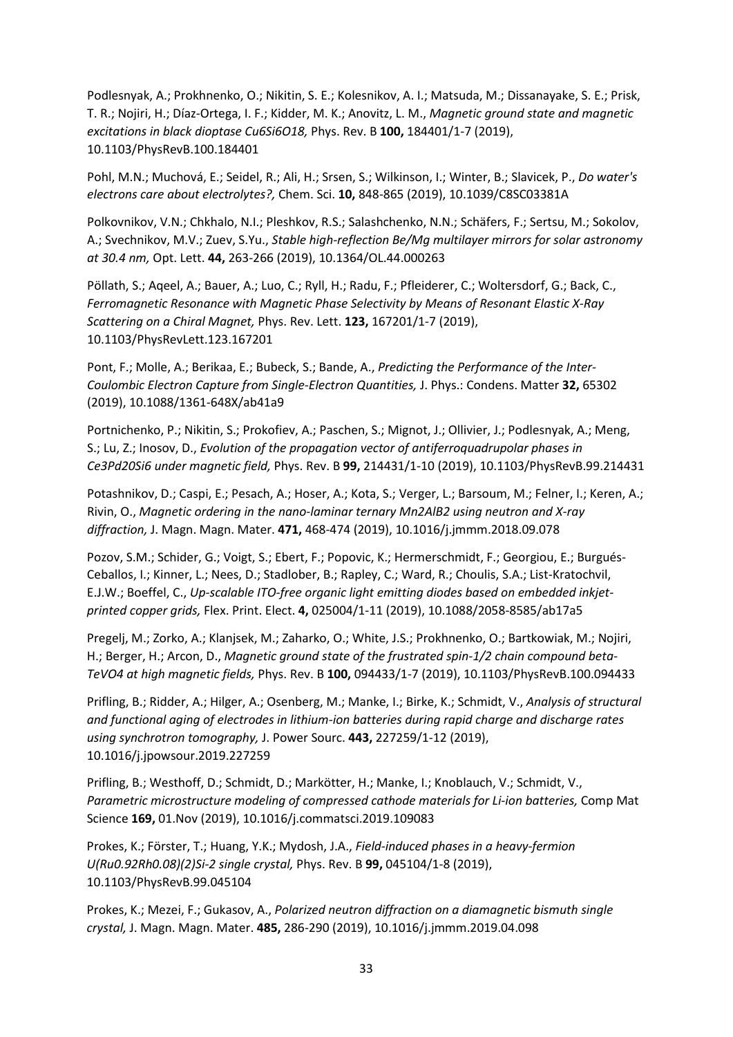Podlesnyak, A.; Prokhnenko, O.; Nikitin, S. E.; Kolesnikov, A. I.; Matsuda, M.; Dissanayake, S. E.; Prisk, T. R.; Nojiri, H.; Díaz-Ortega, I. F.; Kidder, M. K.; Anovitz, L. M., *Magnetic ground state and magnetic excitations in black dioptase Cu6Si6O18,* Phys. Rev. B **100,** 184401/1-7 (2019), 10.1103/PhysRevB.100.184401

Pohl, M.N.; Muchová, E.; Seidel, R.; Ali, H.; Srsen, S.; Wilkinson, I.; Winter, B.; Slavicek, P., *Do water's electrons care about electrolytes?,* Chem. Sci. **10,** 848-865 (2019), 10.1039/C8SC03381A

Polkovnikov, V.N.; Chkhalo, N.I.; Pleshkov, R.S.; Salashchenko, N.N.; Schäfers, F.; Sertsu, M.; Sokolov, A.; Svechnikov, M.V.; Zuev, S.Yu., *Stable high-reflection Be/Mg multilayer mirrors for solar astronomy at 30.4 nm,* Opt. Lett. **44,** 263-266 (2019), 10.1364/OL.44.000263

Pöllath, S.; Aqeel, A.; Bauer, A.; Luo, C.; Ryll, H.; Radu, F.; Pfleiderer, C.; Woltersdorf, G.; Back, C., *Ferromagnetic Resonance with Magnetic Phase Selectivity by Means of Resonant Elastic X-Ray Scattering on a Chiral Magnet,* Phys. Rev. Lett. **123,** 167201/1-7 (2019), 10.1103/PhysRevLett.123.167201

Pont, F.; Molle, A.; Berikaa, E.; Bubeck, S.; Bande, A., *Predicting the Performance of the Inter-Coulombic Electron Capture from Single-Electron Quantities,* J. Phys.: Condens. Matter **32,** 65302 (2019), 10.1088/1361-648X/ab41a9

Portnichenko, P.; Nikitin, S.; Prokofiev, A.; Paschen, S.; Mignot, J.; Ollivier, J.; Podlesnyak, A.; Meng, S.; Lu, Z.; Inosov, D., *Evolution of the propagation vector of antiferroquadrupolar phases in Ce3Pd20Si6 under magnetic field,* Phys. Rev. B **99,** 214431/1-10 (2019), 10.1103/PhysRevB.99.214431

Potashnikov, D.; Caspi, E.; Pesach, A.; Hoser, A.; Kota, S.; Verger, L.; Barsoum, M.; Felner, I.; Keren, A.; Rivin, O., *Magnetic ordering in the nano-laminar ternary Mn2AlB2 using neutron and X-ray diffraction,* J. Magn. Magn. Mater. **471,** 468-474 (2019), 10.1016/j.jmmm.2018.09.078

Pozov, S.M.; Schider, G.; Voigt, S.; Ebert, F.; Popovic, K.; Hermerschmidt, F.; Georgiou, E.; Burgués-Ceballos, I.; Kinner, L.; Nees, D.; Stadlober, B.; Rapley, C.; Ward, R.; Choulis, S.A.; List-Kratochvil, E.J.W.; Boeffel, C., *Up-scalable ITO-free organic light emitting diodes based on embedded inkjet-printed copper grids,* Flex. Print. Elect. **4,** 025004/1-11 (2019), 10.1088/2058-8585/ab17a5

Pregelj, M.; Zorko, A.; Klanjsek, M.; Zaharko, O.; White, J.S.; Prokhnenko, O.; Bartkowiak, M.; Nojiri, H.; Berger, H.; Arcon, D., *Magnetic ground state of the frustrated spin-1/2 chain compound beta-TeVO4 at high magnetic fields,* Phys. Rev. B **100,** 094433/1-7 (2019), 10.1103/PhysRevB.100.094433

Prifling, B.; Ridder, A.; Hilger, A.; Osenberg, M.; Manke, I.; Birke, K.; Schmidt, V., *Analysis of structural and functional aging of electrodes in lithium-ion batteries during rapid charge and discharge rates using synchrotron tomography,* J. Power Sourc. **443,** 227259/1-12 (2019), 10.1016/j.jpowsour.2019.227259

Prifling, B.; Westhoff, D.; Schmidt, D.; Markötter, H.; Manke, I.; Knoblauch, V.; Schmidt, V., *Parametric microstructure modeling of compressed cathode materials for Li-ion batteries,* Comp Mat Science **169,** 01.Nov (2019), 10.1016/j.commatsci.2019.109083

Prokes, K.; Förster, T.; Huang, Y.K.; Mydosh, J.A., *Field-induced phases in a heavy-fermion U(Ru0.92Rh0.08)(2)Si-2 single crystal,* Phys. Rev. B **99,** 045104/1-8 (2019), 10.1103/PhysRevB.99.045104

Prokes, K.; Mezei, F.; Gukasov, A., *Polarized neutron diffraction on a diamagnetic bismuth single crystal,* J. Magn. Magn. Mater. **485,** 286-290 (2019), 10.1016/j.jmmm.2019.04.098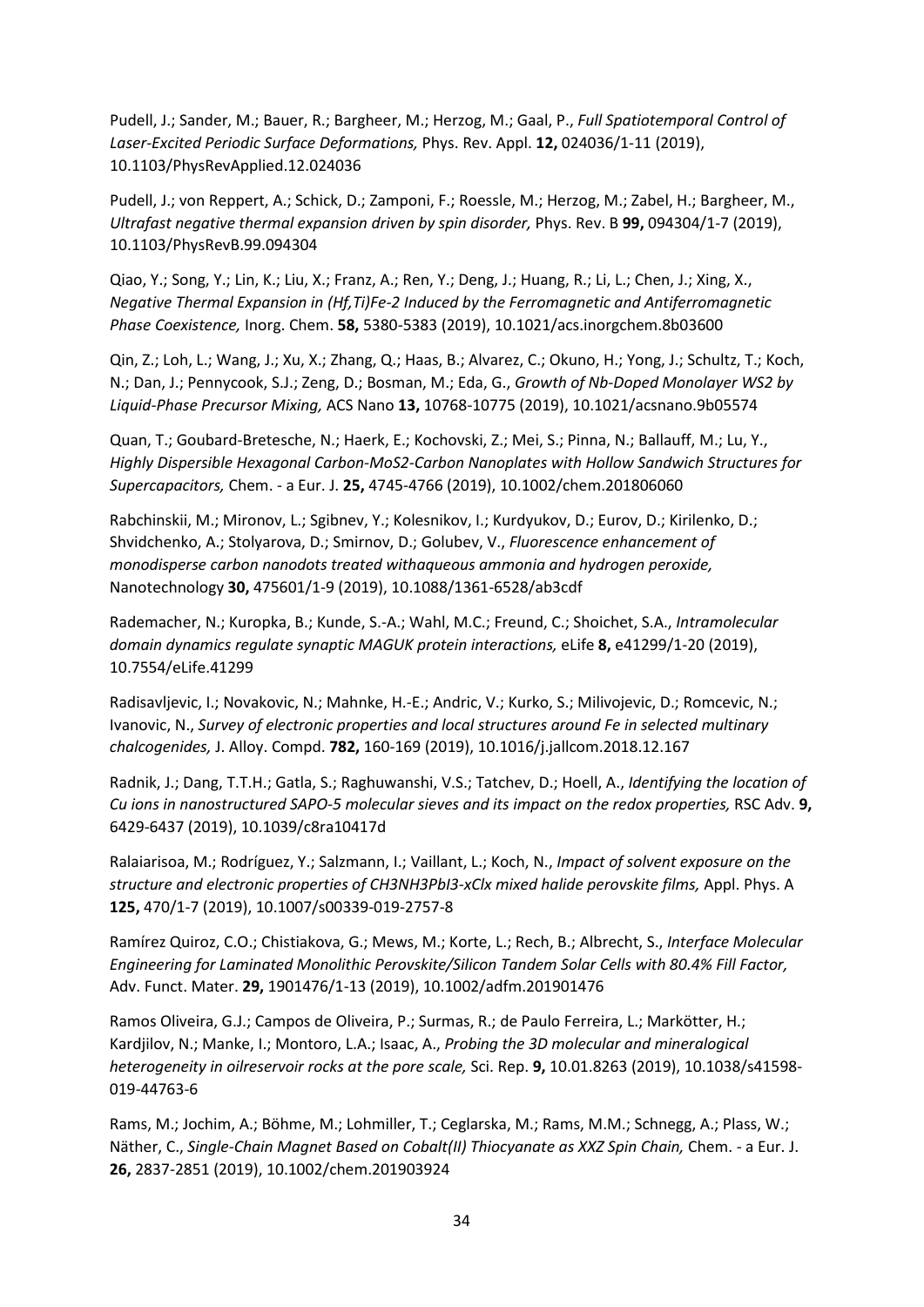Pudell, J.; Sander, M.; Bauer, R.; Bargheer, M.; Herzog, M.; Gaal, P., *Full Spatiotemporal Control of Laser-Excited Periodic Surface Deformations,* Phys. Rev. Appl. **12,** 024036/1-11 (2019), 10.1103/PhysRevApplied.12.024036

Pudell, J.; von Reppert, A.; Schick, D.; Zamponi, F.; Roessle, M.; Herzog, M.; Zabel, H.; Bargheer, M., *Ultrafast negative thermal expansion driven by spin disorder,* Phys. Rev. B **99,** 094304/1-7 (2019), 10.1103/PhysRevB.99.094304

Qiao, Y.; Song, Y.; Lin, K.; Liu, X.; Franz, A.; Ren, Y.; Deng, J.; Huang, R.; Li, L.; Chen, J.; Xing, X., *Negative Thermal Expansion in (Hf,Ti)Fe-2 Induced by the Ferromagnetic and Antiferromagnetic Phase Coexistence,* Inorg. Chem. **58,** 5380-5383 (2019), 10.1021/acs.inorgchem.8b03600

Qin, Z.; Loh, L.; Wang, J.; Xu, X.; Zhang, Q.; Haas, B.; Alvarez, C.; Okuno, H.; Yong, J.; Schultz, T.; Koch, N.; Dan, J.; Pennycook, S.J.; Zeng, D.; Bosman, M.; Eda, G., *Growth of Nb-Doped Monolayer WS2 by Liquid-Phase Precursor Mixing,* ACS Nano **13,** 10768-10775 (2019), 10.1021/acsnano.9b05574

Quan, T.; Goubard-Bretesche, N.; Haerk, E.; Kochovski, Z.; Mei, S.; Pinna, N.; Ballauff, M.; Lu, Y., *Highly Dispersible Hexagonal Carbon-MoS2-Carbon Nanoplates with Hollow Sandwich Structures for Supercapacitors,* Chem. - a Eur. J. **25,** 4745-4766 (2019), 10.1002/chem.201806060

Rabchinskii, M.; Mironov, L.; Sgibnev, Y.; Kolesnikov, I.; Kurdyukov, D.; Eurov, D.; Kirilenko, D.; Shvidchenko, A.; Stolyarova, D.; Smirnov, D.; Golubev, V., *Fluorescence enhancement of monodisperse carbon nanodots treated withaqueous ammonia and hydrogen peroxide,* Nanotechnology **30,** 475601/1-9 (2019), 10.1088/1361-6528/ab3cdf

Rademacher, N.; Kuropka, B.; Kunde, S.-A.; Wahl, M.C.; Freund, C.; Shoichet, S.A., *Intramolecular domain dynamics regulate synaptic MAGUK protein interactions,* eLife **8,** e41299/1-20 (2019), 10.7554/eLife.41299

Radisavljevic, I.; Novakovic, N.; Mahnke, H.-E.; Andric, V.; Kurko, S.; Milivojevic, D.; Romcevic, N.; Ivanovic, N., *Survey of electronic properties and local structures around Fe in selected multinary chalcogenides,* J. Alloy. Compd. **782,** 160-169 (2019), 10.1016/j.jallcom.2018.12.167

Radnik, J.; Dang, T.T.H.; Gatla, S.; Raghuwanshi, V.S.; Tatchev, D.; Hoell, A., *Identifying the location of Cu ions in nanostructured SAPO-5 molecular sieves and its impact on the redox properties,* RSC Adv. **9,** 6429-6437 (2019), 10.1039/c8ra10417d

Ralaiarisoa, M.; Rodríguez, Y.; Salzmann, I.; Vaillant, L.; Koch, N., *Impact of solvent exposure on the structure and electronic properties of CH3NH3PbI3-xClx mixed halide perovskite films,* Appl. Phys. A **125,** 470/1-7 (2019), 10.1007/s00339-019-2757-8

Ramírez Quiroz, C.O.; Chistiakova, G.; Mews, M.; Korte, L.; Rech, B.; Albrecht, S., *Interface Molecular Engineering for Laminated Monolithic Perovskite/Silicon Tandem Solar Cells with 80.4% Fill Factor,* Adv. Funct. Mater. **29,** 1901476/1-13 (2019), 10.1002/adfm.201901476

Ramos Oliveira, G.J.; Campos de Oliveira, P.; Surmas, R.; de Paulo Ferreira, L.; Markötter, H.; Kardjilov, N.; Manke, I.; Montoro, L.A.; Isaac, A., *Probing the 3D molecular and mineralogical heterogeneity in oilreservoir rocks at the pore scale,* Sci. Rep. **9,** 10.01.8263 (2019), 10.1038/s41598-019-44763-6

Rams, M.; Jochim, A.; Böhme, M.; Lohmiller, T.; Ceglarska, M.; Rams, M.M.; Schnegg, A.; Plass, W.; Näther, C., *Single-Chain Magnet Based on Cobalt(II) Thiocyanate as XXZ Spin Chain,* Chem. - a Eur. J. **26,** 2837-2851 (2019), 10.1002/chem.201903924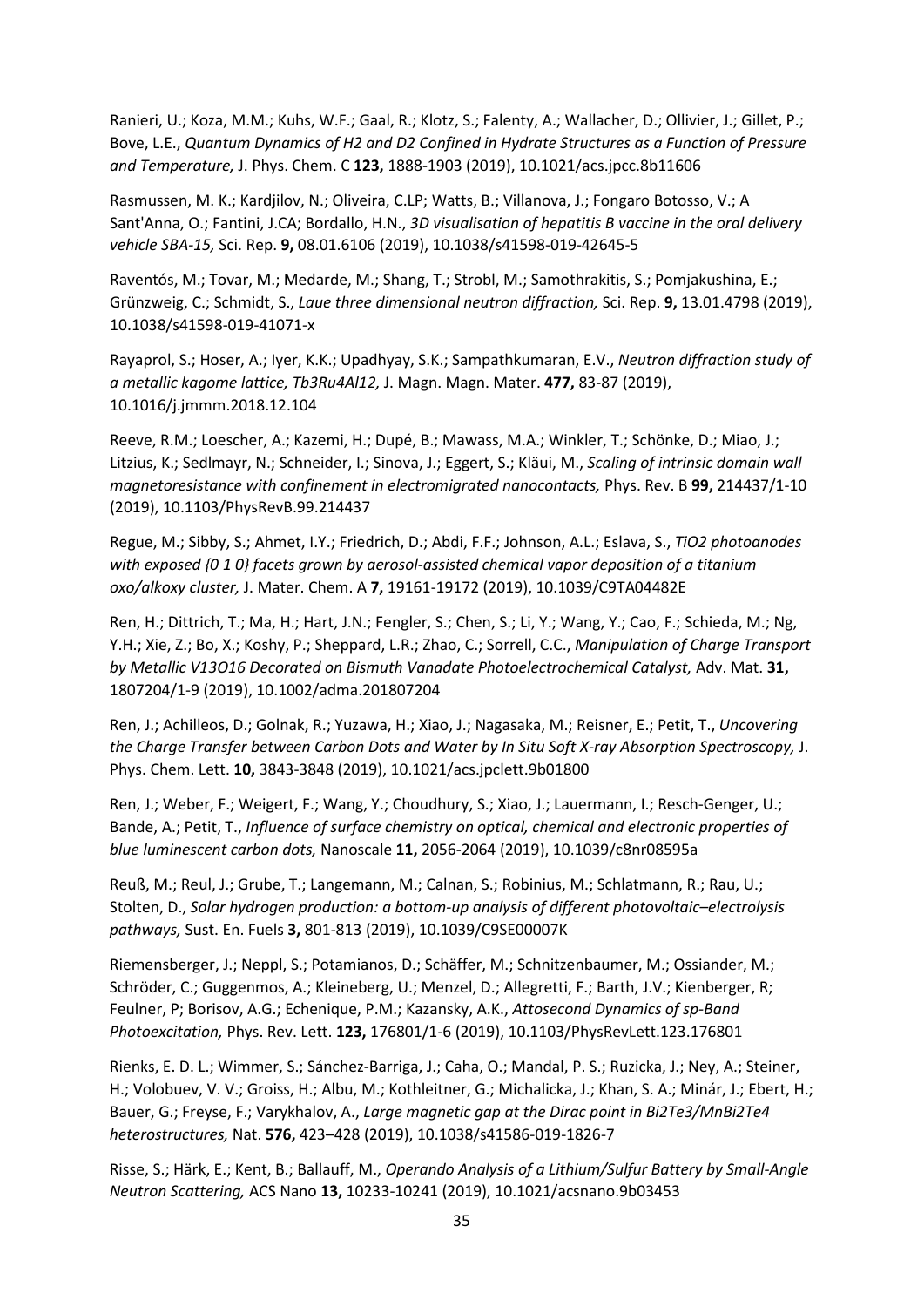Ranieri, U.; Koza, M.M.; Kuhs, W.F.; Gaal, R.; Klotz, S.; Falenty, A.; Wallacher, D.; Ollivier, J.; Gillet, P.; Bove, L.E., *Quantum Dynamics of H2 and D2 Confined in Hydrate Structures as a Function of Pressure and Temperature,* J. Phys. Chem. C **123,** 1888-1903 (2019), 10.1021/acs.jpcc.8b11606

Rasmussen, M. K.; Kardjilov, N.; Oliveira, C.LP; Watts, B.; Villanova, J.; Fongaro Botosso, V.; A Sant'Anna, O.; Fantini, J.CA; Bordallo, H.N., *3D visualisation of hepatitis B vaccine in the oral delivery vehicle SBA-15,* Sci. Rep. **9,** 08.01.6106 (2019), 10.1038/s41598-019-42645-5

Raventós, M.; Tovar, M.; Medarde, M.; Shang, T.; Strobl, M.; Samothrakitis, S.; Pomjakushina, E.; Grünzweig, C.; Schmidt, S., *Laue three dimensional neutron diffraction,* Sci. Rep. **9,** 13.01.4798 (2019), 10.1038/s41598-019-41071-x

Rayaprol, S.; Hoser, A.; Iyer, K.K.; Upadhyay, S.K.; Sampathkumaran, E.V., *Neutron diffraction study of a metallic kagome lattice, Tb3Ru4Al12,* J. Magn. Magn. Mater. **477,** 83-87 (2019), 10.1016/j.jmmm.2018.12.104

Reeve, R.M.; Loescher, A.; Kazemi, H.; Dupé, B.; Mawass, M.A.; Winkler, T.; Schönke, D.; Miao, J.; Litzius, K.; Sedlmayr, N.; Schneider, I.; Sinova, J.; Eggert, S.; Kläui, M., *Scaling of intrinsic domain wall magnetoresistance with confinement in electromigrated nanocontacts,* Phys. Rev. B **99,** 214437/1-10 (2019), 10.1103/PhysRevB.99.214437

Regue, M.; Sibby, S.; Ahmet, I.Y.; Friedrich, D.; Abdi, F.F.; Johnson, A.L.; Eslava, S., *TiO2 photoanodes with exposed {0 1 0} facets grown by aerosol-assisted chemical vapor deposition of a titanium oxo/alkoxy cluster,* J. Mater. Chem. A **7,** 19161-19172 (2019), 10.1039/C9TA04482E

Ren, H.; Dittrich, T.; Ma, H.; Hart, J.N.; Fengler, S.; Chen, S.; Li, Y.; Wang, Y.; Cao, F.; Schieda, M.; Ng, Y.H.; Xie, Z.; Bo, X.; Koshy, P.; Sheppard, L.R.; Zhao, C.; Sorrell, C.C., *Manipulation of Charge Transport by Metallic V13O16 Decorated on Bismuth Vanadate Photoelectrochemical Catalyst,* Adv. Mat. **31,** 1807204/1-9 (2019), 10.1002/adma.201807204

Ren, J.; Achilleos, D.; Golnak, R.; Yuzawa, H.; Xiao, J.; Nagasaka, M.; Reisner, E.; Petit, T., *Uncovering the Charge Transfer between Carbon Dots and Water by In Situ Soft X-ray Absorption Spectroscopy,* J. Phys. Chem. Lett. **10,** 3843-3848 (2019), 10.1021/acs.jpclett.9b01800

Ren, J.; Weber, F.; Weigert, F.; Wang, Y.; Choudhury, S.; Xiao, J.; Lauermann, I.; Resch-Genger, U.; Bande, A.; Petit, T., *Influence of surface chemistry on optical, chemical and electronic properties of blue luminescent carbon dots,* Nanoscale **11,** 2056-2064 (2019), 10.1039/c8nr08595a

Reuß, M.; Reul, J.; Grube, T.; Langemann, M.; Calnan, S.; Robinius, M.; Schlatmann, R.; Rau, U.; Stolten, D., *Solar hydrogen production: a bottom-up analysis of different photovoltaic–electrolysis pathways,* Sust. En. Fuels **3,** 801-813 (2019), 10.1039/C9SE00007K

Riemensberger, J.; Neppl, S.; Potamianos, D.; Schäffer, M.; Schnitzenbaumer, M.; Ossiander, M.; Schröder, C.; Guggenmos, A.; Kleineberg, U.; Menzel, D.; Allegretti, F.; Barth, J.V.; Kienberger, R; Feulner, P; Borisov, A.G.; Echenique, P.M.; Kazansky, A.K., *Attosecond Dynamics of sp-Band Photoexcitation,* Phys. Rev. Lett. **123,** 176801/1-6 (2019), 10.1103/PhysRevLett.123.176801

Rienks, E. D. L.; Wimmer, S.; Sánchez-Barriga, J.; Caha, O.; Mandal, P. S.; Ruzicka, J.; Ney, A.; Steiner, H.; Volobuev, V. V.; Groiss, H.; Albu, M.; Kothleitner, G.; Michalicka, J.; Khan, S. A.; Minár, J.; Ebert, H.; Bauer, G.; Freyse, F.; Varykhalov, A., *Large magnetic gap at the Dirac point in Bi2Te3/MnBi2Te4 heterostructures,* Nat. **576,** 423–428 (2019), 10.1038/s41586-019-1826-7

Risse, S.; Härk, E.; Kent, B.; Ballauff, M., *Operando Analysis of a Lithium/Sulfur Battery by Small-Angle Neutron Scattering,* ACS Nano **13,** 10233-10241 (2019), 10.1021/acsnano.9b03453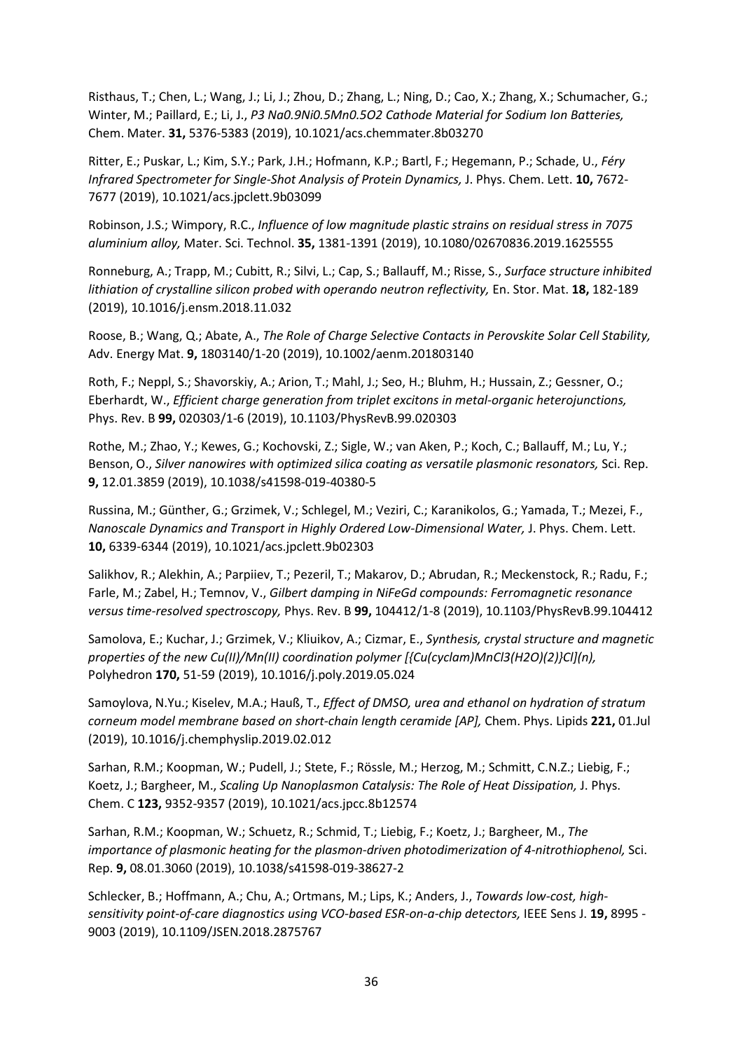Risthaus, T.; Chen, L.; Wang, J.; Li, J.; Zhou, D.; Zhang, L.; Ning, D.; Cao, X.; Zhang, X.; Schumacher, G.; Winter, M.; Paillard, E.; Li, J., *P3 $Na_{0.9}Ni_{0.5}Mn_{0.5}O_2$ Cathode Material for Sodium Ion Batteries,* Chem. Mater. **31,** 5376-5383 (2019), 10.1021/acs.chemmater.8b03270

Ritter, E.; Puskar, L.; Kim, S.Y.; Park, J.H.; Hofmann, K.P.; Bartl, F.; Hegemann, P.; Schade, U., *Féry Infrared Spectrometer for Single-Shot Analysis of Protein Dynamics,* J. Phys. Chem. Lett. **10,** 7672-7677 (2019), 10.1021/acs.jpclett.9b03099

Robinson, J.S.; Wimpory, R.C., *Influence of low magnitude plastic strains on residual stress in 7075 aluminium alloy,* Mater. Sci. Technol. **35,** 1381-1391 (2019), 10.1080/02670836.2019.1625555

Ronneburg, A.; Trapp, M.; Cubitt, R.; Silvi, L.; Cap, S.; Ballauff, M.; Risse, S., *Surface structure inhibited lithiation of crystalline silicon probed with operando neutron reflectivity,* En. Stor. Mat. **18,** 182-189 (2019), 10.1016/j.ensm.2018.11.032

Roose, B.; Wang, Q.; Abate, A., *The Role of Charge Selective Contacts in Perovskite Solar Cell Stability,* Adv. Energy Mat. **9,** 1803140/1-20 (2019), 10.1002/aenm.201803140

Roth, F.; Neppl, S.; Shavorskiy, A.; Arion, T.; Mahl, J.; Seo, H.; Bluhm, H.; Hussain, Z.; Gessner, O.; Eberhardt, W., *Efficient charge generation from triplet excitons in metal-organic heterojunctions,* Phys. Rev. B **99,** 020303/1-6 (2019), 10.1103/PhysRevB.99.020303

Rothe, M.; Zhao, Y.; Kewes, G.; Kochovski, Z.; Sigle, W.; van Aken, P.; Koch, C.; Ballauff, M.; Lu, Y.; Benson, O., *Silver nanowires with optimized silica coating as versatile plasmonic resonators,* Sci. Rep. **9,** 12.01.3859 (2019), 10.1038/s41598-019-40380-5

Russina, M.; Günther, G.; Grzimek, V.; Schlegel, M.; Veziri, C.; Karanikolos, G.; Yamada, T.; Mezei, F., *Nanoscale Dynamics and Transport in Highly Ordered Low-Dimensional Water,* J. Phys. Chem. Lett. **10,** 6339-6344 (2019), 10.1021/acs.jpclett.9b02303

Salikhov, R.; Alekhin, A.; Parpiiev, T.; Pezeril, T.; Makarov, D.; Abrudan, R.; Meckenstock, R.; Radu, F.; Farle, M.; Zabel, H.; Temnov, V., *Gilbert damping in NiFeGd compounds: Ferromagnetic resonance versus time-resolved spectroscopy,* Phys. Rev. B **99,** 104412/1-8 (2019), 10.1103/PhysRevB.99.104412

Samolova, E.; Kuchar, J.; Grzimek, V.; Kliuikov, A.; Cizmar, E., *Synthesis, crystal structure and magnetic properties of the new Cu(II)/Mn(II) coordination polymer [{Cu(cyclam)MnCl3(H2O)(2)}Cl](n),* Polyhedron **170,** 51-59 (2019), 10.1016/j.poly.2019.05.024

Samoylova, N.Yu.; Kiselev, M.A.; Hauß, T., *Effect of DMSO, urea and ethanol on hydration of stratum corneum model membrane based on short-chain length ceramide [AP],* Chem. Phys. Lipids **221,** 01.Jul (2019), 10.1016/j.chemphyslip.2019.02.012

Sarhan, R.M.; Koopman, W.; Pudell, J.; Stete, F.; Rössle, M.; Herzog, M.; Schmitt, C.N.Z.; Liebig, F.; Koetz, J.; Bargheer, M., *Scaling Up Nanoplasmon Catalysis: The Role of Heat Dissipation,* J. Phys. Chem. C **123,** 9352-9357 (2019), 10.1021/acs.jpcc.8b12574

Sarhan, R.M.; Koopman, W.; Schuetz, R.; Schmid, T.; Liebig, F.; Koetz, J.; Bargheer, M., *The importance of plasmonic heating for the plasmon-driven photodimerization of 4-nitrothiophenol,* Sci. Rep. **9,** 08.01.3060 (2019), 10.1038/s41598-019-38627-2

Schlecker, B.; Hoffmann, A.; Chu, A.; Ortmans, M.; Lips, K.; Anders, J., *Towards low-cost, high-sensitivity point-of-care diagnostics using VCO-based ESR-on-a-chip detectors,* IEEE Sens J. **19,** 8995 - 9003 (2019), 10.1109/JSEN.2018.2875767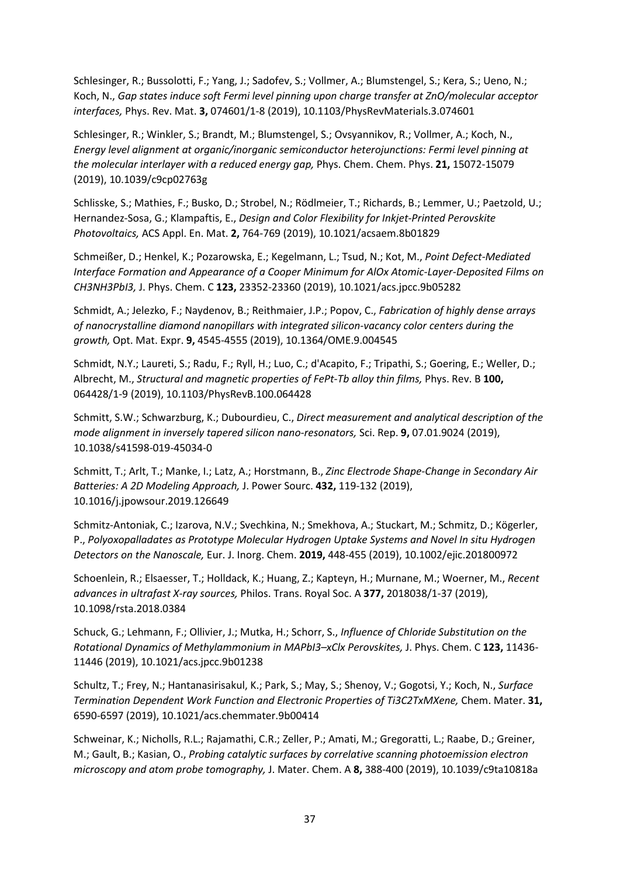Schlesinger, R.; Bussolotti, F.; Yang, J.; Sadofev, S.; Vollmer, A.; Blumstengel, S.; Kera, S.; Ueno, N.; Koch, N., *Gap states induce soft Fermi level pinning upon charge transfer at ZnO/molecular acceptor interfaces,* Phys. Rev. Mat. **3,** 074601/1-8 (2019), 10.1103/PhysRevMaterials.3.074601

Schlesinger, R.; Winkler, S.; Brandt, M.; Blumstengel, S.; Ovsyannikov, R.; Vollmer, A.; Koch, N., *Energy level alignment at organic/inorganic semiconductor heterojunctions: Fermi level pinning at the molecular interlayer with a reduced energy gap,* Phys. Chem. Chem. Phys. **21,** 15072-15079 (2019), 10.1039/c9cp02763g

Schlisske, S.; Mathies, F.; Busko, D.; Strobel, N.; Rödlmeier, T.; Richards, B.; Lemmer, U.; Paetzold, U.; Hernandez-Sosa, G.; Klampaftis, E., *Design and Color Flexibility for Inkjet-Printed Perovskite Photovoltaics,* ACS Appl. En. Mat. **2,** 764-769 (2019), 10.1021/acsaem.8b01829

Schmeißer, D.; Henkel, K.; Pozarowska, E.; Kegelmann, L.; Tsud, N.; Kot, M., *Point Defect-Mediated Interface Formation and Appearance of a Cooper Minimum for AlOx Atomic-Layer-Deposited Films on CH3NH3PbI3,* J. Phys. Chem. C **123,** 23352-23360 (2019), 10.1021/acs.jpcc.9b05282

Schmidt, A.; Jelezko, F.; Naydenov, B.; Reithmaier, J.P.; Popov, C., *Fabrication of highly dense arrays of nanocrystalline diamond nanopillars with integrated silicon-vacancy color centers during the growth,* Opt. Mat. Expr. **9,** 4545-4555 (2019), 10.1364/OME.9.004545

Schmidt, N.Y.; Laureti, S.; Radu, F.; Ryll, H.; Luo, C.; d'Acapito, F.; Tripathi, S.; Goering, E.; Weller, D.; Albrecht, M., *Structural and magnetic properties of FePt-Tb alloy thin films,* Phys. Rev. B **100,** 064428/1-9 (2019), 10.1103/PhysRevB.100.064428

Schmitt, S.W.; Schwarzburg, K.; Dubourdieu, C., *Direct measurement and analytical description of the mode alignment in inversely tapered silicon nano-resonators,* Sci. Rep. **9,** 07.01.9024 (2019), 10.1038/s41598-019-45034-0

Schmitt, T.; Arlt, T.; Manke, I.; Latz, A.; Horstmann, B., *Zinc Electrode Shape-Change in Secondary Air Batteries: A 2D Modeling Approach,* J. Power Sourc. **432,** 119-132 (2019), 10.1016/j.jpowsour.2019.126649

Schmitz-Antoniak, C.; Izarova, N.V.; Svechkina, N.; Smekhova, A.; Stuckart, M.; Schmitz, D.; Kögerler, P., *Polyoxopalladates as Prototype Molecular Hydrogen Uptake Systems and Novel In situ Hydrogen Detectors on the Nanoscale,* Eur. J. Inorg. Chem. **2019,** 448-455 (2019), 10.1002/ejic.201800972

Schoenlein, R.; Elsaesser, T.; Holldack, K.; Huang, Z.; Kapteyn, H.; Murnane, M.; Woerner, M., *Recent advances in ultrafast X-ray sources,* Philos. Trans. Royal Soc. A **377,** 2018038/1-37 (2019), 10.1098/rsta.2018.0384

Schuck, G.; Lehmann, F.; Ollivier, J.; Mutka, H.; Schorr, S., *Influence of Chloride Substitution on the Rotational Dynamics of Methylammonium in MAPbI3–xClx Perovskites,* J. Phys. Chem. C **123,** 11436-11446 (2019), 10.1021/acs.jpcc.9b01238

Schultz, T.; Frey, N.; Hantanasirisakul, K.; Park, S.; May, S.; Shenoy, V.; Gogotsi, Y.; Koch, N., *Surface Termination Dependent Work Function and Electronic Properties of Ti3C2TxMXene,* Chem. Mater. **31,** 6590-6597 (2019), 10.1021/acs.chemmater.9b00414

Schweinar, K.; Nicholls, R.L.; Rajamathi, C.R.; Zeller, P.; Amati, M.; Gregoratti, L.; Raabe, D.; Greiner, M.; Gault, B.; Kasian, O., *Probing catalytic surfaces by correlative scanning photoemission electron microscopy and atom probe tomography,* J. Mater. Chem. A **8,** 388-400 (2019), 10.1039/c9ta10818a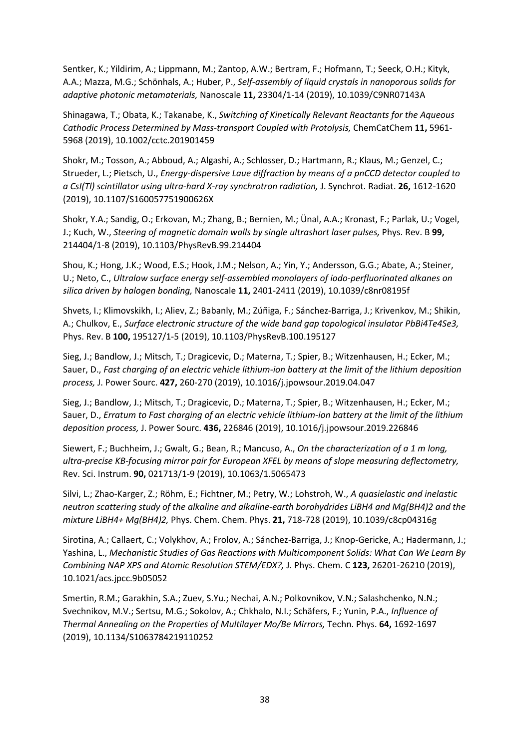Sentker, K.; Yildirim, A.; Lippmann, M.; Zantop, A.W.; Bertram, F.; Hofmann, T.; Seeck, O.H.; Kityk, A.A.; Mazza, M.G.; Schönhals, A.; Huber, P., *Self-assembly of liquid crystals in nanoporous solids for adaptive photonic metamaterials,* Nanoscale **11,** 23304/1-14 (2019), 10.1039/C9NR07143A

Shinagawa, T.; Obata, K.; Takanabe, K., *Switching of Kinetically Relevant Reactants for the Aqueous Cathodic Process Determined by Mass-transport Coupled with Protolysis,* ChemCatChem **11,** 5961-5968 (2019), 10.1002/cctc.201901459

Shokr, M.; Tosson, A.; Abboud, A.; Algashi, A.; Schlosser, D.; Hartmann, R.; Klaus, M.; Genzel, C.; Strueder, L.; Pietsch, U., *Energy-dispersive Laue diffraction by means of a pnCCD detector coupled to a CsI(Tl) scintillator using ultra-hard X-ray synchrotron radiation,* J. Synchrot. Radiat. **26,** 1612-1620 (2019), 10.1107/S160057751900626X

Shokr, Y.A.; Sandig, O.; Erkovan, M.; Zhang, B.; Bernien, M.; Ünal, A.A.; Kronast, F.; Parlak, U.; Vogel, J.; Kuch, W., *Steering of magnetic domain walls by single ultrashort laser pulses,* Phys. Rev. B **99,** 214404/1-8 (2019), 10.1103/PhysRevB.99.214404

Shou, K.; Hong, J.K.; Wood, E.S.; Hook, J.M.; Nelson, A.; Yin, Y.; Andersson, G.G.; Abate, A.; Steiner, U.; Neto, C., *Ultralow surface energy self-assembled monolayers of iodo-perfluorinated alkanes on silica driven by halogen bonding,* Nanoscale **11,** 2401-2411 (2019), 10.1039/c8nr08195f

Shvets, I.; Klimovskikh, I.; Aliev, Z.; Babanly, M.; Zúñiga, F.; Sánchez-Barriga, J.; Krivenkov, M.; Shikin, A.; Chulkov, E., *Surface electronic structure of the wide band gap topological insulator $PbBi_4Te_4Se_3$,* Phys. Rev. B **100,** 195127/1-5 (2019), 10.1103/PhysRevB.100.195127

Sieg, J.; Bandlow, J.; Mitsch, T.; Dragicevic, D.; Materna, T.; Spier, B.; Witzenhausen, H.; Ecker, M.; Sauer, D., *Fast charging of an electric vehicle lithium-ion battery at the limit of the lithium deposition process,* J. Power Sourc. **427,** 260-270 (2019), 10.1016/j.jpowsour.2019.04.047

Sieg, J.; Bandlow, J.; Mitsch, T.; Dragicevic, D.; Materna, T.; Spier, B.; Witzenhausen, H.; Ecker, M.; Sauer, D., *Erratum to Fast charging of an electric vehicle lithium-ion battery at the limit of the lithium deposition process,* J. Power Sourc. **436,** 226846 (2019), 10.1016/j.jpowsour.2019.226846

Siewert, F.; Buchheim, J.; Gwalt, G.; Bean, R.; Mancuso, A., *On the characterization of a 1 m long, ultra-precise KB-focusing mirror pair for European XFEL by means of slope measuring deflectometry,* Rev. Sci. Instrum. **90,** 021713/1-9 (2019), 10.1063/1.5065473

Silvi, L.; Zhao-Karger, Z.; Röhm, E.; Fichtner, M.; Petry, W.; Lohstroh, W., *A quasielastic and inelastic neutron scattering study of the alkaline and alkaline-earth borohydrides $LiBH_4$ and $Mg(BH_4)_2$ and the mixture $LiBH_4$+ $Mg(BH_4)_2$,* Phys. Chem. Chem. Phys. **21,** 718-728 (2019), 10.1039/c8cp04316g

Sirotina, A.; Callaert, C.; Volykhov, A.; Frolov, A.; Sánchez-Barriga, J.; Knop-Gericke, A.; Hadermann, J.; Yashina, L., *Mechanistic Studies of Gas Reactions with Multicomponent Solids: What Can We Learn By Combining NAP XPS and Atomic Resolution STEM/EDX?,* J. Phys. Chem. C **123,** 26201-26210 (2019), 10.1021/acs.jpcc.9b05052

Smertin, R.M.; Garakhin, S.A.; Zuev, S.Yu.; Nechai, A.N.; Polkovnikov, V.N.; Salashchenko, N.N.; Svechnikov, M.V.; Sertsu, M.G.; Sokolov, A.; Chkhalo, N.I.; Schäfers, F.; Yunin, P.A., *Influence of Thermal Annealing on the Properties of Multilayer Mo/Be Mirrors,* Techn. Phys. **64,** 1692-1697 (2019), 10.1134/S1063784219110252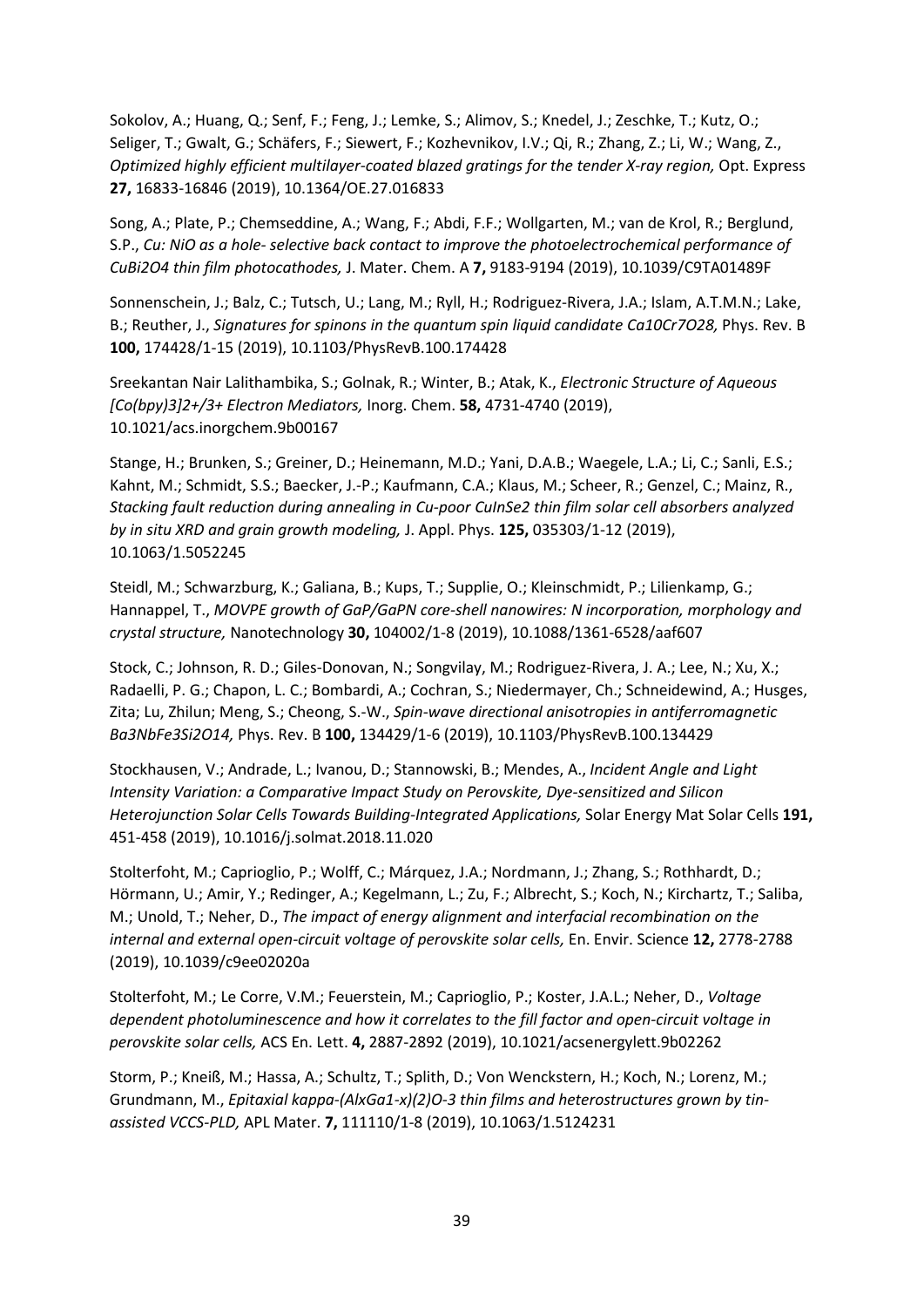Sokolov, A.; Huang, Q.; Senf, F.; Feng, J.; Lemke, S.; Alimov, S.; Knedel, J.; Zeschke, T.; Kutz, O.; Seliger, T.; Gwalt, G.; Schäfers, F.; Siewert, F.; Kozhevnikov, I.V.; Qi, R.; Zhang, Z.; Li, W.; Wang, Z., *Optimized highly efficient multilayer-coated blazed gratings for the tender X-ray region,* Opt. Express **27,** 16833-16846 (2019), 10.1364/OE.27.016833

Song, A.; Plate, P.; Chemseddine, A.; Wang, F.; Abdi, F.F.; Wollgarten, M.; van de Krol, R.; Berglund, S.P., *Cu: NiO as a hole- selective back contact to improve the photoelectrochemical performance of $CuBi_2O_4$ thin film photocathodes,* J. Mater. Chem. A **7,** 9183-9194 (2019), 10.1039/C9TA01489F

Sonnenschein, J.; Balz, C.; Tutsch, U.; Lang, M.; Ryll, H.; Rodriguez-Rivera, J.A.; Islam, A.T.M.N.; Lake, B.; Reuther, J., *Signatures for spinons in the quantum spin liquid candidate $Ca_{10}Cr_7O_{28}$,* Phys. Rev. B **100,** 174428/1-15 (2019), 10.1103/PhysRevB.100.174428

Sreekantan Nair Lalithambika, S.; Golnak, R.; Winter, B.; Atak, K., *Electronic Structure of Aqueous $[Co(bpy)_3]^{2+/3+}$ Electron Mediators,* Inorg. Chem. **58,** 4731-4740 (2019), 10.1021/acs.inorgchem.9b00167

Stange, H.; Brunken, S.; Greiner, D.; Heinemann, M.D.; Yani, D.A.B.; Waegele, L.A.; Li, C.; Sanli, E.S.; Kahnt, M.; Schmidt, S.S.; Baecker, J.-P.; Kaufmann, C.A.; Klaus, M.; Scheer, R.; Genzel, C.; Mainz, R., *Stacking fault reduction during annealing in Cu-poor $CuInSe_2$ thin film solar cell absorbers analyzed by in situ XRD and grain growth modeling,* J. Appl. Phys. **125,** 035303/1-12 (2019), 10.1063/1.5052245

Steidl, M.; Schwarzburg, K.; Galiana, B.; Kups, T.; Supplie, O.; Kleinschmidt, P.; Lilienkamp, G.; Hannappel, T., *MOVPE growth of GaP/GaPN core-shell nanowires: N incorporation, morphology and crystal structure,* Nanotechnology **30,** 104002/1-8 (2019), 10.1088/1361-6528/aaf607

Stock, C.; Johnson, R. D.; Giles-Donovan, N.; Songvilay, M.; Rodriguez-Rivera, J. A.; Lee, N.; Xu, X.; Radaelli, P. G.; Chapon, L. C.; Bombardi, A.; Cochran, S.; Niedermayer, Ch.; Schneidewind, A.; Husges, Zita; Lu, Zhilun; Meng, S.; Cheong, S.-W., *Spin-wave directional anisotropies in antiferromagnetic $Ba_3NbFe_3Si_2O_{14}$,* Phys. Rev. B **100,** 134429/1-6 (2019), 10.1103/PhysRevB.100.134429

Stockhausen, V.; Andrade, L.; Ivanou, D.; Stannowski, B.; Mendes, A., *Incident Angle and Light Intensity Variation: a Comparative Impact Study on Perovskite, Dye-sensitized and Silicon Heterojunction Solar Cells Towards Building-Integrated Applications,* Solar Energy Mat Solar Cells **191,** 451-458 (2019), 10.1016/j.solmat.2018.11.020

Stolterfoht, M.; Caprioglio, P.; Wolff, C.; Márquez, J.A.; Nordmann, J.; Zhang, S.; Rothhardt, D.; Hörmann, U.; Amir, Y.; Redinger, A.; Kegelmann, L.; Zu, F.; Albrecht, S.; Koch, N.; Kirchartz, T.; Saliba, M.; Unold, T.; Neher, D., *The impact of energy alignment and interfacial recombination on the internal and external open-circuit voltage of perovskite solar cells,* En. Envir. Science **12,** 2778-2788 (2019), 10.1039/c9ee02020a

Stolterfoht, M.; Le Corre, V.M.; Feuerstein, M.; Caprioglio, P.; Koster, J.A.L.; Neher, D., *Voltage dependent photoluminescence and how it correlates to the fill factor and open-circuit voltage in perovskite solar cells,* ACS En. Lett. **4,** 2887-2892 (2019), 10.1021/acsenergylett.9b02262

Storm, P.; Kneiß, M.; Hassa, A.; Schultz, T.; Splith, D.; Von Wenckstern, H.; Koch, N.; Lorenz, M.; Grundmann, M., *Epitaxial kappa-(AlxGa1-x)(2)O-3 thin films and heterostructures grown by tin-assisted VCCS-PLD,* APL Mater. **7,** 111110/1-8 (2019), 10.1063/1.5124231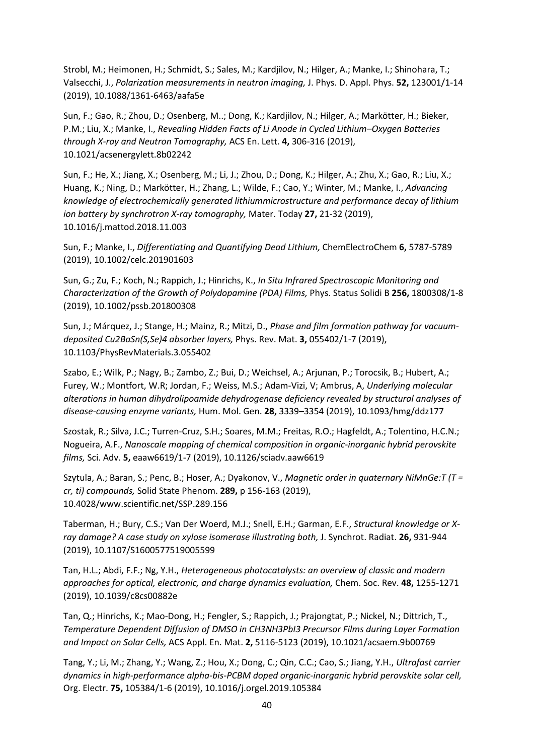Strobl, M.; Heimonen, H.; Schmidt, S.; Sales, M.; Kardjilov, N.; Hilger, A.; Manke, I.; Shinohara, T.; Valsecchi, J., *Polarization measurements in neutron imaging,* J. Phys. D. Appl. Phys. **52,** 123001/1-14 (2019), 10.1088/1361-6463/aafa5e

Sun, F.; Gao, R.; Zhou, D.; Osenberg, M..; Dong, K.; Kardjilov, N.; Hilger, A.; Markötter, H.; Bieker, P.M.; Liu, X.; Manke, I., *Revealing Hidden Facts of Li Anode in Cycled Lithium–Oxygen Batteries through X-ray and Neutron Tomography,* ACS En. Lett. **4,** 306-316 (2019), 10.1021/acsenergylett.8b02242

Sun, F.; He, X.; Jiang, X.; Osenberg, M.; Li, J.; Zhou, D.; Dong, K.; Hilger, A.; Zhu, X.; Gao, R.; Liu, X.; Huang, K.; Ning, D.; Markötter, H.; Zhang, L.; Wilde, F.; Cao, Y.; Winter, M.; Manke, I., *Advancing knowledge of electrochemically generated lithiummicrostructure and performance decay of lithium ion battery by synchrotron X-ray tomography,* Mater. Today **27,** 21-32 (2019), 10.1016/j.mattod.2018.11.003

Sun, F.; Manke, I., *Differentiating and Quantifying Dead Lithium,* ChemElectroChem **6,** 5787-5789 (2019), 10.1002/celc.201901603

Sun, G.; Zu, F.; Koch, N.; Rappich, J.; Hinrichs, K., *In Situ Infrared Spectroscopic Monitoring and Characterization of the Growth of Polydopamine (PDA) Films,* Phys. Status Solidi B **256,** 1800308/1-8 (2019), 10.1002/pssb.201800308

Sun, J.; Márquez, J.; Stange, H.; Mainz, R.; Mitzi, D., *Phase and film formation pathway for vacuum-deposited Cu2BaSn(S,Se)4 absorber layers,* Phys. Rev. Mat. **3,** 055402/1-7 (2019), 10.1103/PhysRevMaterials.3.055402

Szabo, E.; Wilk, P.; Nagy, B.; Zambo, Z.; Bui, D.; Weichsel, A.; Arjunan, P.; Torocsik, B.; Hubert, A.; Furey, W.; Montfort, W.R; Jordan, F.; Weiss, M.S.; Adam-Vizi, V; Ambrus, A, *Underlying molecular alterations in human dihydrolipoamide dehydrogenase deficiency revealed by structural analyses of disease-causing enzyme variants,* Hum. Mol. Gen. **28,** 3339–3354 (2019), 10.1093/hmg/ddz177

Szostak, R.; Silva, J.C.; Turren-Cruz, S.H.; Soares, M.M.; Freitas, R.O.; Hagfeldt, A.; Tolentino, H.C.N.; Nogueira, A.F., *Nanoscale mapping of chemical composition in organic-inorganic hybrid perovskite films,* Sci. Adv. **5,** eaaw6619/1-7 (2019), 10.1126/sciadv.aaw6619

Szytula, A.; Baran, S.; Penc, B.; Hoser, A.; Dyakonov, V., *Magnetic order in quaternary NiMnGe:T (T = cr, ti) compounds,* Solid State Phenom. **289,** p 156-163 (2019), 10.4028/www.scientific.net/SSP.289.156

Taberman, H.; Bury, C.S.; Van Der Woerd, M.J.; Snell, E.H.; Garman, E.F., *Structural knowledge or X-ray damage? A case study on xylose isomerase illustrating both,* J. Synchrot. Radiat. **26,** 931-944 (2019), 10.1107/S1600577519005599

Tan, H.L.; Abdi, F.F.; Ng, Y.H., *Heterogeneous photocatalysts: an overview of classic and modern approaches for optical, electronic, and charge dynamics evaluation,* Chem. Soc. Rev. **48,** 1255-1271 (2019), 10.1039/c8cs00882e

Tan, Q.; Hinrichs, K.; Mao-Dong, H.; Fengler, S.; Rappich, J.; Prajongtat, P.; Nickel, N.; Dittrich, T., *Temperature Dependent Diffusion of DMSO in CH3NH3PbI3 Precursor Films during Layer Formation and Impact on Solar Cells,* ACS Appl. En. Mat. **2,** 5116-5123 (2019), 10.1021/acsaem.9b00769

Tang, Y.; Li, M.; Zhang, Y.; Wang, Z.; Hou, X.; Dong, C.; Qin, C.C.; Cao, S.; Jiang, Y.H., *Ultrafast carrier dynamics in high-performance alpha-bis-PCBM doped organic-inorganic hybrid perovskite solar cell,* Org. Electr. **75,** 105384/1-6 (2019), 10.1016/j.orgel.2019.105384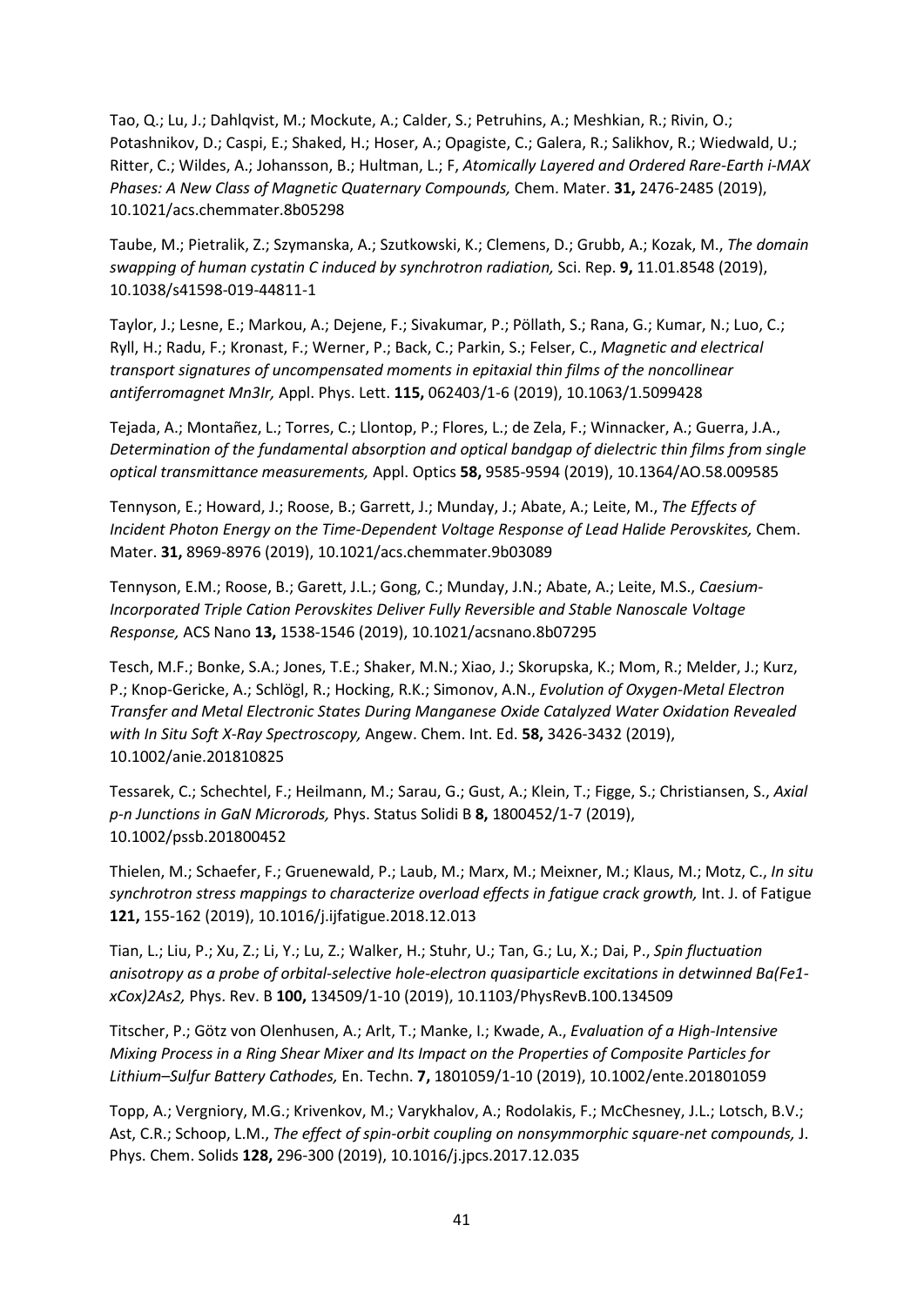Tao, Q.; Lu, J.; Dahlqvist, M.; Mockute, A.; Calder, S.; Petruhins, A.; Meshkian, R.; Rivin, O.; Potashnikov, D.; Caspi, E.; Shaked, H.; Hoser, A.; Opagiste, C.; Galera, R.; Salikhov, R.; Wiedwald, U.; Ritter, C.; Wildes, A.; Johansson, B.; Hultman, L.; F, *Atomically Layered and Ordered Rare-Earth i-MAX Phases: A New Class of Magnetic Quaternary Compounds,* Chem. Mater. **31,** 2476-2485 (2019), 10.1021/acs.chemmater.8b05298

Taube, M.; Pietralik, Z.; Szymanska, A.; Szutkowski, K.; Clemens, D.; Grubb, A.; Kozak, M., *The domain swapping of human cystatin C induced by synchrotron radiation,* Sci. Rep. **9,** 11.01.8548 (2019), 10.1038/s41598-019-44811-1

Taylor, J.; Lesne, E.; Markou, A.; Dejene, F.; Sivakumar, P.; Pöllath, S.; Rana, G.; Kumar, N.; Luo, C.; Ryll, H.; Radu, F.; Kronast, F.; Werner, P.; Back, C.; Parkin, S.; Felser, C., *Magnetic and electrical transport signatures of uncompensated moments in epitaxial thin films of the noncollinear antiferromagnet Mn3Ir,* Appl. Phys. Lett. **115,** 062403/1-6 (2019), 10.1063/1.5099428

Tejada, A.; Montañez, L.; Torres, C.; Llontop, P.; Flores, L.; de Zela, F.; Winnacker, A.; Guerra, J.A., *Determination of the fundamental absorption and optical bandgap of dielectric thin films from single optical transmittance measurements,* Appl. Optics **58,** 9585-9594 (2019), 10.1364/AO.58.009585

Tennyson, E.; Howard, J.; Roose, B.; Garrett, J.; Munday, J.; Abate, A.; Leite, M., *The Effects of Incident Photon Energy on the Time-Dependent Voltage Response of Lead Halide Perovskites,* Chem. Mater. **31,** 8969-8976 (2019), 10.1021/acs.chemmater.9b03089

Tennyson, E.M.; Roose, B.; Garett, J.L.; Gong, C.; Munday, J.N.; Abate, A.; Leite, M.S., *Caesium-Incorporated Triple Cation Perovskites Deliver Fully Reversible and Stable Nanoscale Voltage Response,* ACS Nano **13,** 1538-1546 (2019), 10.1021/acsnano.8b07295

Tesch, M.F.; Bonke, S.A.; Jones, T.E.; Shaker, M.N.; Xiao, J.; Skorupska, K.; Mom, R.; Melder, J.; Kurz, P.; Knop-Gericke, A.; Schlögl, R.; Hocking, R.K.; Simonov, A.N., *Evolution of Oxygen-Metal Electron Transfer and Metal Electronic States During Manganese Oxide Catalyzed Water Oxidation Revealed with In Situ Soft X-Ray Spectroscopy,* Angew. Chem. Int. Ed. **58,** 3426-3432 (2019), 10.1002/anie.201810825

Tessarek, C.; Schechtel, F.; Heilmann, M.; Sarau, G.; Gust, A.; Klein, T.; Figge, S.; Christiansen, S., *Axial p-n Junctions in GaN Microrods,* Phys. Status Solidi B **8,** 1800452/1-7 (2019), 10.1002/pssb.201800452

Thielen, M.; Schaefer, F.; Gruenewald, P.; Laub, M.; Marx, M.; Meixner, M.; Klaus, M.; Motz, C., *In situ synchrotron stress mappings to characterize overload effects in fatigue crack growth,* Int. J. of Fatigue **121,** 155-162 (2019), 10.1016/j.ijfatigue.2018.12.013

Tian, L.; Liu, P.; Xu, Z.; Li, Y.; Lu, Z.; Walker, H.; Stuhr, U.; Tan, G.; Lu, X.; Dai, P., *Spin fluctuation anisotropy as a probe of orbital-selective hole-electron quasiparticle excitations in detwinned Ba(Fe1-xCox)2As2,* Phys. Rev. B **100,** 134509/1-10 (2019), 10.1103/PhysRevB.100.134509

Titscher, P.; Götz von Olenhusen, A.; Arlt, T.; Manke, I.; Kwade, A., *Evaluation of a High-Intensive Mixing Process in a Ring Shear Mixer and Its Impact on the Properties of Composite Particles for Lithium–Sulfur Battery Cathodes,* En. Techn. **7,** 1801059/1-10 (2019), 10.1002/ente.201801059

Topp, A.; Vergniory, M.G.; Krivenkov, M.; Varykhalov, A.; Rodolakis, F.; McChesney, J.L.; Lotsch, B.V.; Ast, C.R.; Schoop, L.M., *The effect of spin-orbit coupling on nonsymmorphic square-net compounds,* J. Phys. Chem. Solids **128,** 296-300 (2019), 10.1016/j.jpcs.2017.12.035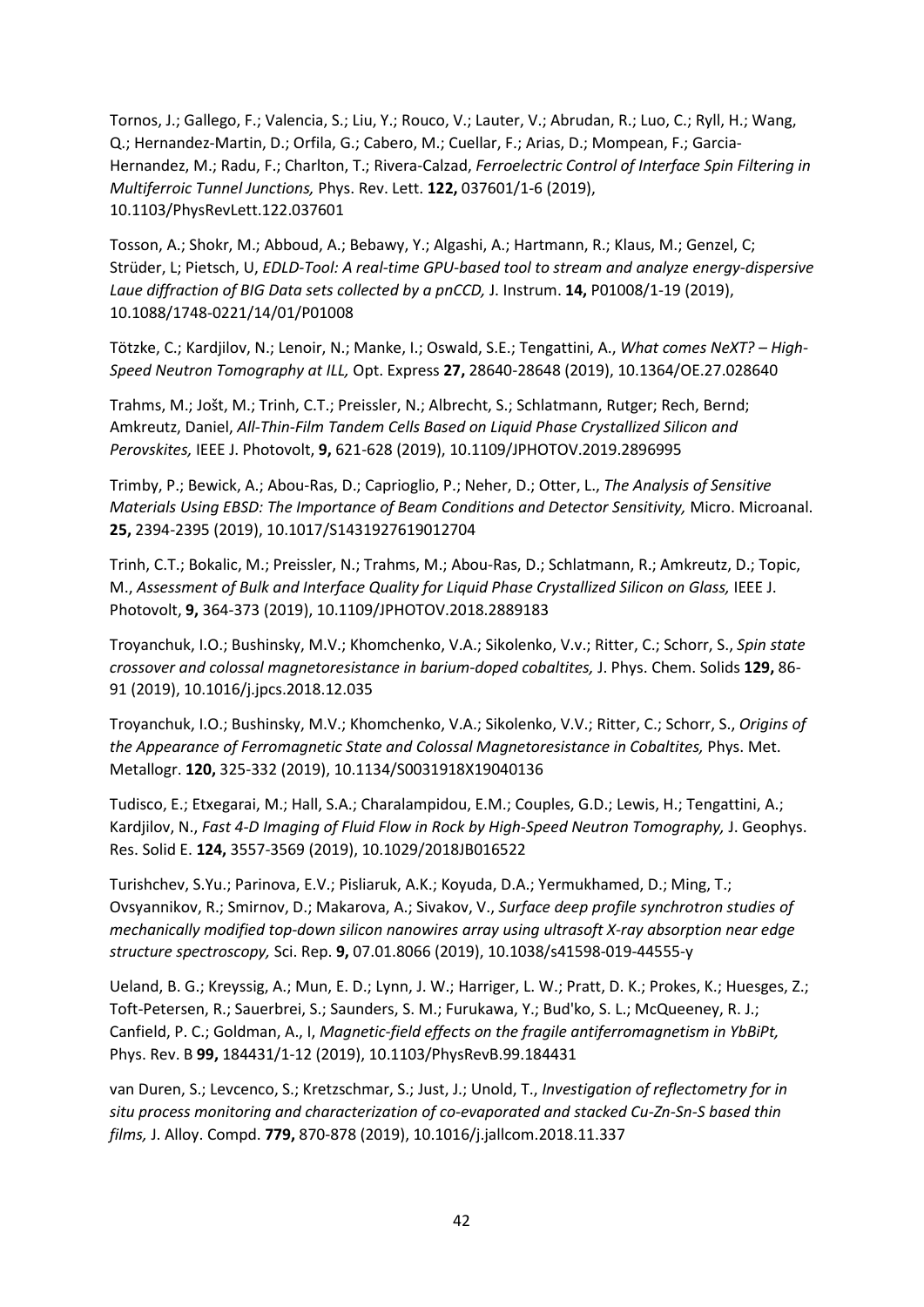Tornos, J.; Gallego, F.; Valencia, S.; Liu, Y.; Rouco, V.; Lauter, V.; Abrudan, R.; Luo, C.; Ryll, H.; Wang, Q.; Hernandez-Martin, D.; Orfila, G.; Cabero, M.; Cuellar, F.; Arias, D.; Mompean, F.; Garcia-Hernandez, M.; Radu, F.; Charlton, T.; Rivera-Calzad, *Ferroelectric Control of Interface Spin Filtering in Multiferroic Tunnel Junctions,* Phys. Rev. Lett. **122,** 037601/1-6 (2019), 10.1103/PhysRevLett.122.037601

Tosson, A.; Shokr, M.; Abboud, A.; Bebawy, Y.; Algashi, A.; Hartmann, R.; Klaus, M.; Genzel, C; Strüder, L; Pietsch, U, *EDLD-Tool: A real-time GPU-based tool to stream and analyze energy-dispersive Laue diffraction of BIG Data sets collected by a pnCCD,* J. Instrum. **14,** P01008/1-19 (2019), 10.1088/1748-0221/14/01/P01008

Tötzke, C.; Kardjilov, N.; Lenoir, N.; Manke, I.; Oswald, S.E.; Tengattini, A., *What comes NeXT? – High-Speed Neutron Tomography at ILL,* Opt. Express **27,** 28640-28648 (2019), 10.1364/OE.27.028640

Trahms, M.; Jošt, M.; Trinh, C.T.; Preissler, N.; Albrecht, S.; Schlatmann, Rutger; Rech, Bernd; Amkreutz, Daniel, *All-Thin-Film Tandem Cells Based on Liquid Phase Crystallized Silicon and Perovskites,* IEEE J. Photovolt, **9,** 621-628 (2019), 10.1109/JPHOTOV.2019.2896995

Trimby, P.; Bewick, A.; Abou-Ras, D.; Caprioglio, P.; Neher, D.; Otter, L., *The Analysis of Sensitive Materials Using EBSD: The Importance of Beam Conditions and Detector Sensitivity,* Micro. Microanal. **25,** 2394-2395 (2019), 10.1017/S1431927619012704

Trinh, C.T.; Bokalic, M.; Preissler, N.; Trahms, M.; Abou-Ras, D.; Schlatmann, R.; Amkreutz, D.; Topic, M., *Assessment of Bulk and Interface Quality for Liquid Phase Crystallized Silicon on Glass,* IEEE J. Photovolt, **9,** 364-373 (2019), 10.1109/JPHOTOV.2018.2889183

Troyanchuk, I.O.; Bushinsky, M.V.; Khomchenko, V.A.; Sikolenko, V.v.; Ritter, C.; Schorr, S., *Spin state crossover and colossal magnetoresistance in barium-doped cobaltites,* J. Phys. Chem. Solids **129,** 86-91 (2019), 10.1016/j.jpcs.2018.12.035

Troyanchuk, I.O.; Bushinsky, M.V.; Khomchenko, V.A.; Sikolenko, V.V.; Ritter, C.; Schorr, S., *Origins of the Appearance of Ferromagnetic State and Colossal Magnetoresistance in Cobaltites,* Phys. Met. Metallogr. **120,** 325-332 (2019), 10.1134/S0031918X19040136

Tudisco, E.; Etxegarai, M.; Hall, S.A.; Charalampidou, E.M.; Couples, G.D.; Lewis, H.; Tengattini, A.; Kardjilov, N., *Fast 4-D Imaging of Fluid Flow in Rock by High-Speed Neutron Tomography,* J. Geophys. Res. Solid E. **124,** 3557-3569 (2019), 10.1029/2018JB016522

Turishchev, S.Yu.; Parinova, E.V.; Pisliaruk, A.K.; Koyuda, D.A.; Yermukhamed, D.; Ming, T.; Ovsyannikov, R.; Smirnov, D.; Makarova, A.; Sivakov, V., *Surface deep profile synchrotron studies of mechanically modified top-down silicon nanowires array using ultrasoft X-ray absorption near edge structure spectroscopy,* Sci. Rep. **9,** 07.01.8066 (2019), 10.1038/s41598-019-44555-y

Ueland, B. G.; Kreyssig, A.; Mun, E. D.; Lynn, J. W.; Harriger, L. W.; Pratt, D. K.; Prokes, K.; Huesges, Z.; Toft-Petersen, R.; Sauerbrei, S.; Saunders, S. M.; Furukawa, Y.; Bud'ko, S. L.; McQueeney, R. J.; Canfield, P. C.; Goldman, A., I, *Magnetic-field effects on the fragile antiferromagnetism in YbBiPt,* Phys. Rev. B **99,** 184431/1-12 (2019), 10.1103/PhysRevB.99.184431

van Duren, S.; Levcenco, S.; Kretzschmar, S.; Just, J.; Unold, T., *Investigation of reflectometry for in situ process monitoring and characterization of co-evaporated and stacked Cu-Zn-Sn-S based thin films,* J. Alloy. Compd. **779,** 870-878 (2019), 10.1016/j.jallcom.2018.11.337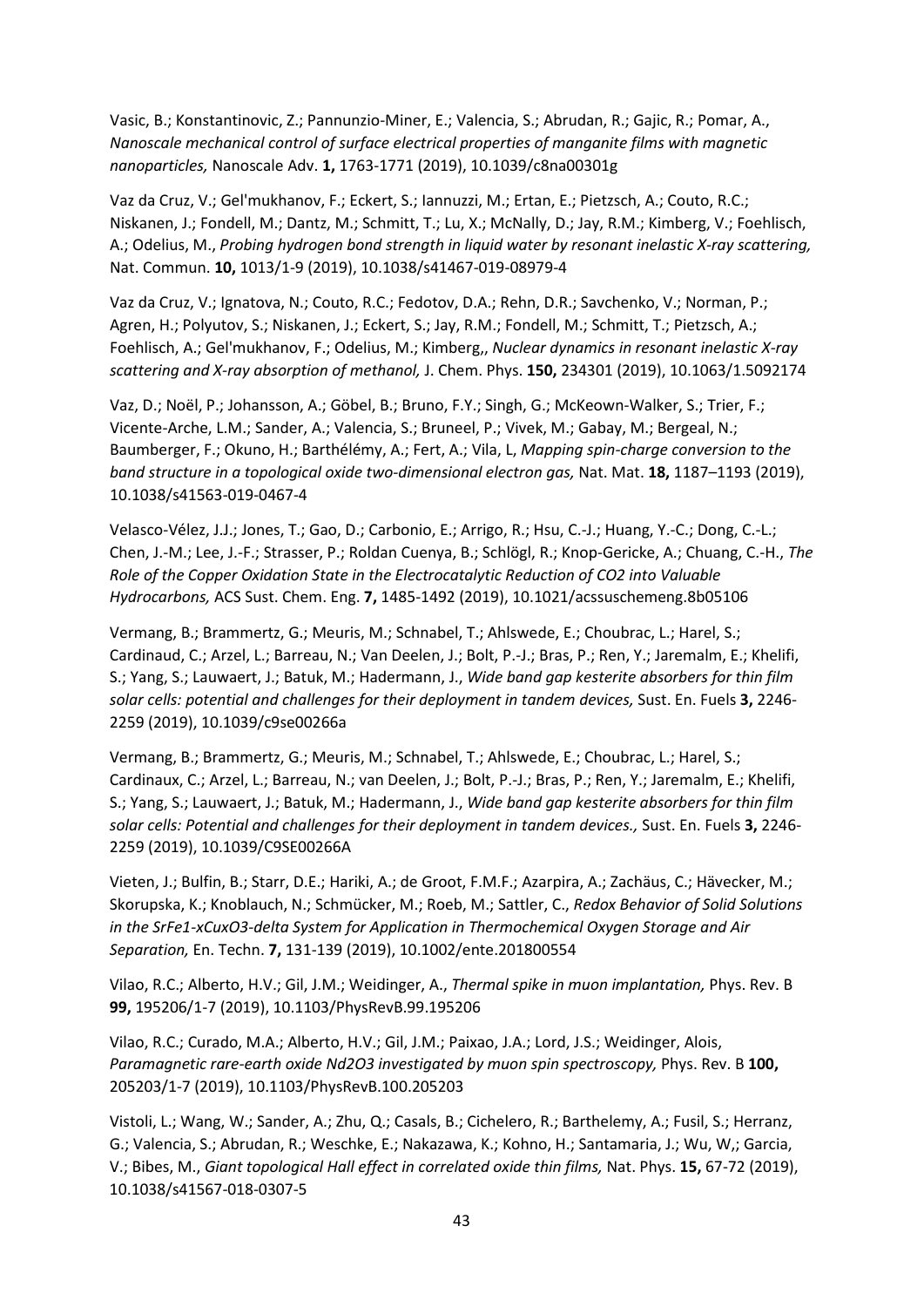Vasic, B.; Konstantinovic, Z.; Pannunzio-Miner, E.; Valencia, S.; Abrudan, R.; Gajic, R.; Pomar, A., *Nanoscale mechanical control of surface electrical properties of manganite films with magnetic nanoparticles,* Nanoscale Adv. **1,** 1763-1771 (2019), 10.1039/c8na00301g

Vaz da Cruz, V.; Gel'mukhanov, F.; Eckert, S.; Iannuzzi, M.; Ertan, E.; Pietzsch, A.; Couto, R.C.; Niskanen, J.; Fondell, M.; Dantz, M.; Schmitt, T.; Lu, X.; McNally, D.; Jay, R.M.; Kimberg, V.; Foehlisch, A.; Odelius, M., *Probing hydrogen bond strength in liquid water by resonant inelastic X-ray scattering,* Nat. Commun. **10,** 1013/1-9 (2019), 10.1038/s41467-019-08979-4

Vaz da Cruz, V.; Ignatova, N.; Couto, R.C.; Fedotov, D.A.; Rehn, D.R.; Savchenko, V.; Norman, P.; Agren, H.; Polyutov, S.; Niskanen, J.; Eckert, S.; Jay, R.M.; Fondell, M.; Schmitt, T.; Pietzsch, A.; Foehlisch, A.; Gel'mukhanov, F.; Odelius, M.; Kimberg,, *Nuclear dynamics in resonant inelastic X-ray scattering and X-ray absorption of methanol,* J. Chem. Phys. **150,** 234301 (2019), 10.1063/1.5092174

Vaz, D.; Noël, P.; Johansson, A.; Göbel, B.; Bruno, F.Y.; Singh, G.; McKeown-Walker, S.; Trier, F.; Vicente-Arche, L.M.; Sander, A.; Valencia, S.; Bruneel, P.; Vivek, M.; Gabay, M.; Bergeal, N.; Baumberger, F.; Okuno, H.; Barthélémy, A.; Fert, A.; Vila, L, *Mapping spin-charge conversion to the band structure in a topological oxide two-dimensional electron gas,* Nat. Mat. **18,** 1187–1193 (2019), 10.1038/s41563-019-0467-4

Velasco-Vélez, J.J.; Jones, T.; Gao, D.; Carbonio, E.; Arrigo, R.; Hsu, C.-J.; Huang, Y.-C.; Dong, C.-L.; Chen, J.-M.; Lee, J.-F.; Strasser, P.; Roldan Cuenya, B.; Schlögl, R.; Knop-Gericke, A.; Chuang, C.-H., *The Role of the Copper Oxidation State in the Electrocatalytic Reduction of CO2 into Valuable Hydrocarbons,* ACS Sust. Chem. Eng. **7,** 1485-1492 (2019), 10.1021/acssuschemeng.8b05106

Vermang, B.; Brammertz, G.; Meuris, M.; Schnabel, T.; Ahlswede, E.; Choubrac, L.; Harel, S.; Cardinaud, C.; Arzel, L.; Barreau, N.; Van Deelen, J.; Bolt, P.-J.; Bras, P.; Ren, Y.; Jaremalm, E.; Khelifi, S.; Yang, S.; Lauwaert, J.; Batuk, M.; Hadermann, J., *Wide band gap kesterite absorbers for thin film solar cells: potential and challenges for their deployment in tandem devices,* Sust. En. Fuels **3,** 2246-2259 (2019), 10.1039/c9se00266a

Vermang, B.; Brammertz, G.; Meuris, M.; Schnabel, T.; Ahlswede, E.; Choubrac, L.; Harel, S.; Cardinaux, C.; Arzel, L.; Barreau, N.; van Deelen, J.; Bolt, P.-J.; Bras, P.; Ren, Y.; Jaremalm, E.; Khelifi, S.; Yang, S.; Lauwaert, J.; Batuk, M.; Hadermann, J., *Wide band gap kesterite absorbers for thin film solar cells: Potential and challenges for their deployment in tandem devices.,* Sust. En. Fuels **3,** 2246-2259 (2019), 10.1039/C9SE00266A

Vieten, J.; Bulfin, B.; Starr, D.E.; Hariki, A.; de Groot, F.M.F.; Azarpira, A.; Zachäus, C.; Hävecker, M.; Skorupska, K.; Knoblauch, N.; Schmücker, M.; Roeb, M.; Sattler, C., *Redox Behavior of Solid Solutions in the SrFe1-xCuxO3-delta System for Application in Thermochemical Oxygen Storage and Air Separation,* En. Techn. **7,** 131-139 (2019), 10.1002/ente.201800554

Vilao, R.C.; Alberto, H.V.; Gil, J.M.; Weidinger, A., *Thermal spike in muon implantation,* Phys. Rev. B **99,** 195206/1-7 (2019), 10.1103/PhysRevB.99.195206

Vilao, R.C.; Curado, M.A.; Alberto, H.V.; Gil, J.M.; Paixao, J.A.; Lord, J.S.; Weidinger, Alois, *Paramagnetic rare-earth oxide Nd2O3 investigated by muon spin spectroscopy,* Phys. Rev. B **100,** 205203/1-7 (2019), 10.1103/PhysRevB.100.205203

Vistoli, L.; Wang, W.; Sander, A.; Zhu, Q.; Casals, B.; Cichelero, R.; Barthelemy, A.; Fusil, S.; Herranz, G.; Valencia, S.; Abrudan, R.; Weschke, E.; Nakazawa, K.; Kohno, H.; Santamaria, J.; Wu, W,; Garcia, V.; Bibes, M., *Giant topological Hall effect in correlated oxide thin films,* Nat. Phys. **15,** 67-72 (2019), 10.1038/s41567-018-0307-5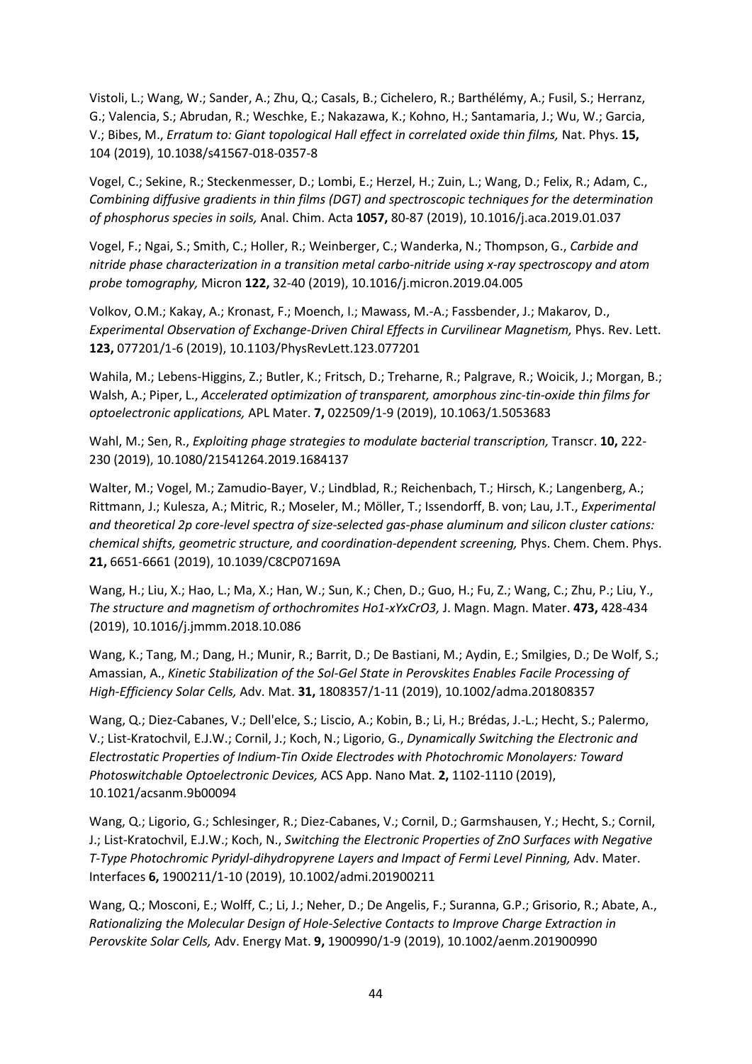Vistoli, L.; Wang, W.; Sander, A.; Zhu, Q.; Casals, B.; Cichelero, R.; Barthélémy, A.; Fusil, S.; Herranz, G.; Valencia, S.; Abrudan, R.; Weschke, E.; Nakazawa, K.; Kohno, H.; Santamaria, J.; Wu, W.; Garcia, V.; Bibes, M., *Erratum to: Giant topological Hall effect in correlated oxide thin films,* Nat. Phys. **15,** 104 (2019), 10.1038/s41567-018-0357-8

Vogel, C.; Sekine, R.; Steckenmesser, D.; Lombi, E.; Herzel, H.; Zuin, L.; Wang, D.; Felix, R.; Adam, C., *Combining diffusive gradients in thin films (DGT) and spectroscopic techniques for the determination of phosphorus species in soils,* Anal. Chim. Acta **1057,** 80-87 (2019), 10.1016/j.aca.2019.01.037

Vogel, F.; Ngai, S.; Smith, C.; Holler, R.; Weinberger, C.; Wanderka, N.; Thompson, G., *Carbide and nitride phase characterization in a transition metal carbo-nitride using x-ray spectroscopy and atom probe tomography,* Micron **122,** 32-40 (2019), 10.1016/j.micron.2019.04.005

Volkov, O.M.; Kakay, A.; Kronast, F.; Moench, I.; Mawass, M.-A.; Fassbender, J.; Makarov, D., *Experimental Observation of Exchange-Driven Chiral Effects in Curvilinear Magnetism,* Phys. Rev. Lett. **123,** 077201/1-6 (2019), 10.1103/PhysRevLett.123.077201

Wahila, M.; Lebens-Higgins, Z.; Butler, K.; Fritsch, D.; Treharne, R.; Palgrave, R.; Woicik, J.; Morgan, B.; Walsh, A.; Piper, L., *Accelerated optimization of transparent, amorphous zinc-tin-oxide thin films for optoelectronic applications,* APL Mater. **7,** 022509/1-9 (2019), 10.1063/1.5053683

Wahl, M.; Sen, R., *Exploiting phage strategies to modulate bacterial transcription,* Transcr. **10,** 222-230 (2019), 10.1080/21541264.2019.1684137

Walter, M.; Vogel, M.; Zamudio-Bayer, V.; Lindblad, R.; Reichenbach, T.; Hirsch, K.; Langenberg, A.; Rittmann, J.; Kulesza, A.; Mitric, R.; Moseler, M.; Möller, T.; Issendorff, B. von; Lau, J.T., *Experimental and theoretical 2p core-level spectra of size-selected gas-phase aluminum and silicon cluster cations: chemical shifts, geometric structure, and coordination-dependent screening,* Phys. Chem. Chem. Phys. **21,** 6651-6661 (2019), 10.1039/C8CP07169A

Wang, H.; Liu, X.; Hao, L.; Ma, X.; Han, W.; Sun, K.; Chen, D.; Guo, H.; Fu, Z.; Wang, C.; Zhu, P.; Liu, Y., *The structure and magnetism of orthochromites Ho1-xYxCrO3,* J. Magn. Magn. Mater. **473,** 428-434 (2019), 10.1016/j.jmmm.2018.10.086

Wang, K.; Tang, M.; Dang, H.; Munir, R.; Barrit, D.; De Bastiani, M.; Aydin, E.; Smilgies, D.; De Wolf, S.; Amassian, A., *Kinetic Stabilization of the Sol-Gel State in Perovskites Enables Facile Processing of High-Efficiency Solar Cells,* Adv. Mat. **31,** 1808357/1-11 (2019), 10.1002/adma.201808357

Wang, Q.; Diez-Cabanes, V.; Dell'elce, S.; Liscio, A.; Kobin, B.; Li, H.; Brédas, J.-L.; Hecht, S.; Palermo, V.; List-Kratochvil, E.J.W.; Cornil, J.; Koch, N.; Ligorio, G., *Dynamically Switching the Electronic and Electrostatic Properties of Indium-Tin Oxide Electrodes with Photochromic Monolayers: Toward Photoswitchable Optoelectronic Devices,* ACS App. Nano Mat. **2,** 1102-1110 (2019), 10.1021/acsanm.9b00094

Wang, Q.; Ligorio, G.; Schlesinger, R.; Diez-Cabanes, V.; Cornil, D.; Garmshausen, Y.; Hecht, S.; Cornil, J.; List-Kratochvil, E.J.W.; Koch, N., *Switching the Electronic Properties of ZnO Surfaces with Negative T-Type Photochromic Pyridyl-dihydropyrene Layers and Impact of Fermi Level Pinning,* Adv. Mater. Interfaces **6,** 1900211/1-10 (2019), 10.1002/admi.201900211

Wang, Q.; Mosconi, E.; Wolff, C.; Li, J.; Neher, D.; De Angelis, F.; Suranna, G.P.; Grisorio, R.; Abate, A., *Rationalizing the Molecular Design of Hole-Selective Contacts to Improve Charge Extraction in Perovskite Solar Cells,* Adv. Energy Mat. **9,** 1900990/1-9 (2019), 10.1002/aenm.201900990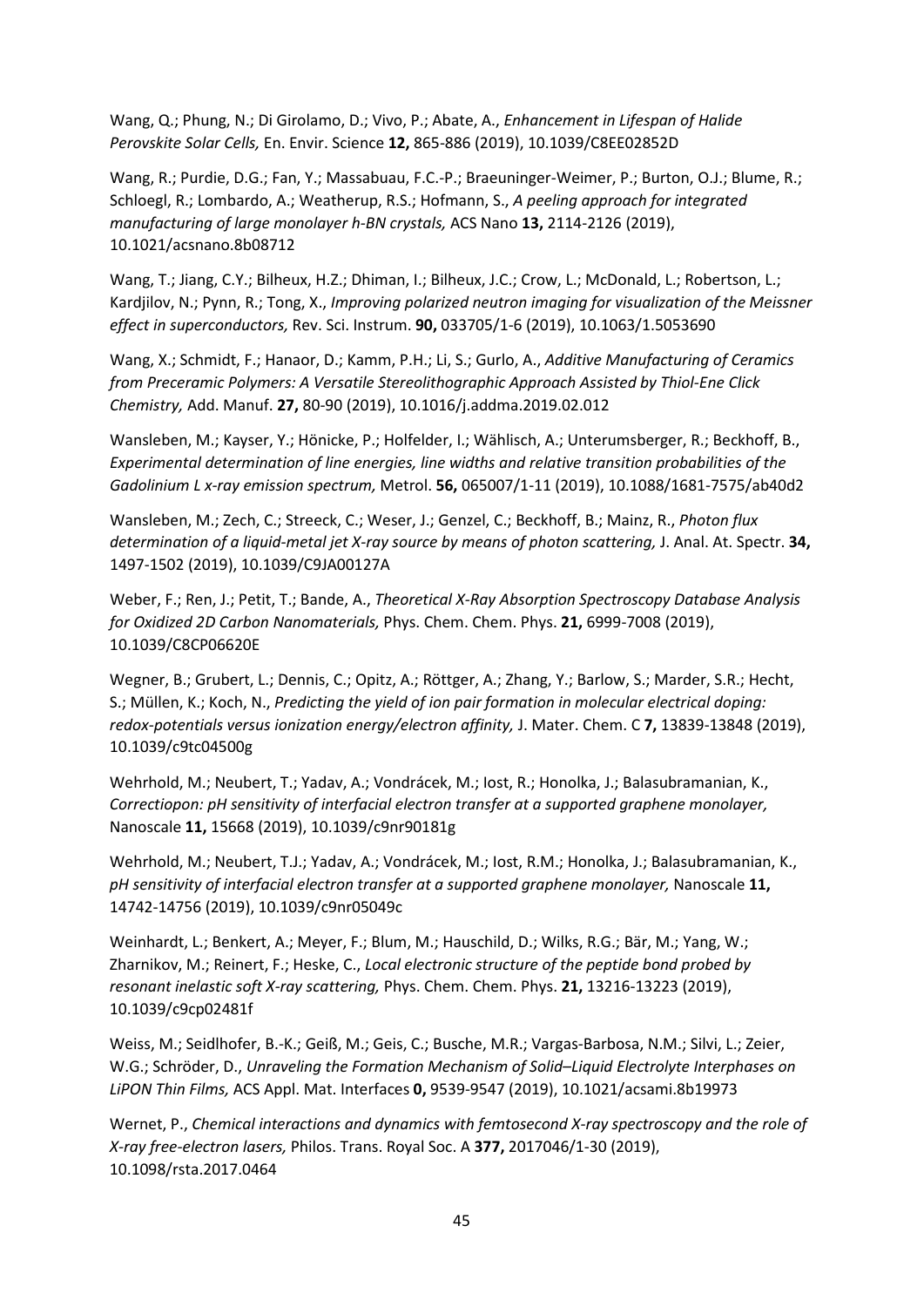Wang, Q.; Phung, N.; Di Girolamo, D.; Vivo, P.; Abate, A., *Enhancement in Lifespan of Halide Perovskite Solar Cells,* En. Envir. Science **12,** 865-886 (2019), 10.1039/C8EE02852D

Wang, R.; Purdie, D.G.; Fan, Y.; Massabuau, F.C.-P.; Braeuninger-Weimer, P.; Burton, O.J.; Blume, R.; Schloegl, R.; Lombardo, A.; Weatherup, R.S.; Hofmann, S., *A peeling approach for integrated manufacturing of large monolayer h-BN crystals,* ACS Nano **13,** 2114-2126 (2019), 10.1021/acsnano.8b08712

Wang, T.; Jiang, C.Y.; Bilheux, H.Z.; Dhiman, I.; Bilheux, J.C.; Crow, L.; McDonald, L.; Robertson, L.; Kardjilov, N.; Pynn, R.; Tong, X., *Improving polarized neutron imaging for visualization of the Meissner effect in superconductors,* Rev. Sci. Instrum. **90,** 033705/1-6 (2019), 10.1063/1.5053690

Wang, X.; Schmidt, F.; Hanaor, D.; Kamm, P.H.; Li, S.; Gurlo, A., *Additive Manufacturing of Ceramics from Preceramic Polymers: A Versatile Stereolithographic Approach Assisted by Thiol-Ene Click Chemistry,* Add. Manuf. **27,** 80-90 (2019), 10.1016/j.addma.2019.02.012

Wansleben, M.; Kayser, Y.; Hönicke, P.; Holfelder, I.; Wählisch, A.; Unterumsberger, R.; Beckhoff, B., *Experimental determination of line energies, line widths and relative transition probabilities of the Gadolinium L x-ray emission spectrum,* Metrol. **56,** 065007/1-11 (2019), 10.1088/1681-7575/ab40d2

Wansleben, M.; Zech, C.; Streeck, C.; Weser, J.; Genzel, C.; Beckhoff, B.; Mainz, R., *Photon flux determination of a liquid-metal jet X-ray source by means of photon scattering,* J. Anal. At. Spectr. **34,** 1497-1502 (2019), 10.1039/C9JA00127A

Weber, F.; Ren, J.; Petit, T.; Bande, A., *Theoretical X-Ray Absorption Spectroscopy Database Analysis for Oxidized 2D Carbon Nanomaterials,* Phys. Chem. Chem. Phys. **21,** 6999-7008 (2019), 10.1039/C8CP06620E

Wegner, B.; Grubert, L.; Dennis, C.; Opitz, A.; Röttger, A.; Zhang, Y.; Barlow, S.; Marder, S.R.; Hecht, S.; Müllen, K.; Koch, N., *Predicting the yield of ion pair formation in molecular electrical doping: redox-potentials versus ionization energy/electron affinity,* J. Mater. Chem. C **7,** 13839-13848 (2019), 10.1039/c9tc04500g

Wehrhold, M.; Neubert, T.; Yadav, A.; Vondrácek, M.; Iost, R.; Honolka, J.; Balasubramanian, K., *Correctiopon: pH sensitivity of interfacial electron transfer at a supported graphene monolayer,* Nanoscale **11,** 15668 (2019), 10.1039/c9nr90181g

Wehrhold, M.; Neubert, T.J.; Yadav, A.; Vondrácek, M.; Iost, R.M.; Honolka, J.; Balasubramanian, K., *pH sensitivity of interfacial electron transfer at a supported graphene monolayer,* Nanoscale **11,** 14742-14756 (2019), 10.1039/c9nr05049c

Weinhardt, L.; Benkert, A.; Meyer, F.; Blum, M.; Hauschild, D.; Wilks, R.G.; Bär, M.; Yang, W.; Zharnikov, M.; Reinert, F.; Heske, C., *Local electronic structure of the peptide bond probed by resonant inelastic soft X-ray scattering,* Phys. Chem. Chem. Phys. **21,** 13216-13223 (2019), 10.1039/c9cp02481f

Weiss, M.; Seidlhofer, B.-K.; Geiß, M.; Geis, C.; Busche, M.R.; Vargas-Barbosa, N.M.; Silvi, L.; Zeier, W.G.; Schröder, D., *Unraveling the Formation Mechanism of Solid–Liquid Electrolyte Interphases on LiPON Thin Films,* ACS Appl. Mat. Interfaces **0,** 9539-9547 (2019), 10.1021/acsami.8b19973

Wernet, P., *Chemical interactions and dynamics with femtosecond X-ray spectroscopy and the role of X-ray free-electron lasers,* Philos. Trans. Royal Soc. A **377,** 2017046/1-30 (2019), 10.1098/rsta.2017.0464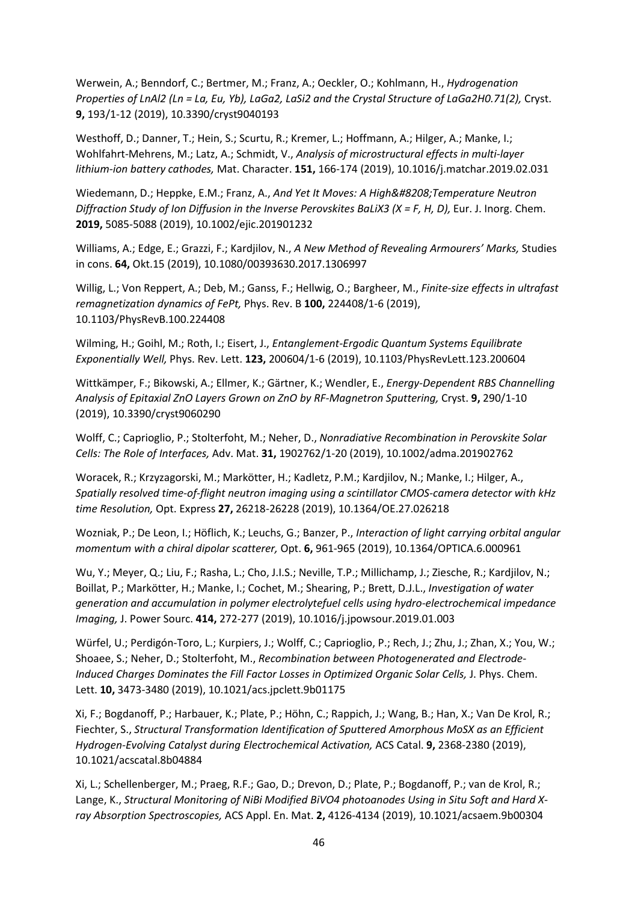Werwein, A.; Benndorf, C.; Bertmer, M.; Franz, A.; Oeckler, O.; Kohlmann, H., *Hydrogenation Properties of LnAl2 (Ln = La, Eu, Yb), LaGa2, LaSi2 and the Crystal Structure of LaGa2H0.71(2),* Cryst. **9,** 193/1-12 (2019), 10.3390/cryst9040193

Westhoff, D.; Danner, T.; Hein, S.; Scurtu, R.; Kremer, L.; Hoffmann, A.; Hilger, A.; Manke, I.; Wohlfahrt-Mehrens, M.; Latz, A.; Schmidt, V., *Analysis of microstructural effects in multi-layer lithium-ion battery cathodes,* Mat. Character. **151,** 166-174 (2019), 10.1016/j.matchar.2019.02.031

Wiedemann, D.; Heppke, E.M.; Franz, A., *And Yet It Moves: A High&#8208;Temperature Neutron Diffraction Study of Ion Diffusion in the Inverse Perovskites BaLiX3 (X = F, H, D),* Eur. J. Inorg. Chem. **2019,** 5085-5088 (2019), 10.1002/ejic.201901232

Williams, A.; Edge, E.; Grazzi, F.; Kardjilov, N., *A New Method of Revealing Armourers' Marks,* Studies in cons. **64,** Okt.15 (2019), 10.1080/00393630.2017.1306997

Willig, L.; Von Reppert, A.; Deb, M.; Ganss, F.; Hellwig, O.; Bargheer, M., *Finite-size effects in ultrafast remagnetization dynamics of FePt,* Phys. Rev. B **100,** 224408/1-6 (2019), 10.1103/PhysRevB.100.224408

Wilming, H.; Goihl, M.; Roth, I.; Eisert, J., *Entanglement-Ergodic Quantum Systems Equilibrate Exponentially Well,* Phys. Rev. Lett. **123,** 200604/1-6 (2019), 10.1103/PhysRevLett.123.200604

Wittkämper, F.; Bikowski, A.; Ellmer, K.; Gärtner, K.; Wendler, E., *Energy-Dependent RBS Channelling Analysis of Epitaxial ZnO Layers Grown on ZnO by RF-Magnetron Sputtering,* Cryst. **9,** 290/1-10 (2019), 10.3390/cryst9060290

Wolff, C.; Caprioglio, P.; Stolterfoht, M.; Neher, D., *Nonradiative Recombination in Perovskite Solar Cells: The Role of Interfaces,* Adv. Mat. **31,** 1902762/1-20 (2019), 10.1002/adma.201902762

Woracek, R.; Krzyzagorski, M.; Markötter, H.; Kadletz, P.M.; Kardjilov, N.; Manke, I.; Hilger, A., *Spatially resolved time-of-flight neutron imaging using a scintillator CMOS-camera detector with kHz time Resolution,* Opt. Express **27,** 26218-26228 (2019), 10.1364/OE.27.026218

Wozniak, P.; De Leon, I.; Höflich, K.; Leuchs, G.; Banzer, P., *Interaction of light carrying orbital angular momentum with a chiral dipolar scatterer,* Opt. **6,** 961-965 (2019), 10.1364/OPTICA.6.000961

Wu, Y.; Meyer, Q.; Liu, F.; Rasha, L.; Cho, J.I.S.; Neville, T.P.; Millichamp, J.; Ziesche, R.; Kardjilov, N.; Boillat, P.; Markötter, H.; Manke, I.; Cochet, M.; Shearing, P.; Brett, D.J.L., *Investigation of water generation and accumulation in polymer electrolytefuel cells using hydro-electrochemical impedance Imaging,* J. Power Sourc. **414,** 272-277 (2019), 10.1016/j.jpowsour.2019.01.003

Würfel, U.; Perdigón-Toro, L.; Kurpiers, J.; Wolff, C.; Caprioglio, P.; Rech, J.; Zhu, J.; Zhan, X.; You, W.; Shoaee, S.; Neher, D.; Stolterfoht, M., *Recombination between Photogenerated and Electrode-Induced Charges Dominates the Fill Factor Losses in Optimized Organic Solar Cells,* J. Phys. Chem. Lett. **10,** 3473-3480 (2019), 10.1021/acs.jpclett.9b01175

Xi, F.; Bogdanoff, P.; Harbauer, K.; Plate, P.; Höhn, C.; Rappich, J.; Wang, B.; Han, X.; Van De Krol, R.; Fiechter, S., *Structural Transformation Identification of Sputtered Amorphous MoSX as an Efficient Hydrogen-Evolving Catalyst during Electrochemical Activation,* ACS Catal. **9,** 2368-2380 (2019), 10.1021/acscatal.8b04884

Xi, L.; Schellenberger, M.; Praeg, R.F.; Gao, D.; Drevon, D.; Plate, P.; Bogdanoff, P.; van de Krol, R.; Lange, K., *Structural Monitoring of NiBi Modified BiVO4 photoanodes Using in Situ Soft and Hard X-ray Absorption Spectroscopies,* ACS Appl. En. Mat. **2,** 4126-4134 (2019), 10.1021/acsaem.9b00304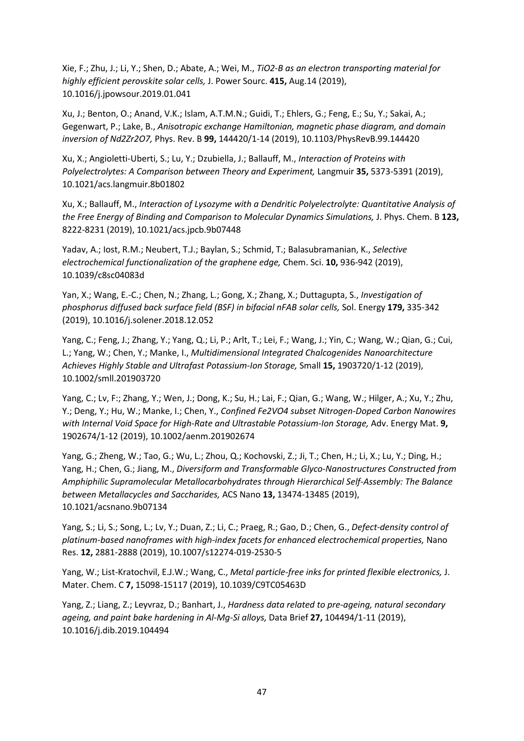Xie, F.; Zhu, J.; Li, Y.; Shen, D.; Abate, A.; Wei, M., *TiO2-B as an electron transporting material for highly efficient perovskite solar cells,* J. Power Sourc. **415,** Aug.14 (2019), 10.1016/j.jpowsour.2019.01.041

Xu, J.; Benton, O.; Anand, V.K.; Islam, A.T.M.N.; Guidi, T.; Ehlers, G.; Feng, E.; Su, Y.; Sakai, A.; Gegenwart, P.; Lake, B., *Anisotropic exchange Hamiltonian, magnetic phase diagram, and domain inversion of Nd2Zr2O7,* Phys. Rev. B **99,** 144420/1-14 (2019), 10.1103/PhysRevB.99.144420

Xu, X.; Angioletti-Uberti, S.; Lu, Y.; Dzubiella, J.; Ballauff, M., *Interaction of Proteins with Polyelectrolytes: A Comparison between Theory and Experiment,* Langmuir **35,** 5373-5391 (2019), 10.1021/acs.langmuir.8b01802

Xu, X.; Ballauff, M., *Interaction of Lysozyme with a Dendritic Polyelectrolyte: Quantitative Analysis of the Free Energy of Binding and Comparison to Molecular Dynamics Simulations,* J. Phys. Chem. B **123,** 8222-8231 (2019), 10.1021/acs.jpcb.9b07448

Yadav, A.; Iost, R.M.; Neubert, T.J.; Baylan, S.; Schmid, T.; Balasubramanian, K., *Selective electrochemical functionalization of the graphene edge,* Chem. Sci. **10,** 936-942 (2019), 10.1039/c8sc04083d

Yan, X.; Wang, E.-C.; Chen, N.; Zhang, L.; Gong, X.; Zhang, X.; Duttagupta, S., *Investigation of phosphorus diffused back surface field (BSF) in bifacial nFAB solar cells,* Sol. Energy **179,** 335-342 (2019), 10.1016/j.solener.2018.12.052

Yang, C.; Feng, J.; Zhang, Y.; Yang, Q.; Li, P.; Arlt, T.; Lei, F.; Wang, J.; Yin, C.; Wang, W.; Qian, G.; Cui, L.; Yang, W.; Chen, Y.; Manke, I., *Multidimensional Integrated Chalcogenides Nanoarchitecture Achieves Highly Stable and Ultrafast Potassium-Ion Storage,* Small **15,** 1903720/1-12 (2019), 10.1002/smll.201903720

Yang, C.; Lv, F:; Zhang, Y.; Wen, J.; Dong, K.; Su, H.; Lai, F.; Qian, G.; Wang, W.; Hilger, A.; Xu, Y.; Zhu, Y.; Deng, Y.; Hu, W.; Manke, I.; Chen, Y., *Confined Fe2VO4 subset Nitrogen-Doped Carbon Nanowires with Internal Void Space for High-Rate and Ultrastable Potassium-Ion Storage,* Adv. Energy Mat. **9,** 1902674/1-12 (2019), 10.1002/aenm.201902674

Yang, G.; Zheng, W.; Tao, G.; Wu, L.; Zhou, Q.; Kochovski, Z.; Ji, T.; Chen, H.; Li, X.; Lu, Y.; Ding, H.; Yang, H.; Chen, G.; Jiang, M., *Diversiform and Transformable Glyco-Nanostructures Constructed from Amphiphilic Supramolecular Metallocarbohydrates through Hierarchical Self-Assembly: The Balance between Metallacycles and Saccharides,* ACS Nano **13,** 13474-13485 (2019), 10.1021/acsnano.9b07134

Yang, S.; Li, S.; Song, L.; Lv, Y.; Duan, Z.; Li, C.; Praeg, R.; Gao, D.; Chen, G., *Defect-density control of platinum-based nanoframes with high-index facets for enhanced electrochemical properties,* Nano Res. **12,** 2881-2888 (2019), 10.1007/s12274-019-2530-5

Yang, W.; List-Kratochvil, E.J.W.; Wang, C., *Metal particle-free inks for printed flexible electronics,* J. Mater. Chem. C **7,** 15098-15117 (2019), 10.1039/C9TC05463D

Yang, Z.; Liang, Z.; Leyvraz, D.; Banhart, J., *Hardness data related to pre-ageing, natural secondary ageing, and paint bake hardening in Al-Mg-Si alloys,* Data Brief **27,** 104494/1-11 (2019), 10.1016/j.dib.2019.104494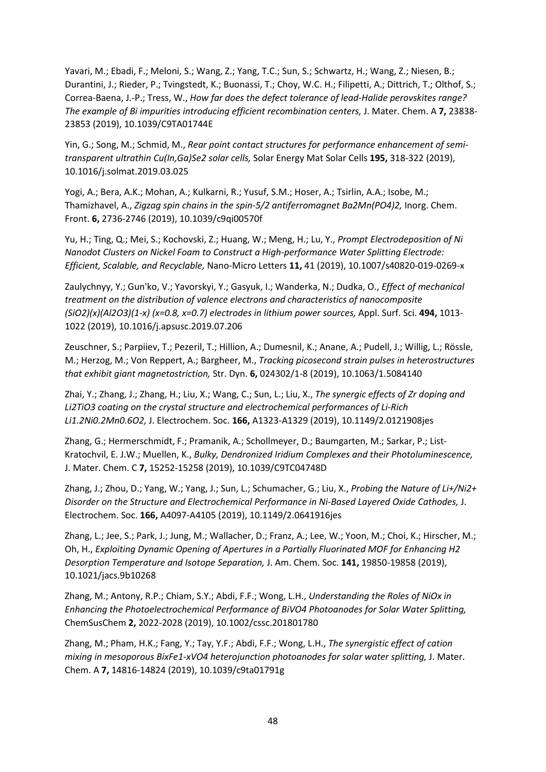Yavari, M.; Ebadi, F.; Meloni, S.; Wang, Z.; Yang, T.C.; Sun, S.; Schwartz, H.; Wang, Z.; Niesen, B.; Durantini, J.; Rieder, P.; Tvingstedt, K.; Buonassi, T.; Choy, W.C. H.; Filipetti, A.; Dittrich, T.; Olthof, S.; Correa-Baena, J.-P.; Tress, W., *How far does the defect tolerance of lead-Halide perovskites range? The example of Bi impurities introducing efficient recombination centers,* J. Mater. Chem. A **7,** 23838-23853 (2019), 10.1039/C9TA01744E

Yin, G.; Song, M.; Schmid, M., *Rear point contact structures for performance enhancement of semi-transparent ultrathin Cu(In,Ga)Se2 solar cells,* Solar Energy Mat Solar Cells **195,** 318-322 (2019), 10.1016/j.solmat.2019.03.025

Yogi, A.; Bera, A.K.; Mohan, A.; Kulkarni, R.; Yusuf, S.M.; Hoser, A.; Tsirlin, A.A.; Isobe, M.; Thamizhavel, A., *Zigzag spin chains in the spin-5/2 antiferromagnet Ba2Mn(PO4)2,* Inorg. Chem. Front. **6,** 2736-2746 (2019), 10.1039/c9qi00570f

Yu, H.; Ting, Q.; Mei, S.; Kochovski, Z.; Huang, W.; Meng, H.; Lu, Y., *Prompt Electrodeposition of Ni Nanodot Clusters on Nickel Foam to Construct a High-performance Water Splitting Electrode: Efficient, Scalable, and Recyclable,* Nano-Micro Letters **11,** 41 (2019), 10.1007/s40820-019-0269-x

Zaulychnyy, Y.; Gun'ko, V.; Yavorskyi, Y.; Gasyuk, I.; Wanderka, N.; Dudka, O., *Effect of mechanical treatment on the distribution of valence electrons and characteristics of nanocomposite (SiO2)(x)(Al2O3)(1-x) (x=0.8, x=0.7) electrodes in lithium power sources,* Appl. Surf. Sci. **494,** 1013-1022 (2019), 10.1016/j.apsusc.2019.07.206

Zeuschner, S.; Parpiiev, T.; Pezeril, T.; Hillion, A.; Dumesnil, K.; Anane, A.; Pudell, J.; Willig, L.; Rössle, M.; Herzog, M.; Von Reppert, A.; Bargheer, M., *Tracking picosecond strain pulses in heterostructures that exhibit giant magnetostriction,* Str. Dyn. **6,** 024302/1-8 (2019), 10.1063/1.5084140

Zhai, Y.; Zhang, J.; Zhang, H.; Liu, X.; Wang, C.; Sun, L.; Liu, X., *The synergic effects of Zr doping and Li2TiO3 coating on the crystal structure and electrochemical performances of Li-Rich Li1.2Ni0.2Mn0.6O2,* J. Electrochem. Soc. **166,** A1323-A1329 (2019), 10.1149/2.0121908jes

Zhang, G.; Hermerschmidt, F.; Pramanik, A.; Schollmeyer, D.; Baumgarten, M.; Sarkar, P.; List-Kratochvil, E. J.W.; Muellen, K., *Bulky, Dendronized Iridium Complexes and their Photoluminescence,* J. Mater. Chem. C **7,** 15252-15258 (2019), 10.1039/C9TC04748D

Zhang, J.; Zhou, D.; Yang, W.; Yang, J.; Sun, L.; Schumacher, G.; Liu, X., *Probing the Nature of Li+/Ni2+ Disorder on the Structure and Electrochemical Performance in Ni-Based Layered Oxide Cathodes,* J. Electrochem. Soc. **166,** A4097-A4105 (2019), 10.1149/2.0641916jes

Zhang, L.; Jee, S.; Park, J.; Jung, M.; Wallacher, D.; Franz, A.; Lee, W.; Yoon, M.; Choi, K.; Hirscher, M.; Oh, H., *Exploiting Dynamic Opening of Apertures in a Partially Fluorinated MOF for Enhancing H2 Desorption Temperature and Isotope Separation,* J. Am. Chem. Soc. **141,** 19850-19858 (2019), 10.1021/jacs.9b10268

Zhang, M.; Antony, R.P.; Chiam, S.Y.; Abdi, F.F.; Wong, L.H., *Understanding the Roles of NiOx in Enhancing the Photoelectrochemical Performance of BiVO4 Photoanodes for Solar Water Splitting,* ChemSusChem **2,** 2022-2028 (2019), 10.1002/cssc.201801780

Zhang, M.; Pham, H.K.; Fang, Y.; Tay, Y.F.; Abdi, F.F.; Wong, L.H., *The synergistic effect of cation mixing in mesoporous BixFe1-xVO4 heterojunction photoanodes for solar water splitting,* J. Mater. Chem. A **7,** 14816-14824 (2019), 10.1039/c9ta01791g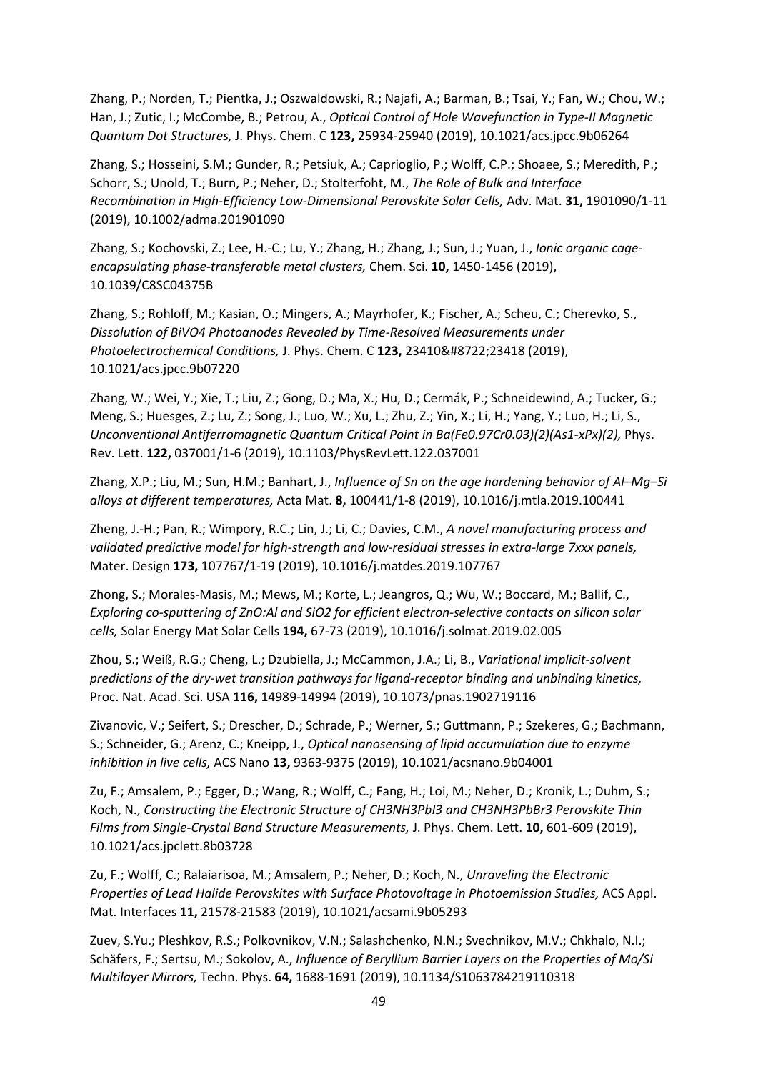Zhang, P.; Norden, T.; Pientka, J.; Oszwaldowski, R.; Najafi, A.; Barman, B.; Tsai, Y.; Fan, W.; Chou, W.; Han, J.; Zutic, I.; McCombe, B.; Petrou, A., *Optical Control of Hole Wavefunction in Type-II Magnetic Quantum Dot Structures,* J. Phys. Chem. C **123,** 25934-25940 (2019), 10.1021/acs.jpcc.9b06264

Zhang, S.; Hosseini, S.M.; Gunder, R.; Petsiuk, A.; Caprioglio, P.; Wolff, C.P.; Shoaee, S.; Meredith, P.; Schorr, S.; Unold, T.; Burn, P.; Neher, D.; Stolterfoht, M., *The Role of Bulk and Interface Recombination in High-Efficiency Low-Dimensional Perovskite Solar Cells,* Adv. Mat. **31,** 1901090/1-11 (2019), 10.1002/adma.201901090

Zhang, S.; Kochovski, Z.; Lee, H.-C.; Lu, Y.; Zhang, H.; Zhang, J.; Sun, J.; Yuan, J., *Ionic organic cage-encapsulating phase-transferable metal clusters,* Chem. Sci. **10,** 1450-1456 (2019), 10.1039/C8SC04375B

Zhang, S.; Rohloff, M.; Kasian, O.; Mingers, A.; Mayrhofer, K.; Fischer, A.; Scheu, C.; Cherevko, S., *Dissolution of BiVO4 Photoanodes Revealed by Time-Resolved Measurements under Photoelectrochemical Conditions,* J. Phys. Chem. C **123,** 23410&#8722;23418 (2019), 10.1021/acs.jpcc.9b07220

Zhang, W.; Wei, Y.; Xie, T.; Liu, Z.; Gong, D.; Ma, X.; Hu, D.; Cermák, P.; Schneidewind, A.; Tucker, G.; Meng, S.; Huesges, Z.; Lu, Z.; Song, J.; Luo, W.; Xu, L.; Zhu, Z.; Yin, X.; Li, H.; Yang, Y.; Luo, H.; Li, S., *Unconventional Antiferromagnetic Quantum Critical Point in Ba(Fe0.97Cr0.03)(2)(As1-xPx)(2),* Phys. Rev. Lett. **122,** 037001/1-6 (2019), 10.1103/PhysRevLett.122.037001

Zhang, X.P.; Liu, M.; Sun, H.M.; Banhart, J., *Influence of Sn on the age hardening behavior of Al–Mg–Si alloys at different temperatures,* Acta Mat. **8,** 100441/1-8 (2019), 10.1016/j.mtla.2019.100441

Zheng, J.-H.; Pan, R.; Wimpory, R.C.; Lin, J.; Li, C.; Davies, C.M., *A novel manufacturing process and validated predictive model for high-strength and low-residual stresses in extra-large 7xxx panels,* Mater. Design **173,** 107767/1-19 (2019), 10.1016/j.matdes.2019.107767

Zhong, S.; Morales-Masis, M.; Mews, M.; Korte, L.; Jeangros, Q.; Wu, W.; Boccard, M.; Ballif, C., *Exploring co-sputtering of ZnO:Al and SiO2 for efficient electron-selective contacts on silicon solar cells,* Solar Energy Mat Solar Cells **194,** 67-73 (2019), 10.1016/j.solmat.2019.02.005

Zhou, S.; Weiß, R.G.; Cheng, L.; Dzubiella, J.; McCammon, J.A.; Li, B., *Variational implicit-solvent predictions of the dry-wet transition pathways for ligand-receptor binding and unbinding kinetics,* Proc. Nat. Acad. Sci. USA **116,** 14989-14994 (2019), 10.1073/pnas.1902719116

Zivanovic, V.; Seifert, S.; Drescher, D.; Schrade, P.; Werner, S.; Guttmann, P.; Szekeres, G.; Bachmann, S.; Schneider, G.; Arenz, C.; Kneipp, J., *Optical nanosensing of lipid accumulation due to enzyme inhibition in live cells,* ACS Nano **13,** 9363-9375 (2019), 10.1021/acsnano.9b04001

Zu, F.; Amsalem, P.; Egger, D.; Wang, R.; Wolff, C.; Fang, H.; Loi, M.; Neher, D.; Kronik, L.; Duhm, S.; Koch, N., *Constructing the Electronic Structure of CH3NH3PbI3 and CH3NH3PbBr3 Perovskite Thin Films from Single-Crystal Band Structure Measurements,* J. Phys. Chem. Lett. **10,** 601-609 (2019), 10.1021/acs.jpclett.8b03728

Zu, F.; Wolff, C.; Ralaiarisoa, M.; Amsalem, P.; Neher, D.; Koch, N., *Unraveling the Electronic Properties of Lead Halide Perovskites with Surface Photovoltage in Photoemission Studies,* ACS Appl. Mat. Interfaces **11,** 21578-21583 (2019), 10.1021/acsami.9b05293

Zuev, S.Yu.; Pleshkov, R.S.; Polkovnikov, V.N.; Salashchenko, N.N.; Svechnikov, M.V.; Chkhalo, N.I.; Schäfers, F.; Sertsu, M.; Sokolov, A., *Influence of Beryllium Barrier Layers on the Properties of Mo/Si Multilayer Mirrors,* Techn. Phys. **64,** 1688-1691 (2019), 10.1134/S1063784219110318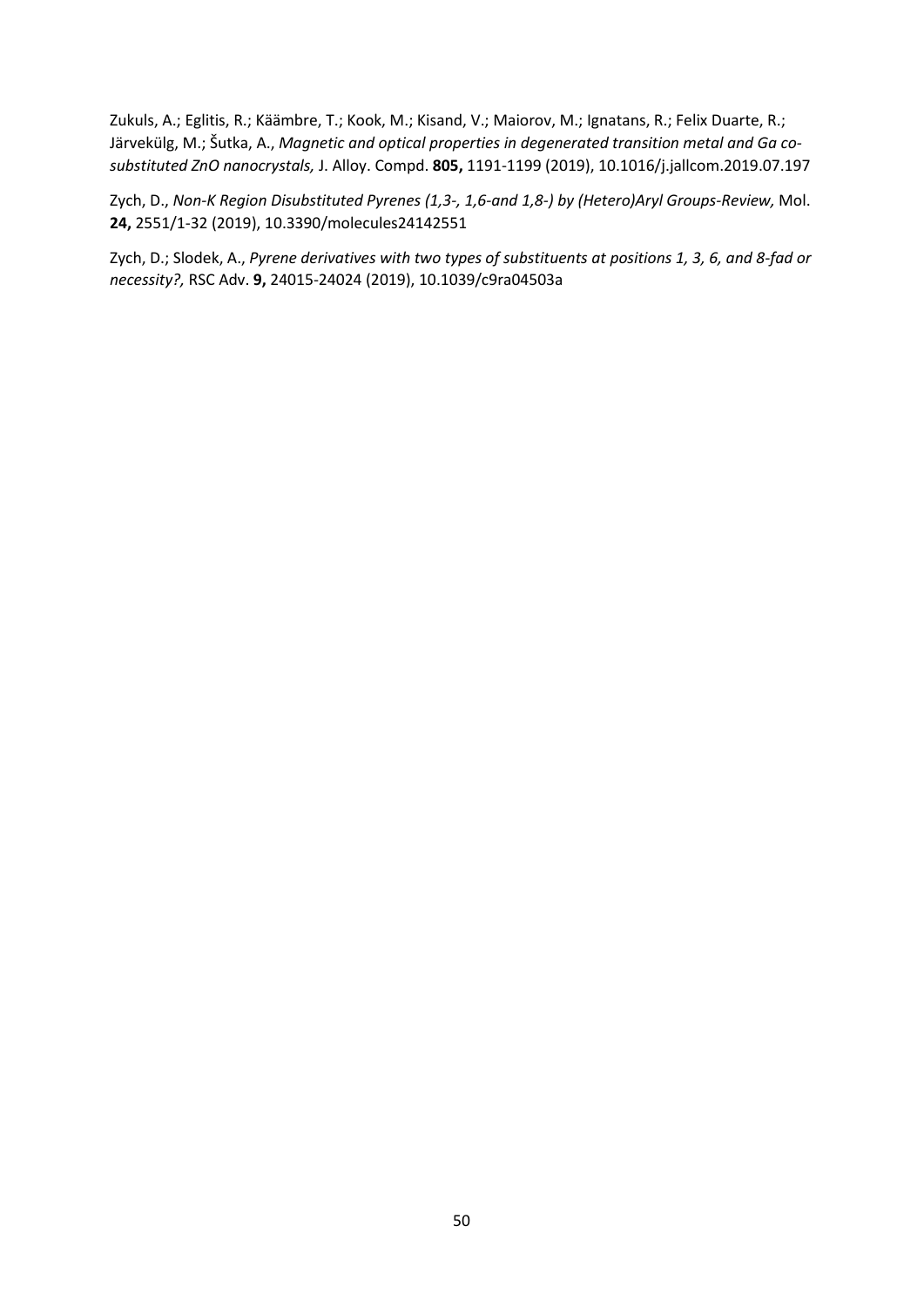Zukuls, A.; Eglitis, R.; Käämbre, T.; Kook, M.; Kisand, V.; Maiorov, M.; Ignatans, R.; Felix Duarte, R.; Järvekülg, M.; Šutka, A., *Magnetic and optical properties in degenerated transition metal and Ga co-substituted ZnO nanocrystals,* J. Alloy. Compd. **805,** 1191-1199 (2019), 10.1016/j.jallcom.2019.07.197

Zych, D., *Non-K Region Disubstituted Pyrenes (1,3-, 1,6-and 1,8-) by (Hetero)Aryl Groups-Review,* Mol. **24,** 2551/1-32 (2019), 10.3390/molecules24142551

Zych, D.; Slodek, A., *Pyrene derivatives with two types of substituents at positions 1, 3, 6, and 8-fad or necessity?,* RSC Adv. **9,** 24015-24024 (2019), 10.1039/c9ra04503a